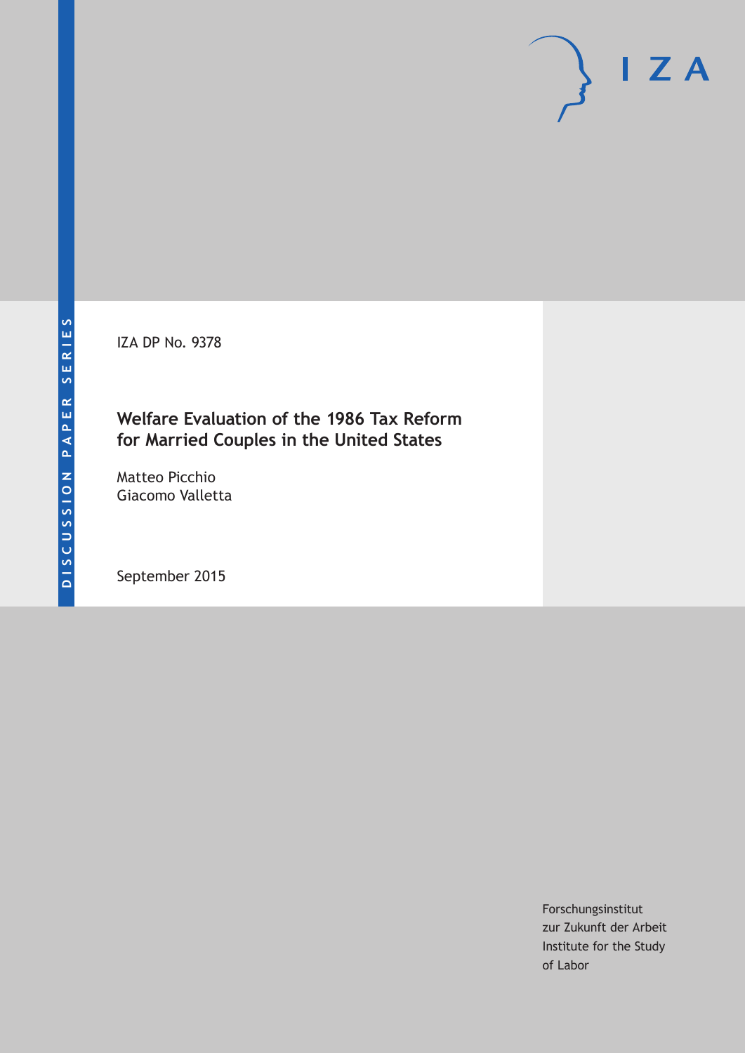DISCUSSION PAPER SERIES

IZA

IZA DP No. 9378

# Welfare Evaluation of the 1986 Tax Reform for Married Couples in the United States

Matteo Picchio
Giacomo Valletta

September 2015

Forschungsinstitut
zur Zukunft der Arbeit
Institute for the Study
of Labor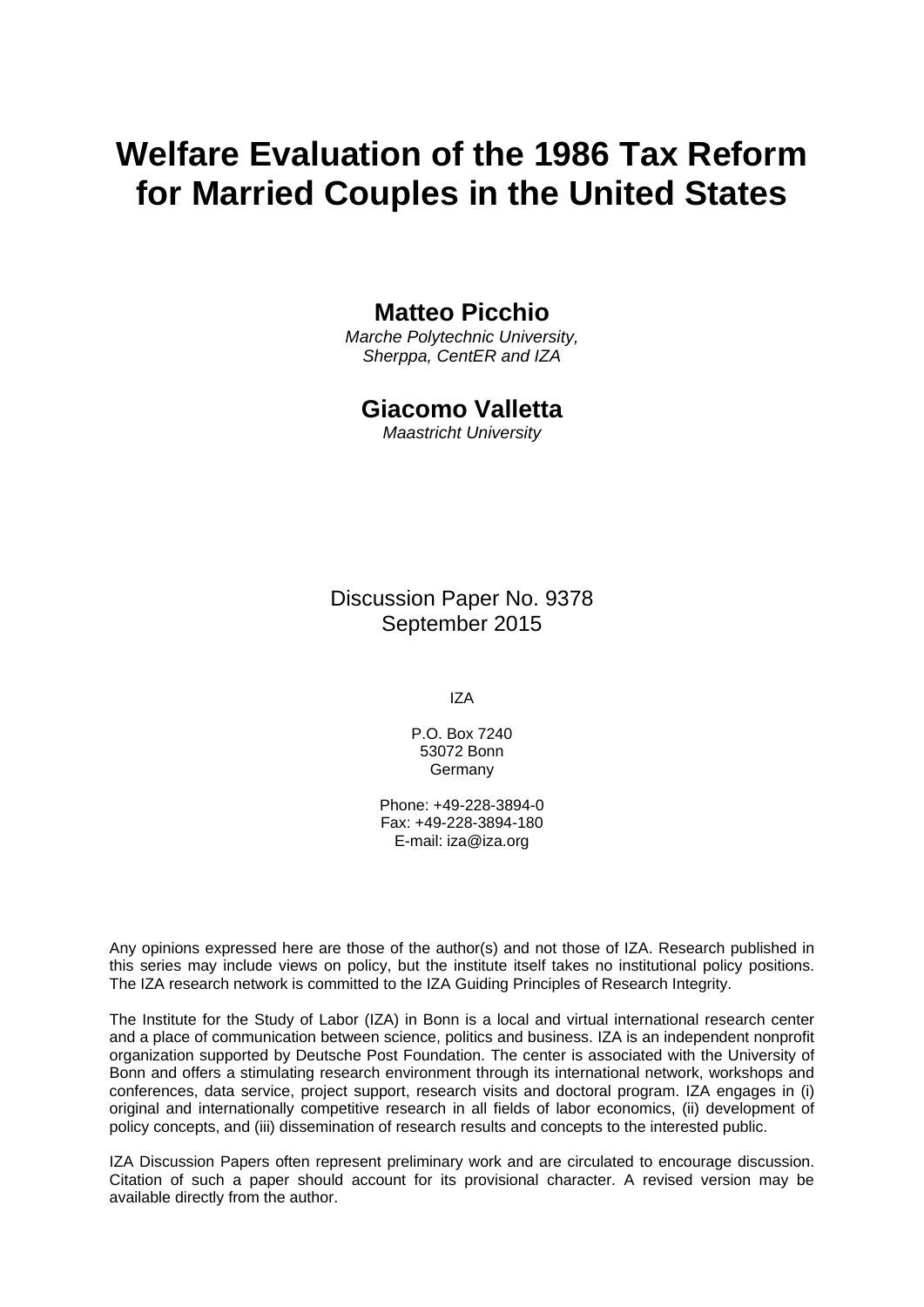# Welfare Evaluation of the 1986 Tax Reform for Married Couples in the United States

**Matteo Picchio**

*Marche Polytechnic University, Sherppa, CentER and IZA*

**Giacomo Valletta**

*Maastricht University*

Discussion Paper No. 9378
September 2015

IZA

P.O. Box 7240
53072 Bonn
Germany

Phone: +49-228-3894-0
Fax: +49-228-3894-180
E-mail: iza@iza.org

Any opinions expressed here are those of the author(s) and not those of IZA. Research published in this series may include views on policy, but the institute itself takes no institutional policy positions. The IZA research network is committed to the IZA Guiding Principles of Research Integrity.

The Institute for the Study of Labor (IZA) in Bonn is a local and virtual international research center and a place of communication between science, politics and business. IZA is an independent nonprofit organization supported by Deutsche Post Foundation. The center is associated with the University of Bonn and offers a stimulating research environment through its international network, workshops and conferences, data service, project support, research visits and doctoral program. IZA engages in (i) original and internationally competitive research in all fields of labor economics, (ii) development of policy concepts, and (iii) dissemination of research results and concepts to the interested public.

IZA Discussion Papers often represent preliminary work and are circulated to encourage discussion. Citation of such a paper should account for its provisional character. A revised version may be available directly from the author.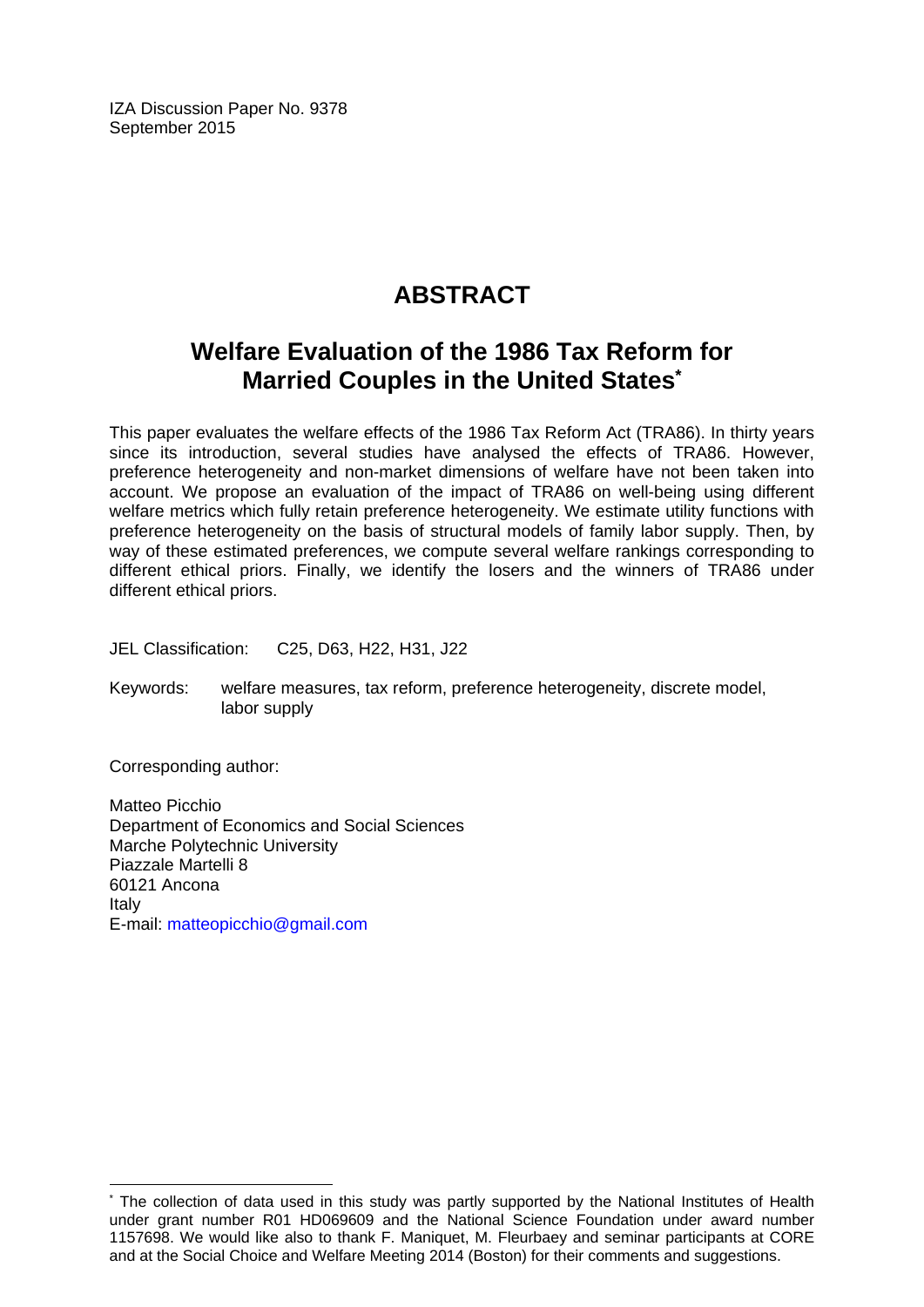IZA Discussion Paper No. 9378
September 2015

# ABSTRACT

## Welfare Evaluation of the 1986 Tax Reform for Married Couples in the United States*

This paper evaluates the welfare effects of the 1986 Tax Reform Act (TRA86). In thirty years since its introduction, several studies have analysed the effects of TRA86. However, preference heterogeneity and non-market dimensions of welfare have not been taken into account. We propose an evaluation of the impact of TRA86 on well-being using different welfare metrics which fully retain preference heterogeneity. We estimate utility functions with preference heterogeneity on the basis of structural models of family labor supply. Then, by way of these estimated preferences, we compute several welfare rankings corresponding to different ethical priors. Finally, we identify the losers and the winners of TRA86 under different ethical priors.

JEL Classification: C25, D63, H22, H31, J22

Keywords: welfare measures, tax reform, preference heterogeneity, discrete model, labor supply

Corresponding author:

Matteo Picchio
Department of Economics and Social Sciences
Marche Polytechnic University
Piazzale Martelli 8
60121 Ancona
Italy
E-mail: matteopicchio@gmail.com

* The collection of data used in this study was partly supported by the National Institutes of Health under grant number R01 HD069609 and the National Science Foundation under award number 1157698. We would like also to thank F. Maniquet, M. Fleurbaey and seminar participants at CORE and at the Social Choice and Welfare Meeting 2014 (Boston) for their comments and suggestions.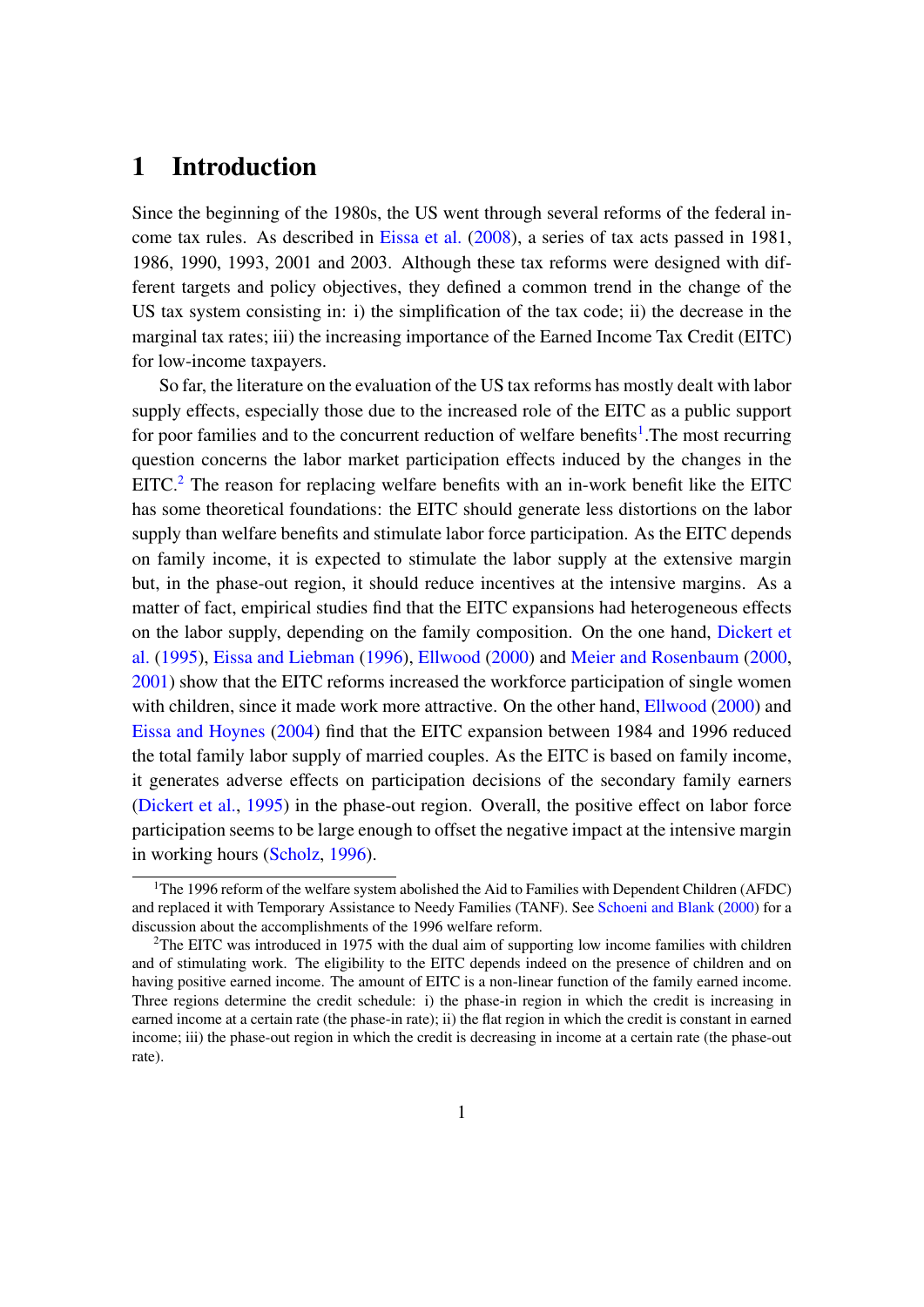# 1 Introduction

Since the beginning of the 1980s, the US went through several reforms of the federal income tax rules. As described in Eissa et al. (2008), a series of tax acts passed in 1981, 1986, 1990, 1993, 2001 and 2003. Although these tax reforms were designed with different targets and policy objectives, they defined a common trend in the change of the US tax system consisting in: i) the simplification of the tax code; ii) the decrease in the marginal tax rates; iii) the increasing importance of the Earned Income Tax Credit (EITC) for low-income taxpayers.

So far, the literature on the evaluation of the US tax reforms has mostly dealt with labor supply effects, especially those due to the increased role of the EITC as a public support for poor families and to the concurrent reduction of welfare benefits[1].The most recurring question concerns the labor market participation effects induced by the changes in the EITC.[2] The reason for replacing welfare benefits with an in-work benefit like the EITC has some theoretical foundations: the EITC should generate less distortions on the labor supply than welfare benefits and stimulate labor force participation. As the EITC depends on family income, it is expected to stimulate the labor supply at the extensive margin but, in the phase-out region, it should reduce incentives at the intensive margins. As a matter of fact, empirical studies find that the EITC expansions had heterogeneous effects on the labor supply, depending on the family composition. On the one hand, Dickert et al. (1995), Eissa and Liebman (1996), Ellwood (2000) and Meier and Rosenbaum (2000, 2001) show that the EITC reforms increased the workforce participation of single women with children, since it made work more attractive. On the other hand, Ellwood (2000) and Eissa and Hoynes (2004) find that the EITC expansion between 1984 and 1996 reduced the total family labor supply of married couples. As the EITC is based on family income, it generates adverse effects on participation decisions of the secondary family earners (Dickert et al., 1995) in the phase-out region. Overall, the positive effect on labor force participation seems to be large enough to offset the negative impact at the intensive margin in working hours (Scholz, 1996).

[1] The 1996 reform of the welfare system abolished the Aid to Families with Dependent Children (AFDC) and replaced it with Temporary Assistance to Needy Families (TANF). See Schoeni and Blank (2000) for a discussion about the accomplishments of the 1996 welfare reform.

[2] The EITC was introduced in 1975 with the dual aim of supporting low income families with children and of stimulating work. The eligibility to the EITC depends indeed on the presence of children and on having positive earned income. The amount of EITC is a non-linear function of the family earned income. Three regions determine the credit schedule: i) the phase-in region in which the credit is increasing in earned income at a certain rate (the phase-in rate); ii) the flat region in which the credit is constant in earned income; iii) the phase-out region in which the credit is decreasing in income at a certain rate (the phase-out rate).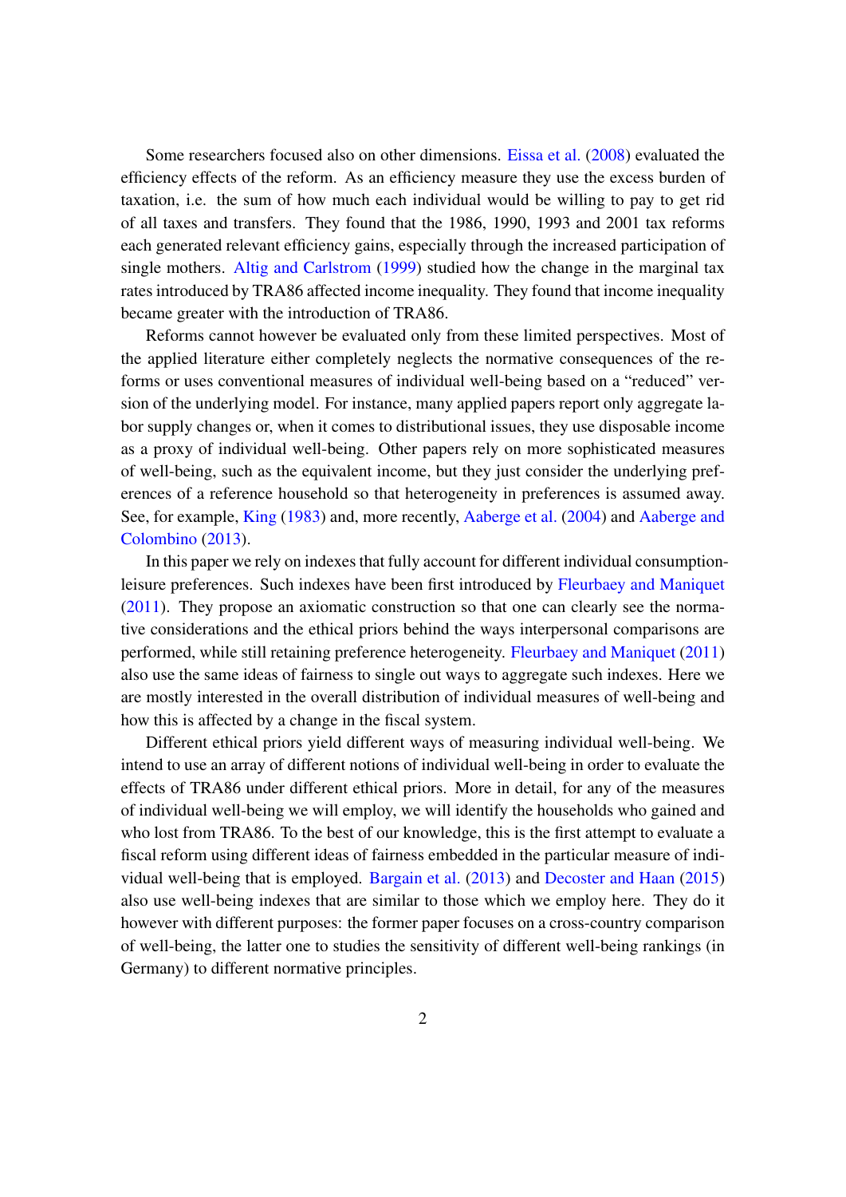Some researchers focused also on other dimensions. Eissa et al. (2008) evaluated the efficiency effects of the reform. As an efficiency measure they use the excess burden of taxation, i.e. the sum of how much each individual would be willing to pay to get rid of all taxes and transfers. They found that the 1986, 1990, 1993 and 2001 tax reforms each generated relevant efficiency gains, especially through the increased participation of single mothers. Altig and Carlstrom (1999) studied how the change in the marginal tax rates introduced by TRA86 affected income inequality. They found that income inequality became greater with the introduction of TRA86.

Reforms cannot however be evaluated only from these limited perspectives. Most of the applied literature either completely neglects the normative consequences of the reforms or uses conventional measures of individual well-being based on a "reduced" version of the underlying model. For instance, many applied papers report only aggregate labor supply changes or, when it comes to distributional issues, they use disposable income as a proxy of individual well-being. Other papers rely on more sophisticated measures of well-being, such as the equivalent income, but they just consider the underlying preferences of a reference household so that heterogeneity in preferences is assumed away. See, for example, King (1983) and, more recently, Aaberge et al. (2004) and Aaberge and Colombino (2013).

In this paper we rely on indexes that fully account for different individual consumption-leisure preferences. Such indexes have been first introduced by Fleurbaey and Maniquet (2011). They propose an axiomatic construction so that one can clearly see the normative considerations and the ethical priors behind the ways interpersonal comparisons are performed, while still retaining preference heterogeneity. Fleurbaey and Maniquet (2011) also use the same ideas of fairness to single out ways to aggregate such indexes. Here we are mostly interested in the overall distribution of individual measures of well-being and how this is affected by a change in the fiscal system.

Different ethical priors yield different ways of measuring individual well-being. We intend to use an array of different notions of individual well-being in order to evaluate the effects of TRA86 under different ethical priors. More in detail, for any of the measures of individual well-being we will employ, we will identify the households who gained and who lost from TRA86. To the best of our knowledge, this is the first attempt to evaluate a fiscal reform using different ideas of fairness embedded in the particular measure of individual well-being that is employed. Bargain et al. (2013) and Decoster and Haan (2015) also use well-being indexes that are similar to those which we employ here. They do it however with different purposes: the former paper focuses on a cross-country comparison of well-being, the latter one to studies the sensitivity of different well-being rankings (in Germany) to different normative principles.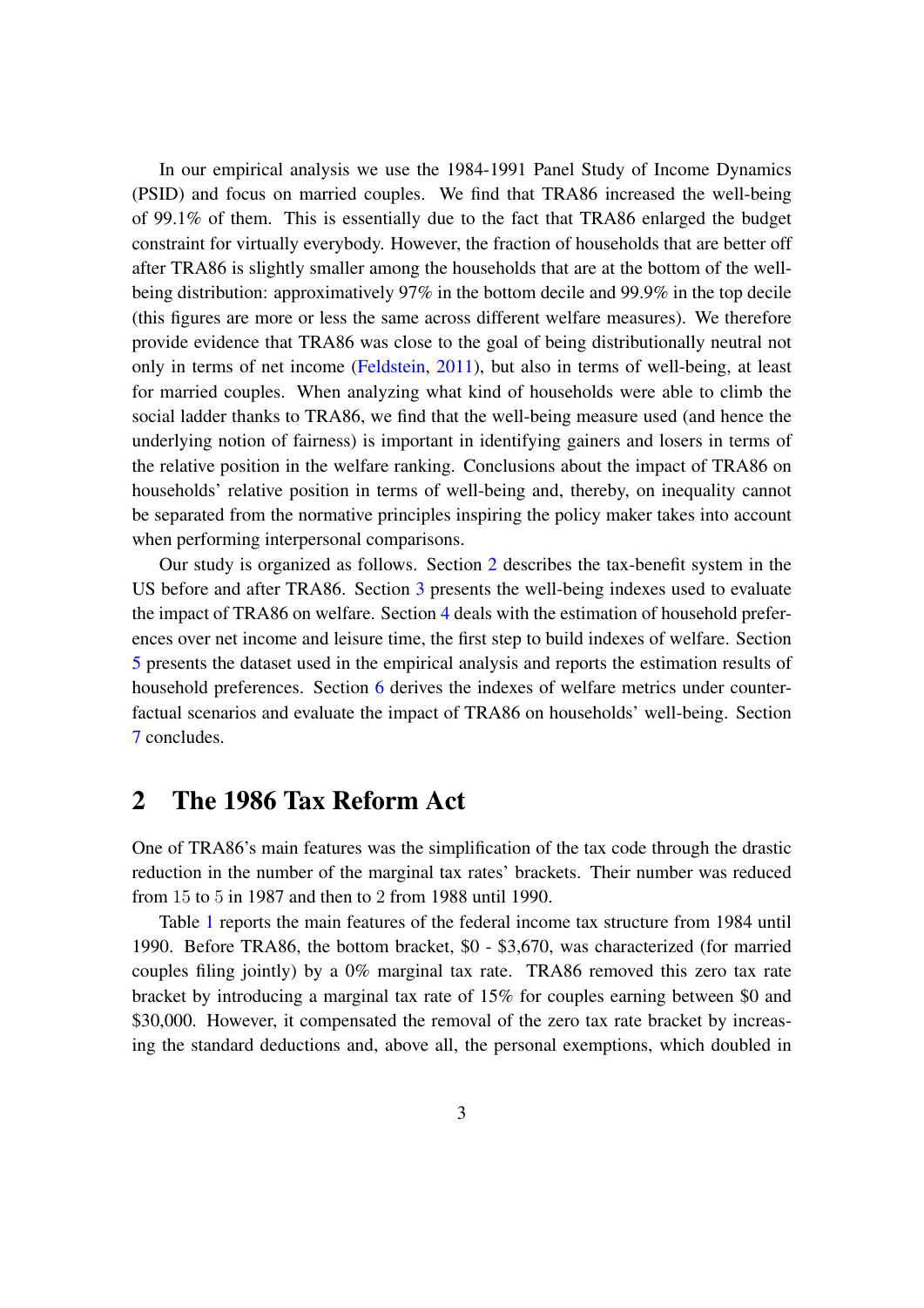In our empirical analysis we use the 1984-1991 Panel Study of Income Dynamics (PSID) and focus on married couples. We find that TRA86 increased the well-being of 99.1% of them. This is essentially due to the fact that TRA86 enlarged the budget constraint for virtually everybody. However, the fraction of households that are better off after TRA86 is slightly smaller among the households that are at the bottom of the well-being distribution: approximatively 97% in the bottom decile and 99.9% in the top decile (this figures are more or less the same across different welfare measures). We therefore provide evidence that TRA86 was close to the goal of being distributionally neutral not only in terms of net income (Feldstein, 2011), but also in terms of well-being, at least for married couples. When analyzing what kind of households were able to climb the social ladder thanks to TRA86, we find that the well-being measure used (and hence the underlying notion of fairness) is important in identifying gainers and losers in terms of the relative position in the welfare ranking. Conclusions about the impact of TRA86 on households' relative position in terms of well-being and, thereby, on inequality cannot be separated from the normative principles inspiring the policy maker takes into account when performing interpersonal comparisons.

Our study is organized as follows. Section 2 describes the tax-benefit system in the US before and after TRA86. Section 3 presents the well-being indexes used to evaluate the impact of TRA86 on welfare. Section 4 deals with the estimation of household preferences over net income and leisure time, the first step to build indexes of welfare. Section 5 presents the dataset used in the empirical analysis and reports the estimation results of household preferences. Section 6 derives the indexes of welfare metrics under counterfactual scenarios and evaluate the impact of TRA86 on households' well-being. Section 7 concludes.

## 2 The 1986 Tax Reform Act

One of TRA86's main features was the simplification of the tax code through the drastic reduction in the number of the marginal tax rates' brackets. Their number was reduced from 15 to 5 in 1987 and then to 2 from 1988 until 1990.

Table 1 reports the main features of the federal income tax structure from 1984 until 1990. Before TRA86, the bottom bracket, $0 - $3,670, was characterized (for married couples filing jointly) by a 0% marginal tax rate. TRA86 removed this zero tax rate bracket by introducing a marginal tax rate of 15% for couples earning between $0 and $30,000. However, it compensated the removal of the zero tax rate bracket by increasing the standard deductions and, above all, the personal exemptions, which doubled in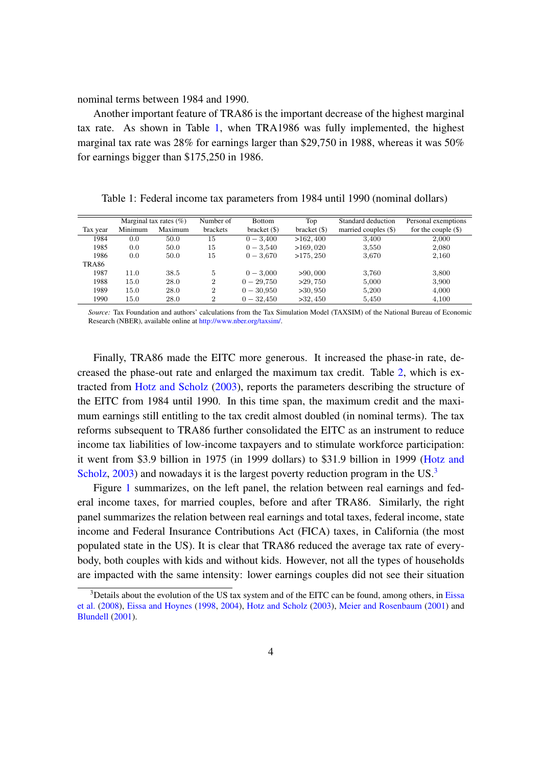nominal terms between 1984 and 1990.

Another important feature of TRA86 is the important decrease of the highest marginal tax rate. As shown in Table 1, when TRA1986 was fully implemented, the highest marginal tax rate was 28% for earnings larger than $29,750 in 1988, whereas it was 50% for earnings bigger than $175,250 in 1986.

Table 1: Federal income tax parameters from 1984 until 1990 (nominal dollars)

| | Marginal tax rates (%) | | Number of | Bottom | Top | Standard deduction | Personal exemptions |
|---|---|---|---|---|---|---|---|
| Tax year | Minimum | Maximum | brackets | bracket ($) | bracket ($) | married couples ($) | for the couple ($) |
| 1984 | 0.0 | 50.0 | 15 | $0 - 3,400$ | >162,400 | 3,400 | 2,000 |
| 1985 | 0.0 | 50.0 | 15 | $0 - 3,540$ | >169,020 | 3,550 | 2,080 |
| 1986 | 0.0 | 50.0 | 15 | $0 - 3,670$ | >175,250 | 3,670 | 2,160 |
| TRA86 | | | | | | | |
| 1987 | 11.0 | 38.5 | 5 | $0 - 3,000$ | >90,000 | 3,760 | 3,800 |
| 1988 | 15.0 | 28.0 | 2 | $0 - 29,750$ | >29,750 | 5,000 | 3,900 |
| 1989 | 15.0 | 28.0 | 2 | $0 - 30,950$ | >30,950 | 5,200 | 4,000 |
| 1990 | 15.0 | 28.0 | 2 | $0 - 32,450$ | >32,450 | 5,450 | 4,100 |

*Source:* Tax Foundation and authors' calculations from the Tax Simulation Model (TAXSIM) of the National Bureau of Economic Research (NBER), available online at http://www.nber.org/taxsim/.

Finally, TRA86 made the EITC more generous. It increased the phase-in rate, decreased the phase-out rate and enlarged the maximum tax credit. Table 2, which is extracted from Hotz and Scholz (2003), reports the parameters describing the structure of the EITC from 1984 until 1990. In this time span, the maximum credit and the maximum earnings still entitling to the tax credit almost doubled (in nominal terms). The tax reforms subsequent to TRA86 further consolidated the EITC as an instrument to reduce income tax liabilities of low-income taxpayers and to stimulate workforce participation: it went from $3.9 billion in 1975 (in 1999 dollars) to $31.9 billion in 1999 (Hotz and Scholz, 2003) and nowadays it is the largest poverty reduction program in the US.[3]

Figure 1 summarizes, on the left panel, the relation between real earnings and federal income taxes, for married couples, before and after TRA86. Similarly, the right panel summarizes the relation between real earnings and total taxes, federal income, state income and Federal Insurance Contributions Act (FICA) taxes, in California (the most populated state in the US). It is clear that TRA86 reduced the average tax rate of everybody, both couples with kids and without kids. However, not all the types of households are impacted with the same intensity: lower earnings couples did not see their situation

[3] Details about the evolution of the US tax system and of the EITC can be found, among others, in Eissa et al. (2008), Eissa and Hoynes (1998, 2004), Hotz and Scholz (2003), Meier and Rosenbaum (2001) and Blundell (2001).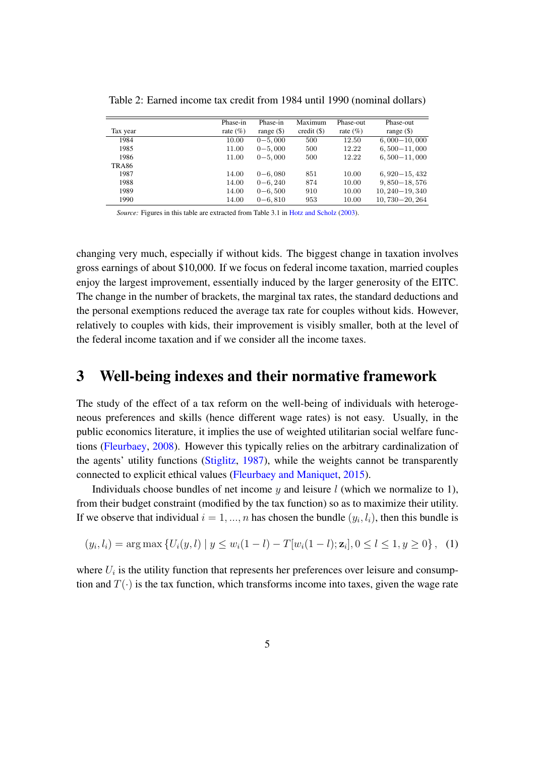Table 2: Earned income tax credit from 1984 until 1990 (nominal dollars)

| Tax year | Phase-in rate (%) | Phase-in range ($) | Maximum credit ($) | Phase-out rate (%) | Phase-out range ($) |
|---|---|---|---|---|---|
| 1984 | 10.00 | $0-5,000$ | 500 | 12.50 | $6,000-10,000$ |
| 1985 | 11.00 | $0-5,000$ | 500 | 12.22 | $6,500-11,000$ |
| 1986 | 11.00 | $0-5,000$ | 500 | 12.22 | $6,500-11,000$ |
| TRA86 | | | | | |
| 1987 | 14.00 | $0-6,080$ | 851 | 10.00 | $6,920-15,432$ |
| 1988 | 14.00 | $0-6,240$ | 874 | 10.00 | $9,850-18,576$ |
| 1989 | 14.00 | $0-6,500$ | 910 | 10.00 | $10,240-19,340$ |
| 1990 | 14.00 | $0-6,810$ | 953 | 10.00 | $10,730-20,264$ |

*Source:* Figures in this table are extracted from Table 3.1 in Hotz and Scholz (2003).

changing very much, especially if without kids. The biggest change in taxation involves gross earnings of about $10,000. If we focus on federal income taxation, married couples enjoy the largest improvement, essentially induced by the larger generosity of the EITC. The change in the number of brackets, the marginal tax rates, the standard deductions and the personal exemptions reduced the average tax rate for couples without kids. However, relatively to couples with kids, their improvement is visibly smaller, both at the level of the federal income taxation and if we consider all the income taxes.

# 3 Well-being indexes and their normative framework

The study of the effect of a tax reform on the well-being of individuals with heterogeneous preferences and skills (hence different wage rates) is not easy. Usually, in the public economics literature, it implies the use of weighted utilitarian social welfare functions (Fleurbaey, 2008). However this typically relies on the arbitrary cardinalization of the agents' utility functions (Stiglitz, 1987), while the weights cannot be transparently connected to explicit ethical values (Fleurbaey and Maniquet, 2015).

Individuals choose bundles of net income $y$ and leisure $l$ (which we normalize to 1), from their budget constraint (modified by the tax function) so as to maximize their utility. If we observe that individual $i = 1, ..., n$ has chosen the bundle $(y_i, l_i)$, then this bundle is

$$(y_i, l_i) = \arg\max \{U_i(y, l) \mid y \leq w_i(1-l) - T[w_i(1-l); \mathbf{z}_i], 0 \leq l \leq 1, y \geq 0\}, \quad (1)$$

where $U_i$ is the utility function that represents her preferences over leisure and consumption and $T(\cdot)$ is the tax function, which transforms income into taxes, given the wage rate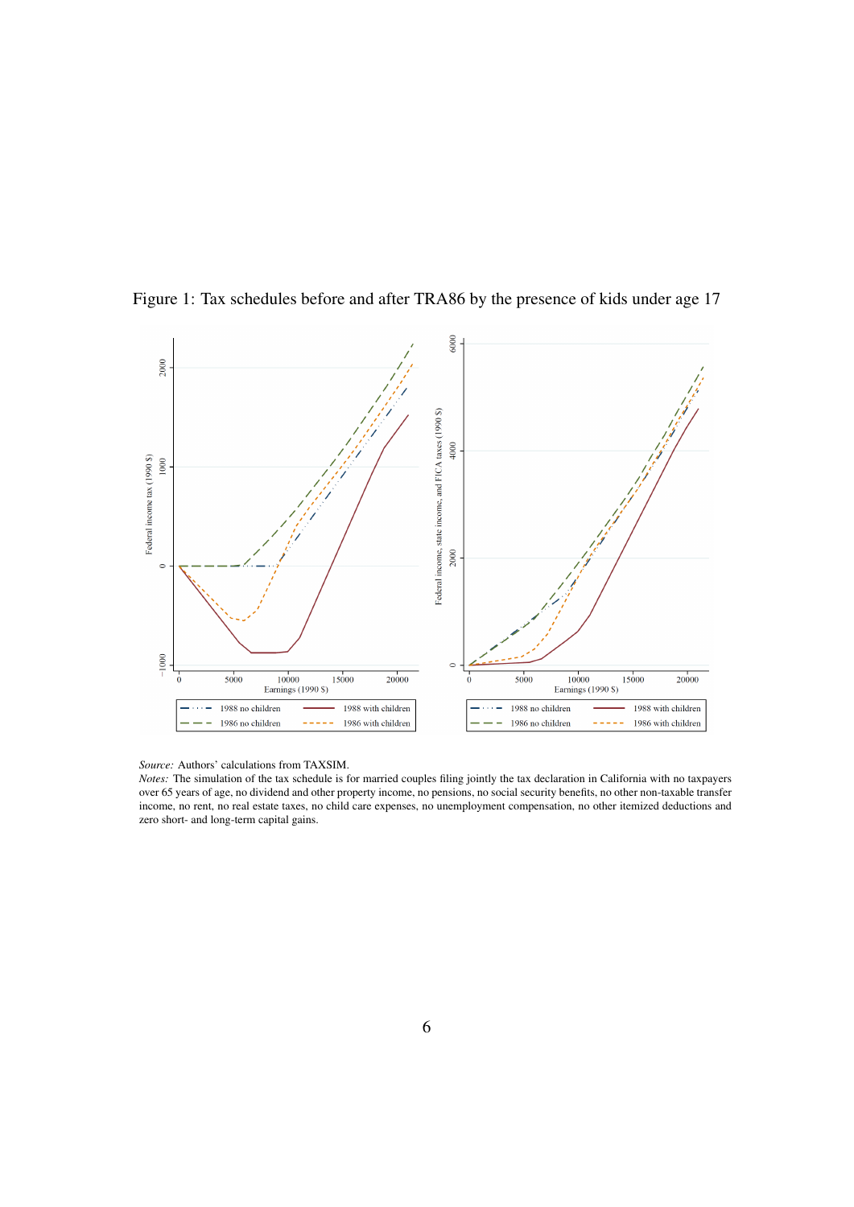Figure 1: Tax schedules before and after TRA86 by the presence of kids under age 17

*Source:* Authors' calculations from TAXSIM.
*Notes:* The simulation of the tax schedule is for married couples filing jointly the tax declaration in California with no taxpayers over 65 years of age, no dividend and other property income, no pensions, no social security benefits, no other non-taxable transfer income, no rent, no real estate taxes, no child care expenses, no unemployment compensation, no other itemized deductions and zero short- and long-term capital gains.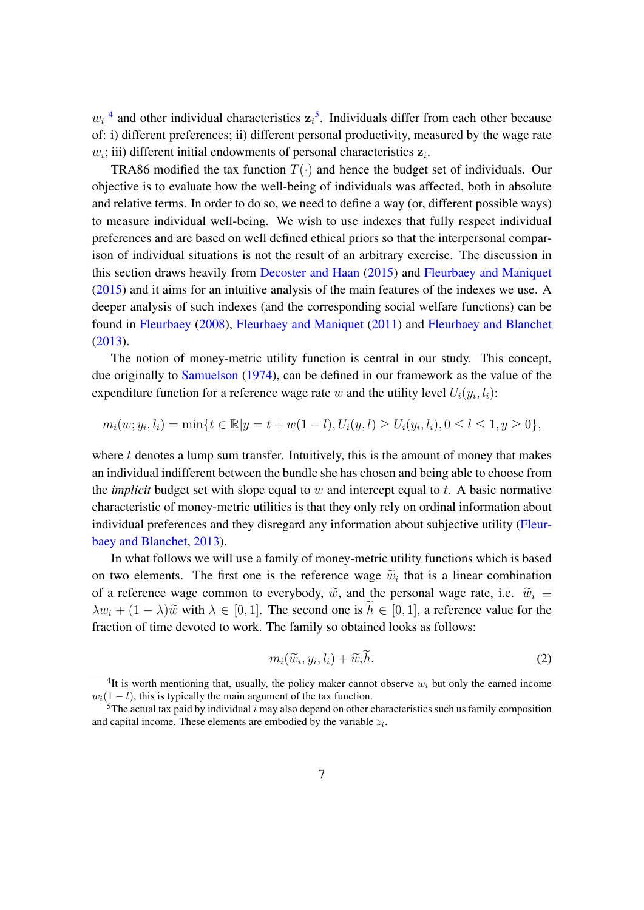$w_i$ [4] and other individual characteristics $\mathbf{z}_i$[5]. Individuals differ from each other because of: i) different preferences; ii) different personal productivity, measured by the wage rate $w_i$; iii) different initial endowments of personal characteristics $\mathbf{z}_i$.

TRA86 modified the tax function $T(\cdot)$ and hence the budget set of individuals. Our objective is to evaluate how the well-being of individuals was affected, both in absolute and relative terms. In order to do so, we need to define a way (or, different possible ways) to measure individual well-being. We wish to use indexes that fully respect individual preferences and are based on well defined ethical priors so that the interpersonal comparison of individual situations is not the result of an arbitrary exercise. The discussion in this section draws heavily from Decoster and Haan (2015) and Fleurbaey and Maniquet (2015) and it aims for an intuitive analysis of the main features of the indexes we use. A deeper analysis of such indexes (and the corresponding social welfare functions) can be found in Fleurbaey (2008), Fleurbaey and Maniquet (2011) and Fleurbaey and Blanchet (2013).

The notion of money-metric utility function is central in our study. This concept, due originally to Samuelson (1974), can be defined in our framework as the value of the expenditure function for a reference wage rate $w$ and the utility level $U_i(y_i, l_i)$:

$$m_i(w; y_i, l_i) = \min\{t \in \mathbb{R} | y = t + w(1-l), U_i(y, l) \geq U_i(y_i, l_i), 0 \leq l \leq 1, y \geq 0\},$$

where $t$ denotes a lump sum transfer. Intuitively, this is the amount of money that makes an individual indifferent between the bundle she has chosen and being able to choose from the *implicit* budget set with slope equal to $w$ and intercept equal to $t$. A basic normative characteristic of money-metric utilities is that they only rely on ordinal information about individual preferences and they disregard any information about subjective utility (Fleurbaey and Blanchet, 2013).

In what follows we will use a family of money-metric utility functions which is based on two elements. The first one is the reference wage $\widetilde{w}_i$ that is a linear combination of a reference wage common to everybody, $\widetilde{w}$, and the personal wage rate, i.e. $\widetilde{w}_i \equiv \lambda w_i + (1-\lambda)\widetilde{w}$ with $\lambda \in [0, 1]$. The second one is $\widetilde{h} \in [0, 1]$, a reference value for the fraction of time devoted to work. The family so obtained looks as follows:

$$m_i(\widetilde{w}_i, y_i, l_i) + \widetilde{w}_i \widetilde{h}. \tag{2}$$

---

[4] It is worth mentioning that, usually, the policy maker cannot observe $w_i$ but only the earned income $w_i(1-l)$, this is typically the main argument of the tax function.

[5] The actual tax paid by individual $i$ may also depend on other characteristics such us family composition and capital income. These elements are embodied by the variable $z_i$.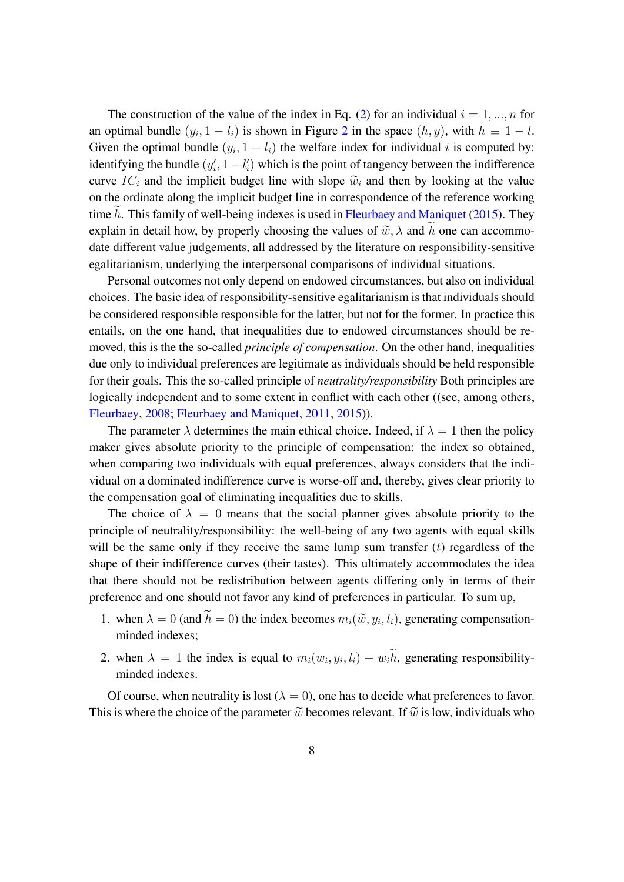The construction of the value of the index in Eq. (2) for an individual $i = 1, ..., n$ for an optimal bundle $(y_i, 1 - l_i)$ is shown in Figure 2 in the space $(h, y)$, with $h \equiv 1 - l$. Given the optimal bundle $(y_i, 1 - l_i)$ the welfare index for individual $i$ is computed by: identifying the bundle $(y_i', 1 - l_i')$ which is the point of tangency between the indifference curve $IC_i$ and the implicit budget line with slope $\widetilde{w}_i$ and then by looking at the value on the ordinate along the implicit budget line in correspondence of the reference working time $\widetilde{h}$. This family of well-being indexes is used in Fleurbaey and Maniquet (2015). They explain in detail how, by properly choosing the values of $\widetilde{w}, \lambda$ and $\widetilde{h}$ one can accommodate different value judgements, all addressed by the literature on responsibility-sensitive egalitarianism, underlying the interpersonal comparisons of individual situations.

Personal outcomes not only depend on endowed circumstances, but also on individual choices. The basic idea of responsibility-sensitive egalitarianism is that individuals should be considered responsible responsible for the latter, but not for the former. In practice this entails, on the one hand, that inequalities due to endowed circumstances should be removed, this is the the so-called *principle of compensation*. On the other hand, inequalities due only to individual preferences are legitimate as individuals should be held responsible for their goals. This the so-called principle of *neutrality/responsibility* Both principles are logically independent and to some extent in conflict with each other ((see, among others, Fleurbaey, 2008; Fleurbaey and Maniquet, 2011, 2015)).

The parameter $\lambda$ determines the main ethical choice. Indeed, if $\lambda = 1$ then the policy maker gives absolute priority to the principle of compensation: the index so obtained, when comparing two individuals with equal preferences, always considers that the individual on a dominated indifference curve is worse-off and, thereby, gives clear priority to the compensation goal of eliminating inequalities due to skills.

The choice of $\lambda = 0$ means that the social planner gives absolute priority to the principle of neutrality/responsibility: the well-being of any two agents with equal skills will be the same only if they receive the same lump sum transfer ($t$) regardless of the shape of their indifference curves (their tastes). This ultimately accommodates the idea that there should not be redistribution between agents differing only in terms of their preference and one should not favor any kind of preferences in particular. To sum up,

1. when $\lambda = 0$ (and $\widetilde{h} = 0$) the index becomes $m_i(\widetilde{w}, y_i, l_i)$, generating compensation-minded indexes;
2. when $\lambda = 1$ the index is equal to $m_i(w_i, y_i, l_i) + w_i\widetilde{h}$, generating responsibility-minded indexes.

Of course, when neutrality is lost ($\lambda = 0$), one has to decide what preferences to favor. This is where the choice of the parameter $\widetilde{w}$ becomes relevant. If $\widetilde{w}$ is low, individuals who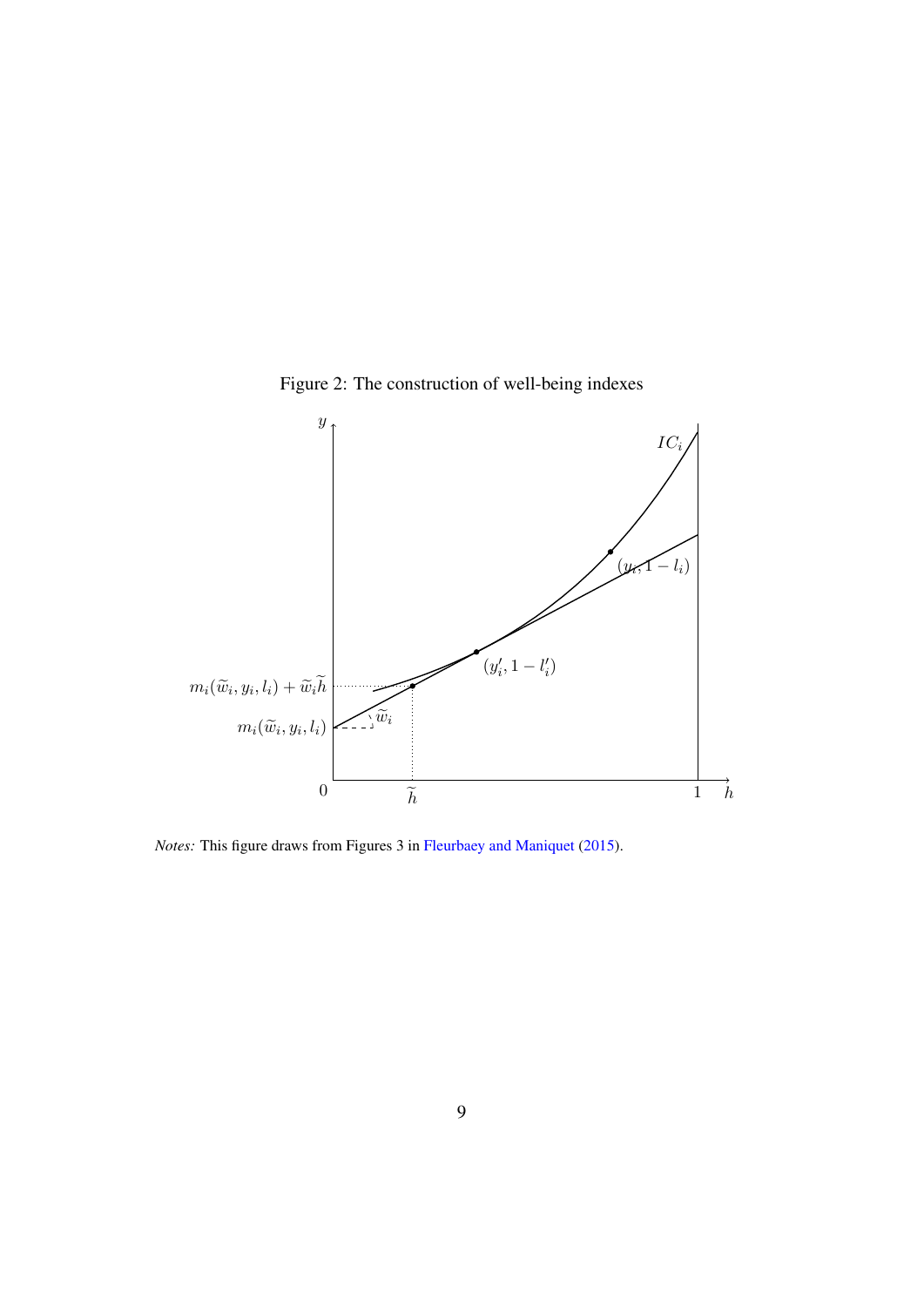Figure 2: The construction of well-being indexes

*Notes:* This figure draws from Figures 3 in Fleurbaey and Maniquet (2015).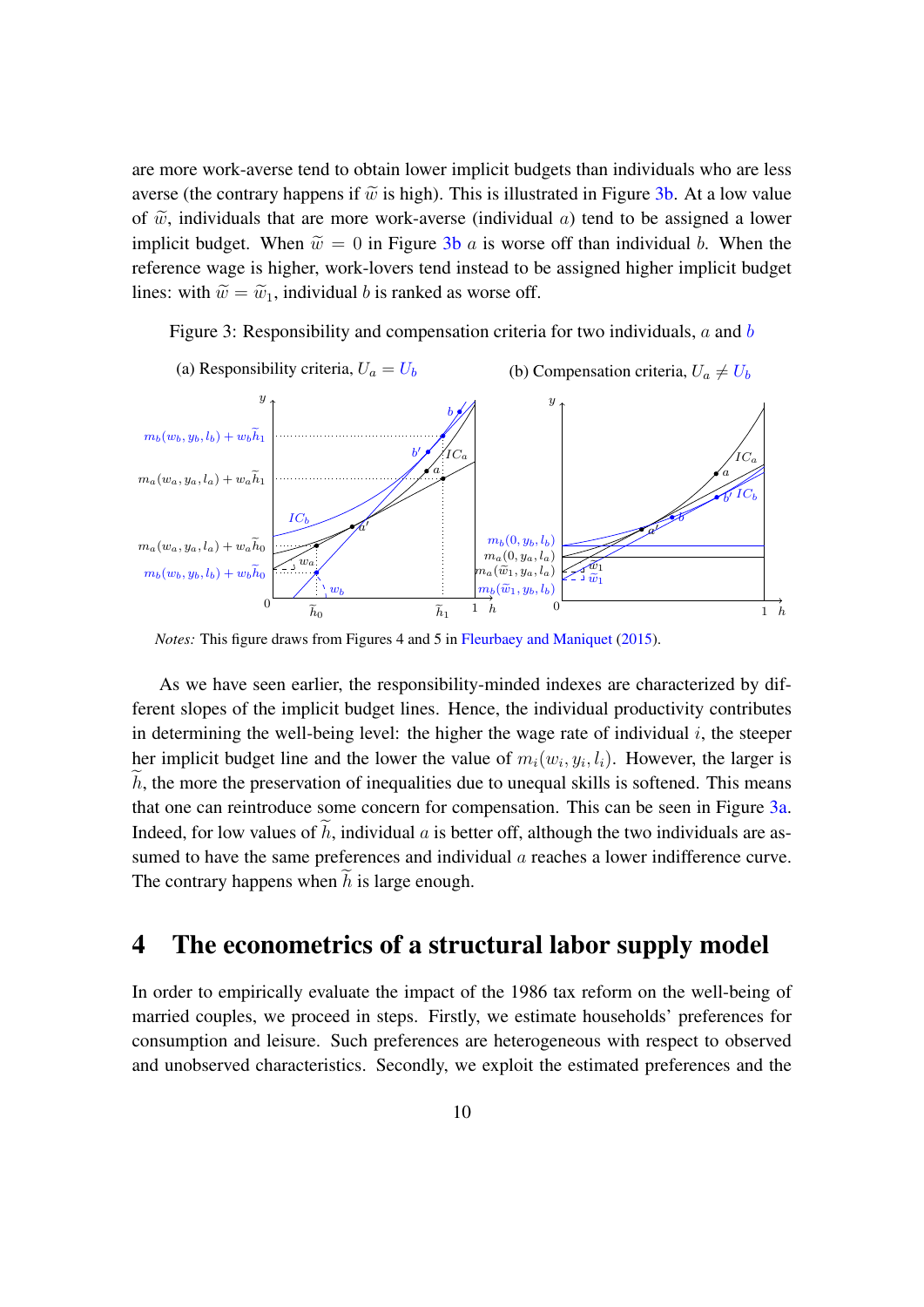are more work-averse tend to obtain lower implicit budgets than individuals who are less averse (the contrary happens if $\widetilde{w}$ is high). This is illustrated in Figure 3b. At a low value of $\widetilde{w}$, individuals that are more work-averse (individual $a$) tend to be assigned a lower implicit budget. When $\widetilde{w} = 0$ in Figure 3b $a$ is worse off than individual $b$. When the reference wage is higher, work-lovers tend instead to be assigned higher implicit budget lines: with $\widetilde{w} = \widetilde{w}_1$, individual $b$ is ranked as worse off.

Figure 3: Responsibility and compensation criteria for two individuals, $a$ and $b$

(a) Responsibility criteria, $U_a = U_b$

(b) Compensation criteria, $U_a \neq U_b$

*Notes:* This figure draws from Figures 4 and 5 in Fleurbaey and Maniquet (2015).

As we have seen earlier, the responsibility-minded indexes are characterized by different slopes of the implicit budget lines. Hence, the individual productivity contributes in determining the well-being level: the higher the wage rate of individual $i$, the steeper her implicit budget line and the lower the value of $m_i(w_i, y_i, l_i)$. However, the larger is $\widetilde{h}$, the more the preservation of inequalities due to unequal skills is softened. This means that one can reintroduce some concern for compensation. This can be seen in Figure 3a. Indeed, for low values of $\widetilde{h}$, individual $a$ is better off, although the two individuals are assumed to have the same preferences and individual $a$ reaches a lower indifference curve. The contrary happens when $\widetilde{h}$ is large enough.

# 4 The econometrics of a structural labor supply model

In order to empirically evaluate the impact of the 1986 tax reform on the well-being of married couples, we proceed in steps. Firstly, we estimate households' preferences for consumption and leisure. Such preferences are heterogeneous with respect to observed and unobserved characteristics. Secondly, we exploit the estimated preferences and the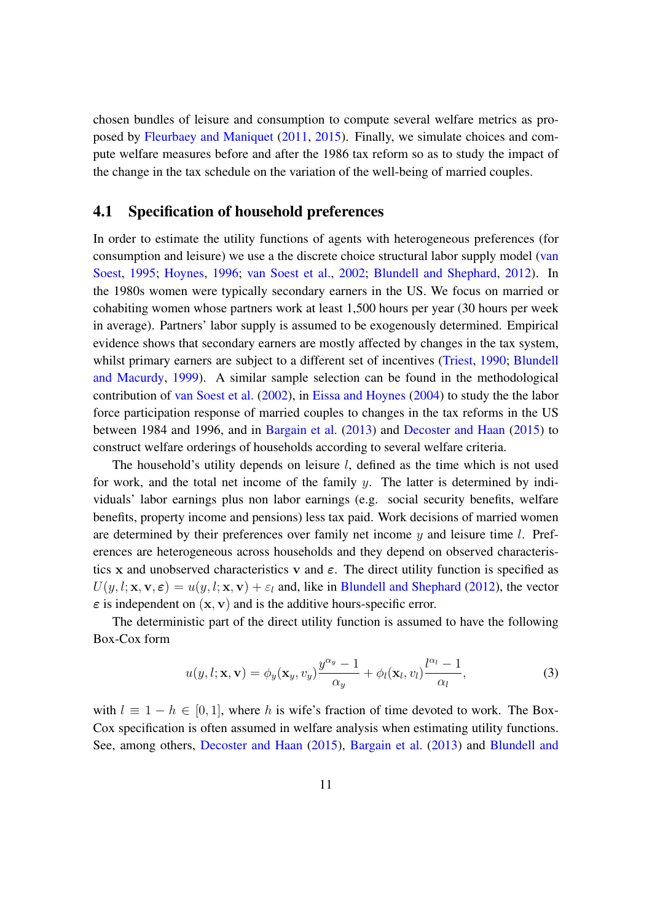chosen bundles of leisure and consumption to compute several welfare metrics as proposed by Fleurbaey and Maniquet (2011, 2015). Finally, we simulate choices and compute welfare measures before and after the 1986 tax reform so as to study the impact of the change in the tax schedule on the variation of the well-being of married couples.

## 4.1 Specification of household preferences

In order to estimate the utility functions of agents with heterogeneous preferences (for consumption and leisure) we use a the discrete choice structural labor supply model (van Soest, 1995; Hoynes, 1996; van Soest et al., 2002; Blundell and Shephard, 2012). In the 1980s women were typically secondary earners in the US. We focus on married or cohabiting women whose partners work at least 1,500 hours per year (30 hours per week in average). Partners' labor supply is assumed to be exogenously determined. Empirical evidence shows that secondary earners are mostly affected by changes in the tax system, whilst primary earners are subject to a different set of incentives (Triest, 1990; Blundell and Macurdy, 1999). A similar sample selection can be found in the methodological contribution of van Soest et al. (2002), in Eissa and Hoynes (2004) to study the the labor force participation response of married couples to changes in the tax reforms in the US between 1984 and 1996, and in Bargain et al. (2013) and Decoster and Haan (2015) to construct welfare orderings of households according to several welfare criteria.

The household's utility depends on leisure $l$, defined as the time which is not used for work, and the total net income of the family $y$. The latter is determined by individuals' labor earnings plus non labor earnings (e.g. social security benefits, welfare benefits, property income and pensions) less tax paid. Work decisions of married women are determined by their preferences over family net income $y$ and leisure time $l$. Preferences are heterogeneous across households and they depend on observed characteristics $\mathbf{x}$ and unobserved characteristics $\mathbf{v}$ and $\boldsymbol{\varepsilon}$. The direct utility function is specified as $U(y, l; \mathbf{x}, \mathbf{v}, \boldsymbol{\varepsilon}) = u(y, l; \mathbf{x}, \mathbf{v}) + \varepsilon_l$ and, like in Blundell and Shephard (2012), the vector $\boldsymbol{\varepsilon}$ is independent on $(\mathbf{x}, \mathbf{v})$ and is the additive hours-specific error.

The deterministic part of the direct utility function is assumed to have the following Box-Cox form

$$u(y, l; \mathbf{x}, \mathbf{v}) = \phi_y(\mathbf{x}_y, v_y)\frac{y^{\alpha_y} - 1}{\alpha_y} + \phi_l(\mathbf{x}_l, v_l)\frac{l^{\alpha_l} - 1}{\alpha_l}, \tag{3}$$

with $l \equiv 1 - h \in [0, 1]$, where $h$ is wife's fraction of time devoted to work. The Box-Cox specification is often assumed in welfare analysis when estimating utility functions. See, among others, Decoster and Haan (2015), Bargain et al. (2013) and Blundell and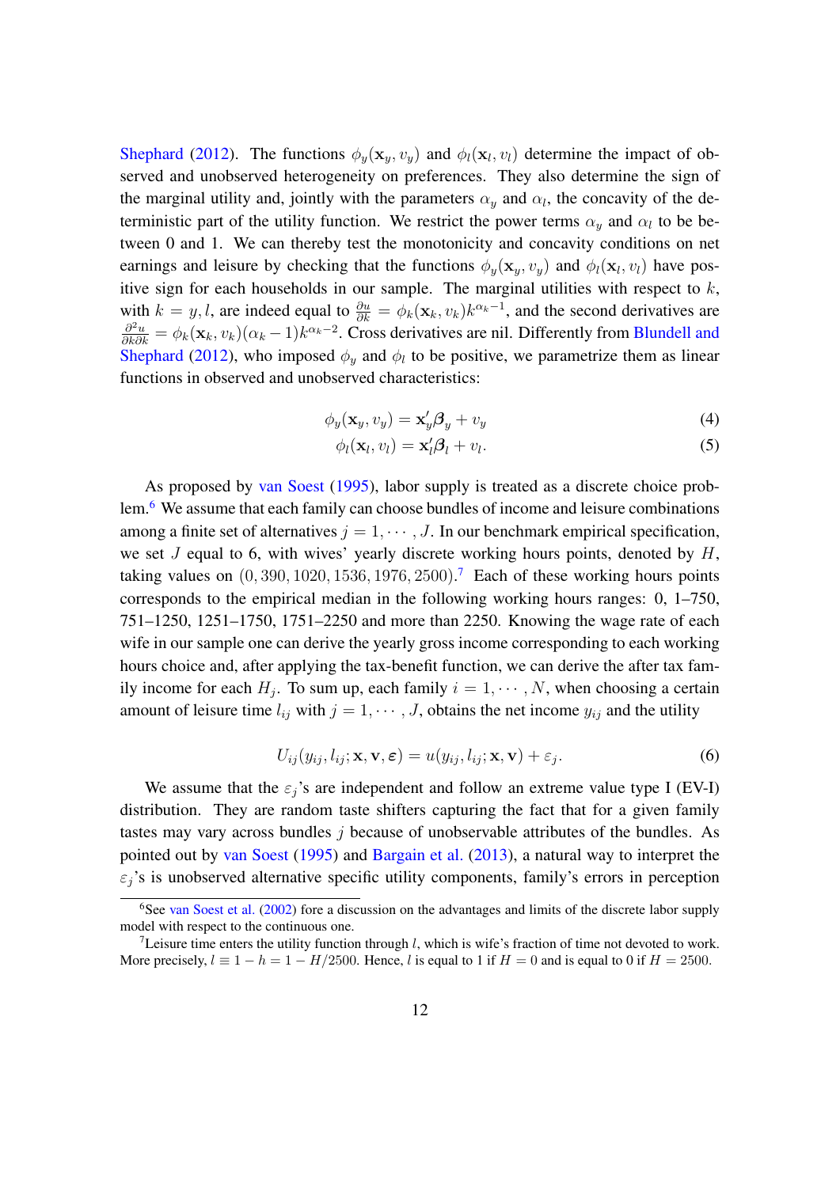Shephard (2012). The functions $\phi_y(\mathbf{x}_y, v_y)$ and $\phi_l(\mathbf{x}_l, v_l)$ determine the impact of observed and unobserved heterogeneity on preferences. They also determine the sign of the marginal utility and, jointly with the parameters $\alpha_y$ and $\alpha_l$, the concavity of the deterministic part of the utility function. We restrict the power terms $\alpha_y$ and $\alpha_l$ to be between 0 and 1. We can thereby test the monotonicity and concavity conditions on net earnings and leisure by checking that the functions $\phi_y(\mathbf{x}_y, v_y)$ and $\phi_l(\mathbf{x}_l, v_l)$ have positive sign for each households in our sample. The marginal utilities with respect to $k$, with $k = y, l$, are indeed equal to $\frac{\partial u}{\partial k} = \phi_k(\mathbf{x}_k, v_k)k^{\alpha_k - 1}$, and the second derivatives are $\frac{\partial^2 u}{\partial k \partial k} = \phi_k(\mathbf{x}_k, v_k)(\alpha_k - 1)k^{\alpha_k - 2}$. Cross derivatives are nil. Differently from Blundell and Shephard (2012), who imposed $\phi_y$ and $\phi_l$ to be positive, we parametrize them as linear functions in observed and unobserved characteristics:

$$\phi_y(\mathbf{x}_y, v_y) = \mathbf{x}_y'\boldsymbol{\beta}_y + v_y \tag{4}$$

$$\phi_l(\mathbf{x}_l, v_l) = \mathbf{x}_l'\boldsymbol{\beta}_l + v_l. \tag{5}$$

As proposed by van Soest (1995), labor supply is treated as a discrete choice problem.[6] We assume that each family can choose bundles of income and leisure combinations among a finite set of alternatives $j = 1, \cdots, J$. In our benchmark empirical specification, we set $J$ equal to 6, with wives' yearly discrete working hours points, denoted by $H$, taking values on $(0, 390, 1020, 1536, 1976, 2500)$.[7] Each of these working hours points corresponds to the empirical median in the following working hours ranges: 0, 1–750, 751–1250, 1251–1750, 1751–2250 and more than 2250. Knowing the wage rate of each wife in our sample one can derive the yearly gross income corresponding to each working hours choice and, after applying the tax-benefit function, we can derive the after tax family income for each $H_j$. To sum up, each family $i = 1, \cdots, N$, when choosing a certain amount of leisure time $l_{ij}$ with $j = 1, \cdots, J$, obtains the net income $y_{ij}$ and the utility

$$U_{ij}(y_{ij}, l_{ij}; \mathbf{x}, \mathbf{v}, \boldsymbol{\varepsilon}) = u(y_{ij}, l_{ij}; \mathbf{x}, \mathbf{v}) + \varepsilon_j. \tag{6}$$

We assume that the $\varepsilon_j$'s are independent and follow an extreme value type I (EV-I) distribution. They are random taste shifters capturing the fact that for a given family tastes may vary across bundles $j$ because of unobservable attributes of the bundles. As pointed out by van Soest (1995) and Bargain et al. (2013), a natural way to interpret the $\varepsilon_j$'s is unobserved alternative specific utility components, family's errors in perception

[6] See van Soest et al. (2002) fore a discussion on the advantages and limits of the discrete labor supply model with respect to the continuous one.

[7] Leisure time enters the utility function through $l$, which is wife's fraction of time not devoted to work. More precisely, $l \equiv 1 - h = 1 - H/2500$. Hence, $l$ is equal to 1 if $H = 0$ and is equal to 0 if $H = 2500$.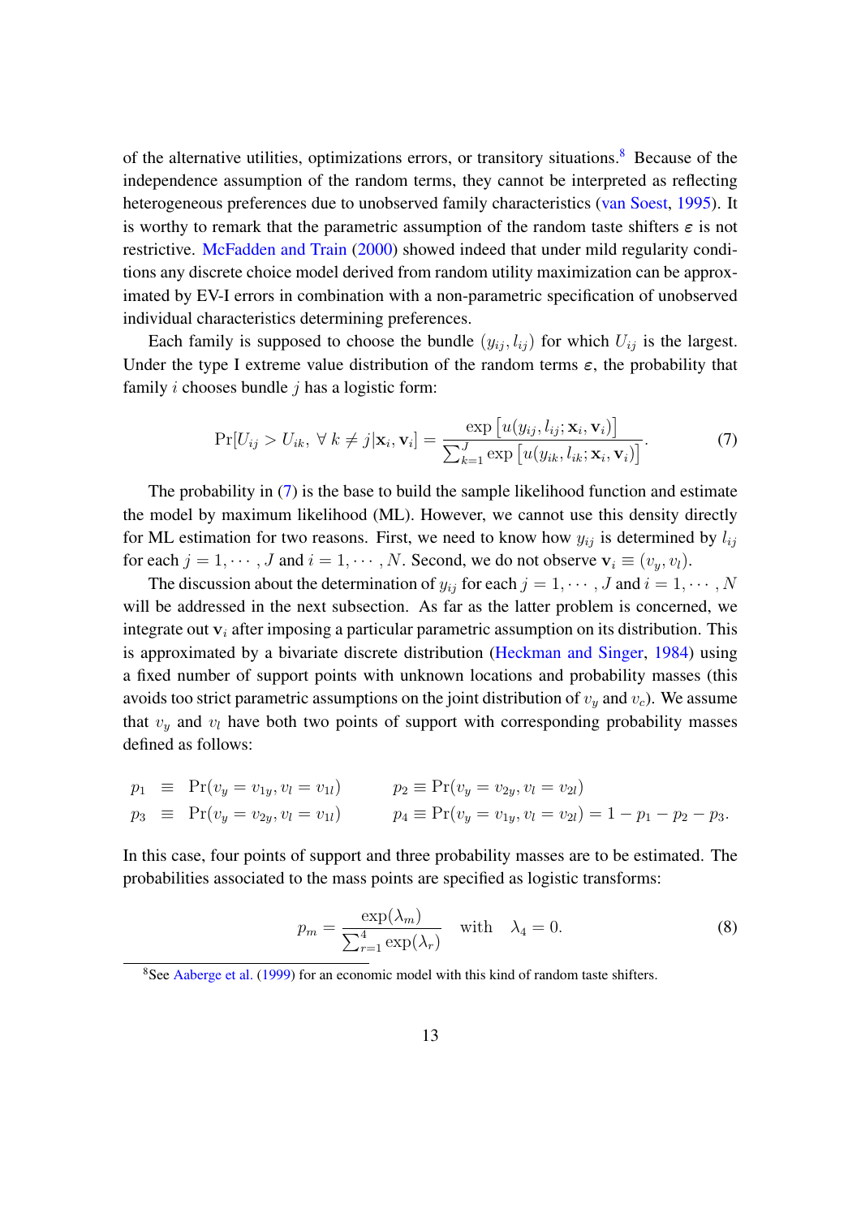of the alternative utilities, optimizations errors, or transitory situations.[8] Because of the independence assumption of the random terms, they cannot be interpreted as reflecting heterogeneous preferences due to unobserved family characteristics (van Soest, 1995). It is worthy to remark that the parametric assumption of the random taste shifters $\varepsilon$ is not restrictive. McFadden and Train (2000) showed indeed that under mild regularity conditions any discrete choice model derived from random utility maximization can be approximated by EV-I errors in combination with a non-parametric specification of unobserved individual characteristics determining preferences.

Each family is supposed to choose the bundle $(y_{ij}, l_{ij})$ for which $U_{ij}$ is the largest. Under the type I extreme value distribution of the random terms $\varepsilon$, the probability that family $i$ chooses bundle $j$ has a logistic form:

$$\Pr[U_{ij} > U_{ik},\ \forall\ k \neq j | \mathbf{x}_i, \mathbf{v}_i] = \frac{\exp\left[u(y_{ij}, l_{ij}; \mathbf{x}_i, \mathbf{v}_i)\right]}{\sum_{k=1}^{J} \exp\left[u(y_{ik}, l_{ik}; \mathbf{x}_i, \mathbf{v}_i)\right]}. \tag{7}$$

The probability in (7) is the base to build the sample likelihood function and estimate the model by maximum likelihood (ML). However, we cannot use this density directly for ML estimation for two reasons. First, we need to know how $y_{ij}$ is determined by $l_{ij}$ for each $j = 1, \cdots, J$ and $i = 1, \cdots, N$. Second, we do not observe $\mathbf{v}_i \equiv (v_y, v_l)$.

The discussion about the determination of $y_{ij}$ for each $j = 1, \cdots, J$ and $i = 1, \cdots, N$ will be addressed in the next subsection. As far as the latter problem is concerned, we integrate out $\mathbf{v}_i$ after imposing a particular parametric assumption on its distribution. This is approximated by a bivariate discrete distribution (Heckman and Singer, 1984) using a fixed number of support points with unknown locations and probability masses (this avoids too strict parametric assumptions on the joint distribution of $v_y$ and $v_c$). We assume that $v_y$ and $v_l$ have both two points of support with corresponding probability masses defined as follows:

$$\begin{aligned} p_1 &\equiv \Pr(v_y = v_{1y}, v_l = v_{1l}) \qquad & p_2 \equiv \Pr(v_y = v_{2y}, v_l = v_{2l}) \\ p_3 &\equiv \Pr(v_y = v_{2y}, v_l = v_{1l}) \qquad & p_4 \equiv \Pr(v_y = v_{1y}, v_l = v_{2l}) = 1 - p_1 - p_2 - p_3. \end{aligned}$$

In this case, four points of support and three probability masses are to be estimated. The probabilities associated to the mass points are specified as logistic transforms:

$$p_m = \frac{\exp(\lambda_m)}{\sum_{r=1}^{4} \exp(\lambda_r)} \quad \text{with} \quad \lambda_4 = 0. \tag{8}$$

[8] See Aaberge et al. (1999) for an economic model with this kind of random taste shifters.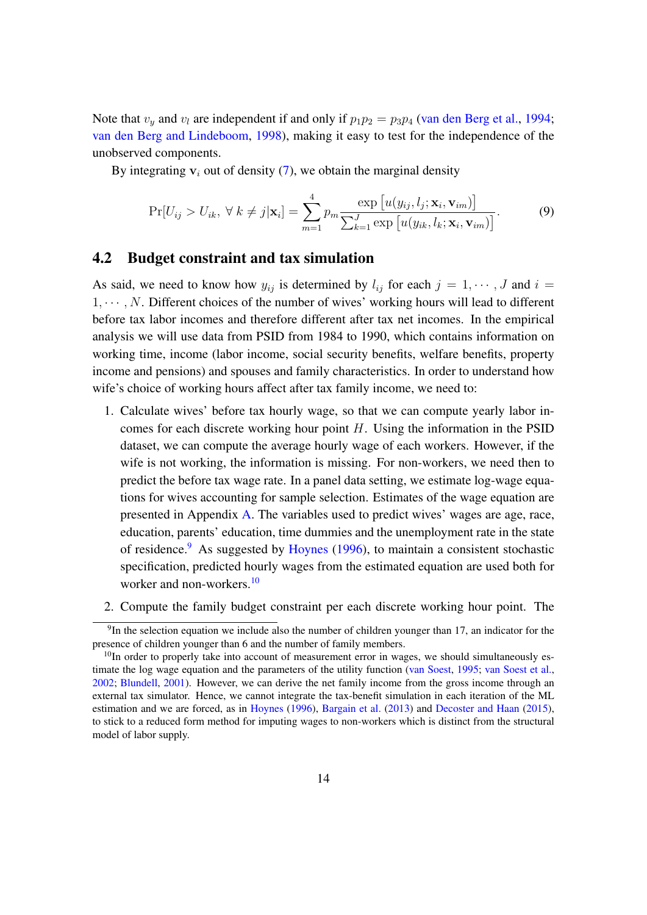Note that $v_y$ and $v_l$ are independent if and only if $p_1 p_2 = p_3 p_4$ (van den Berg et al., 1994; van den Berg and Lindeboom, 1998), making it easy to test for the independence of the unobserved components.

By integrating $\mathbf{v}_i$ out of density (7), we obtain the marginal density

$$\Pr[U_{ij} > U_{ik},\ \forall\, k \neq j|\mathbf{x}_i] = \sum_{m=1}^{4} p_m \frac{\exp\left[u(y_{ij}, l_j; \mathbf{x}_i, \mathbf{v}_{im})\right]}{\sum_{k=1}^{J} \exp\left[u(y_{ik}, l_k; \mathbf{x}_i, \mathbf{v}_{im})\right]}. \quad (9)$$

## 4.2 Budget constraint and tax simulation

As said, we need to know how $y_{ij}$ is determined by $l_{ij}$ for each $j = 1, \cdots, J$ and $i = 1, \cdots, N$. Different choices of the number of wives' working hours will lead to different before tax labor incomes and therefore different after tax net incomes. In the empirical analysis we will use data from PSID from 1984 to 1990, which contains information on working time, income (labor income, social security benefits, welfare benefits, property income and pensions) and spouses and family characteristics. In order to understand how wife's choice of working hours affect after tax family income, we need to:

1. Calculate wives' before tax hourly wage, so that we can compute yearly labor incomes for each discrete working hour point $H$. Using the information in the PSID dataset, we can compute the average hourly wage of each workers. However, if the wife is not working, the information is missing. For non-workers, we need then to predict the before tax wage rate. In a panel data setting, we estimate log-wage equations for wives accounting for sample selection. Estimates of the wage equation are presented in Appendix A. The variables used to predict wives' wages are age, race, education, parents' education, time dummies and the unemployment rate in the state of residence.[9] As suggested by Hoynes (1996), to maintain a consistent stochastic specification, predicted hourly wages from the estimated equation are used both for worker and non-workers.[10]

2. Compute the family budget constraint per each discrete working hour point. The

[9] In the selection equation we include also the number of children younger than 17, an indicator for the presence of children younger than 6 and the number of family members.

[10] In order to properly take into account of measurement error in wages, we should simultaneously estimate the log wage equation and the parameters of the utility function (van Soest, 1995; van Soest et al., 2002; Blundell, 2001). However, we can derive the net family income from the gross income through an external tax simulator. Hence, we cannot integrate the tax-benefit simulation in each iteration of the ML estimation and we are forced, as in Hoynes (1996), Bargain et al. (2013) and Decoster and Haan (2015), to stick to a reduced form method for imputing wages to non-workers which is distinct from the structural model of labor supply.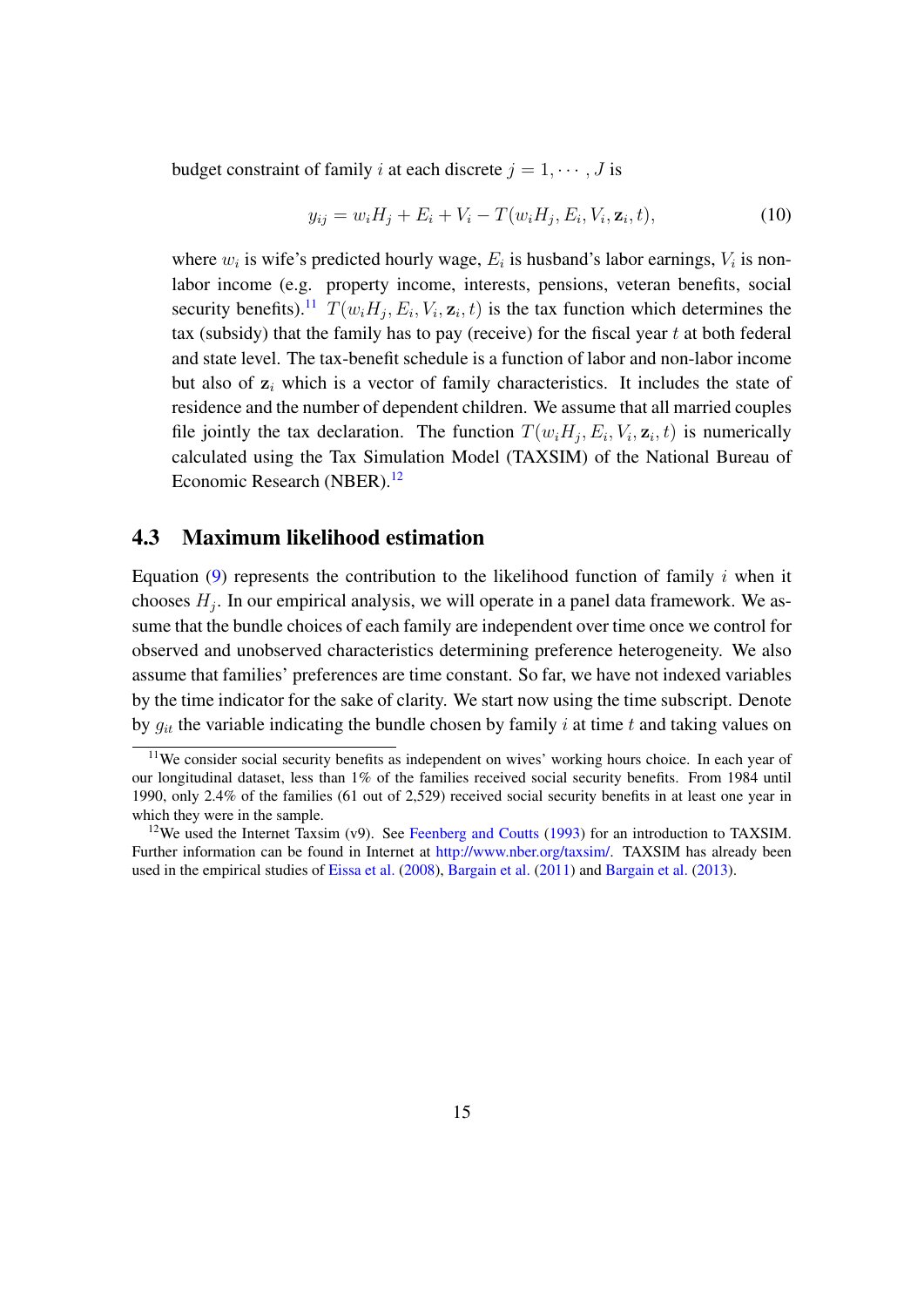budget constraint of family $i$ at each discrete $j = 1, \cdots, J$ is

$$y_{ij} = w_i H_j + E_i + V_i - T(w_i H_j, E_i, V_i, \mathbf{z}_i, t), \tag{10}$$

where $w_i$ is wife's predicted hourly wage, $E_i$ is husband's labor earnings, $V_i$ is non-labor income (e.g. property income, interests, pensions, veteran benefits, social security benefits).[11] $T(w_i H_j, E_i, V_i, \mathbf{z}_i, t)$ is the tax function which determines the tax (subsidy) that the family has to pay (receive) for the fiscal year $t$ at both federal and state level. The tax-benefit schedule is a function of labor and non-labor income but also of $\mathbf{z}_i$ which is a vector of family characteristics. It includes the state of residence and the number of dependent children. We assume that all married couples file jointly the tax declaration. The function $T(w_i H_j, E_i, V_i, \mathbf{z}_i, t)$ is numerically calculated using the Tax Simulation Model (TAXSIM) of the National Bureau of Economic Research (NBER).[12]

## 4.3 Maximum likelihood estimation

Equation (9) represents the contribution to the likelihood function of family $i$ when it chooses $H_j$. In our empirical analysis, we will operate in a panel data framework. We assume that the bundle choices of each family are independent over time once we control for observed and unobserved characteristics determining preference heterogeneity. We also assume that families' preferences are time constant. So far, we have not indexed variables by the time indicator for the sake of clarity. We start now using the time subscript. Denote by $g_{it}$ the variable indicating the bundle chosen by family $i$ at time $t$ and taking values on

[11] We consider social security benefits as independent on wives' working hours choice. In each year of our longitudinal dataset, less than 1% of the families received social security benefits. From 1984 until 1990, only 2.4% of the families (61 out of 2,529) received social security benefits in at least one year in which they were in the sample.

[12] We used the Internet Taxsim (v9). See Feenberg and Coutts (1993) for an introduction to TAXSIM. Further information can be found in Internet at http://www.nber.org/taxsim/. TAXSIM has already been used in the empirical studies of Eissa et al. (2008), Bargain et al. (2011) and Bargain et al. (2013).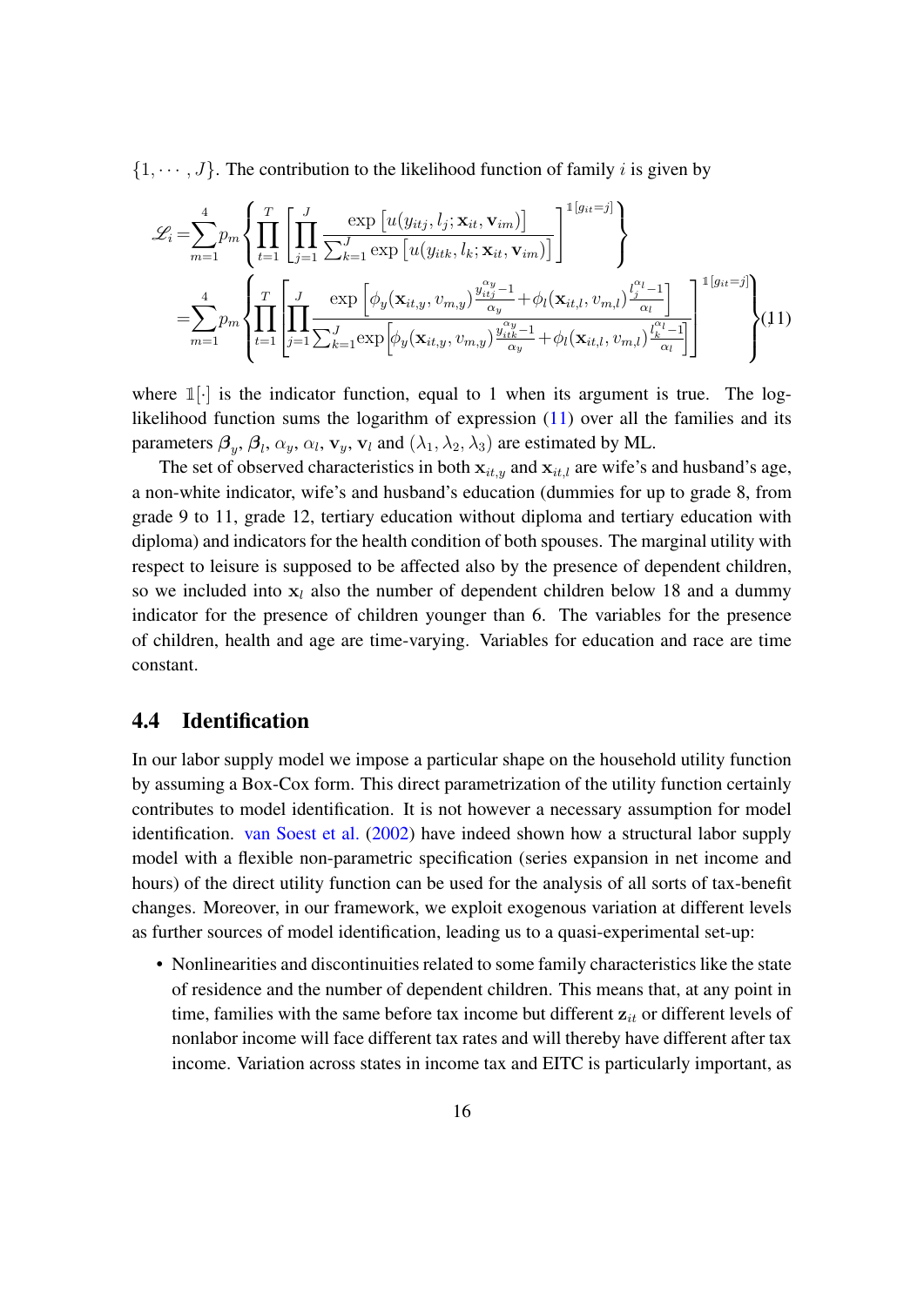$\{1, \cdots, J\}$. The contribution to the likelihood function of family $i$ is given by

$$
\begin{aligned}
\mathscr{L}_i =& \sum_{m=1}^{4} p_m \left\{ \prod_{t=1}^{T} \left[ \prod_{j=1}^{J} \frac{\exp\left[u(y_{itj}, l_j; \mathbf{x}_{it}, \mathbf{v}_{im})\right]}{\sum_{k=1}^{J} \exp\left[u(y_{itk}, l_k; \mathbf{x}_{it}, \mathbf{v}_{im})\right]} \right]^{\mathbb{1}[g_{it}=j]} \right\} \\
=& \sum_{m=1}^{4} p_m \left\{ \prod_{t=1}^{T} \left[ \prod_{j=1}^{J} \frac{\exp\left[\phi_y(\mathbf{x}_{it,y}, v_{m,y}) \frac{y_{itj}^{\alpha_y}-1}{\alpha_y} + \phi_l(\mathbf{x}_{it,l}, v_{m,l}) \frac{l_j^{\alpha_l}-1}{\alpha_l}\right]}{\sum_{k=1}^{J} \exp\left[\phi_y(\mathbf{x}_{it,y}, v_{m,y}) \frac{y_{itk}^{\alpha_y}-1}{\alpha_y} + \phi_l(\mathbf{x}_{it,l}, v_{m,l}) \frac{l_k^{\alpha_l}-1}{\alpha_l}\right]} \right]^{\mathbb{1}[g_{it}=j]} \right\}
\end{aligned} \tag{11}
$$

where $\mathbb{1}[\cdot]$ is the indicator function, equal to 1 when its argument is true. The log-likelihood function sums the logarithm of expression (11) over all the families and its parameters $\boldsymbol{\beta}_y$, $\boldsymbol{\beta}_l$, $\alpha_y$, $\alpha_l$, $\mathbf{v}_y$, $\mathbf{v}_l$ and $(\lambda_1, \lambda_2, \lambda_3)$ are estimated by ML.

The set of observed characteristics in both $\mathbf{x}_{it,y}$ and $\mathbf{x}_{it,l}$ are wife's and husband's age, a non-white indicator, wife's and husband's education (dummies for up to grade 8, from grade 9 to 11, grade 12, tertiary education without diploma and tertiary education with diploma) and indicators for the health condition of both spouses. The marginal utility with respect to leisure is supposed to be affected also by the presence of dependent children, so we included into $\mathbf{x}_l$ also the number of dependent children below 18 and a dummy indicator for the presence of children younger than 6. The variables for the presence of children, health and age are time-varying. Variables for education and race are time constant.

## 4.4 Identification

In our labor supply model we impose a particular shape on the household utility function by assuming a Box-Cox form. This direct parametrization of the utility function certainly contributes to model identification. It is not however a necessary assumption for model identification. van Soest et al. (2002) have indeed shown how a structural labor supply model with a flexible non-parametric specification (series expansion in net income and hours) of the direct utility function can be used for the analysis of all sorts of tax-benefit changes. Moreover, in our framework, we exploit exogenous variation at different levels as further sources of model identification, leading us to a quasi-experimental set-up:

- Nonlinearities and discontinuities related to some family characteristics like the state of residence and the number of dependent children. This means that, at any point in time, families with the same before tax income but different $\mathbf{z}_{it}$ or different levels of nonlabor income will face different tax rates and will thereby have different after tax income. Variation across states in income tax and EITC is particularly important, as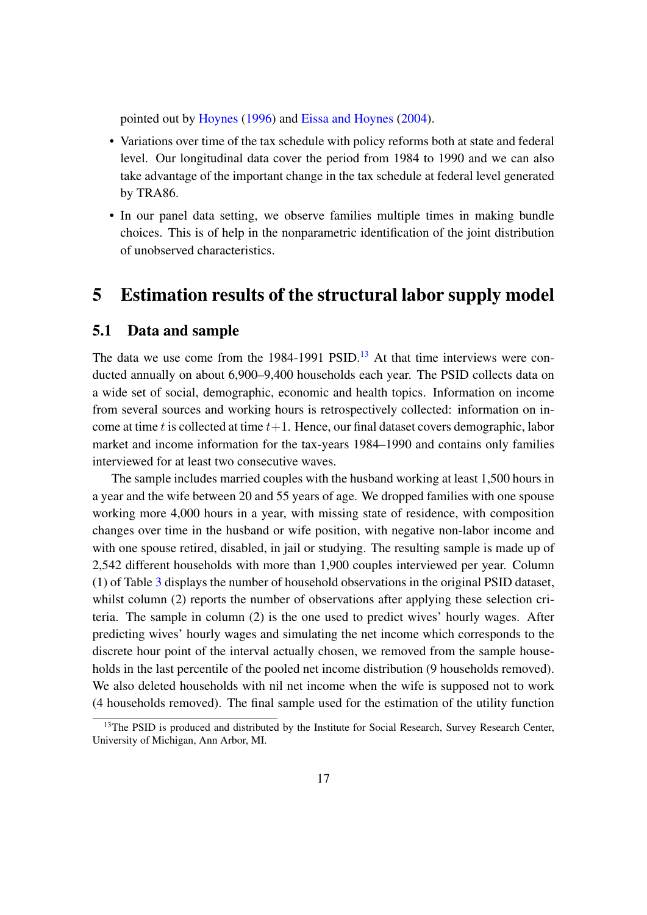pointed out by Hoynes (1996) and Eissa and Hoynes (2004).

- Variations over time of the tax schedule with policy reforms both at state and federal level. Our longitudinal data cover the period from 1984 to 1990 and we can also take advantage of the important change in the tax schedule at federal level generated by TRA86.
- In our panel data setting, we observe families multiple times in making bundle choices. This is of help in the nonparametric identification of the joint distribution of unobserved characteristics.

# 5 Estimation results of the structural labor supply model

## 5.1 Data and sample

The data we use come from the 1984-1991 PSID.[13] At that time interviews were conducted annually on about 6,900–9,400 households each year. The PSID collects data on a wide set of social, demographic, economic and health topics. Information on income from several sources and working hours is retrospectively collected: information on income at time $t$ is collected at time $t+1$. Hence, our final dataset covers demographic, labor market and income information for the tax-years 1984–1990 and contains only families interviewed for at least two consecutive waves.

The sample includes married couples with the husband working at least 1,500 hours in a year and the wife between 20 and 55 years of age. We dropped families with one spouse working more 4,000 hours in a year, with missing state of residence, with composition changes over time in the husband or wife position, with negative non-labor income and with one spouse retired, disabled, in jail or studying. The resulting sample is made up of 2,542 different households with more than 1,900 couples interviewed per year. Column (1) of Table 3 displays the number of household observations in the original PSID dataset, whilst column (2) reports the number of observations after applying these selection criteria. The sample in column (2) is the one used to predict wives' hourly wages. After predicting wives' hourly wages and simulating the net income which corresponds to the discrete hour point of the interval actually chosen, we removed from the sample households in the last percentile of the pooled net income distribution (9 households removed). We also deleted households with nil net income when the wife is supposed not to work (4 households removed). The final sample used for the estimation of the utility function

[13] The PSID is produced and distributed by the Institute for Social Research, Survey Research Center, University of Michigan, Ann Arbor, MI.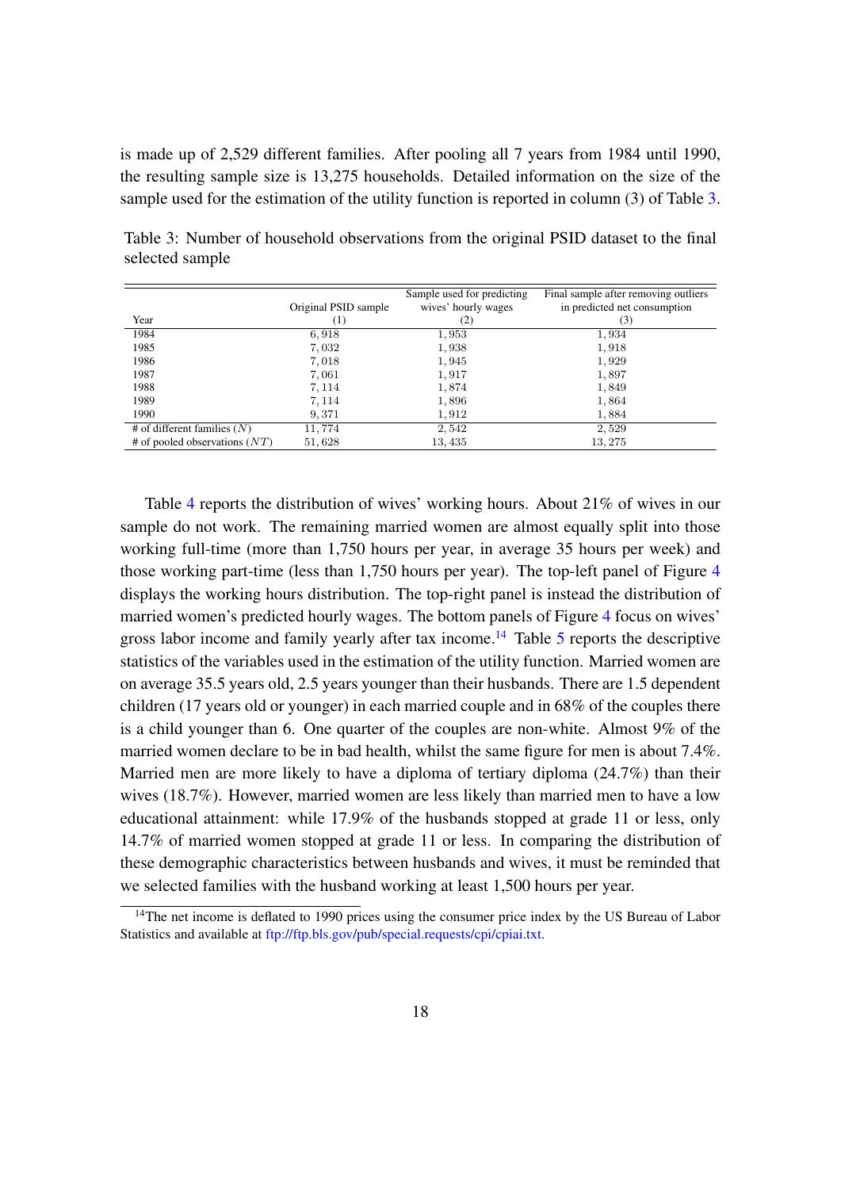is made up of 2,529 different families. After pooling all 7 years from 1984 until 1990, the resulting sample size is 13,275 households. Detailed information on the size of the sample used for the estimation of the utility function is reported in column (3) of Table 3.

Table 3: Number of household observations from the original PSID dataset to the final selected sample

| Year | Original PSID sample (1) | Sample used for predicting wives' hourly wages (2) | Final sample after removing outliers in predicted net consumption (3) |
|---|---|---|---|
| 1984 | 6,918 | 1,953 | 1,934 |
| 1985 | 7,032 | 1,938 | 1,918 |
| 1986 | 7,018 | 1,945 | 1,929 |
| 1987 | 7,061 | 1,917 | 1,897 |
| 1988 | 7,114 | 1,874 | 1,849 |
| 1989 | 7,114 | 1,896 | 1,864 |
| 1990 | 9,371 | 1,912 | 1,884 |
| # of different families ($N$) | 11,774 | 2,542 | 2,529 |
| # of pooled observations ($NT$) | 51,628 | 13,435 | 13,275 |

Table 4 reports the distribution of wives' working hours. About 21% of wives in our sample do not work. The remaining married women are almost equally split into those working full-time (more than 1,750 hours per year, in average 35 hours per week) and those working part-time (less than 1,750 hours per year). The top-left panel of Figure 4 displays the working hours distribution. The top-right panel is instead the distribution of married women's predicted hourly wages. The bottom panels of Figure 4 focus on wives' gross labor income and family yearly after tax income.[14] Table 5 reports the descriptive statistics of the variables used in the estimation of the utility function. Married women are on average 35.5 years old, 2.5 years younger than their husbands. There are 1.5 dependent children (17 years old or younger) in each married couple and in 68% of the couples there is a child younger than 6. One quarter of the couples are non-white. Almost 9% of the married women declare to be in bad health, whilst the same figure for men is about 7.4%. Married men are more likely to have a diploma of tertiary diploma (24.7%) than their wives (18.7%). However, married women are less likely than married men to have a low educational attainment: while 17.9% of the husbands stopped at grade 11 or less, only 14.7% of married women stopped at grade 11 or less. In comparing the distribution of these demographic characteristics between husbands and wives, it must be reminded that we selected families with the husband working at least 1,500 hours per year.

[14] The net income is deflated to 1990 prices using the consumer price index by the US Bureau of Labor Statistics and available at ftp://ftp.bls.gov/pub/special.requests/cpi/cpiai.txt.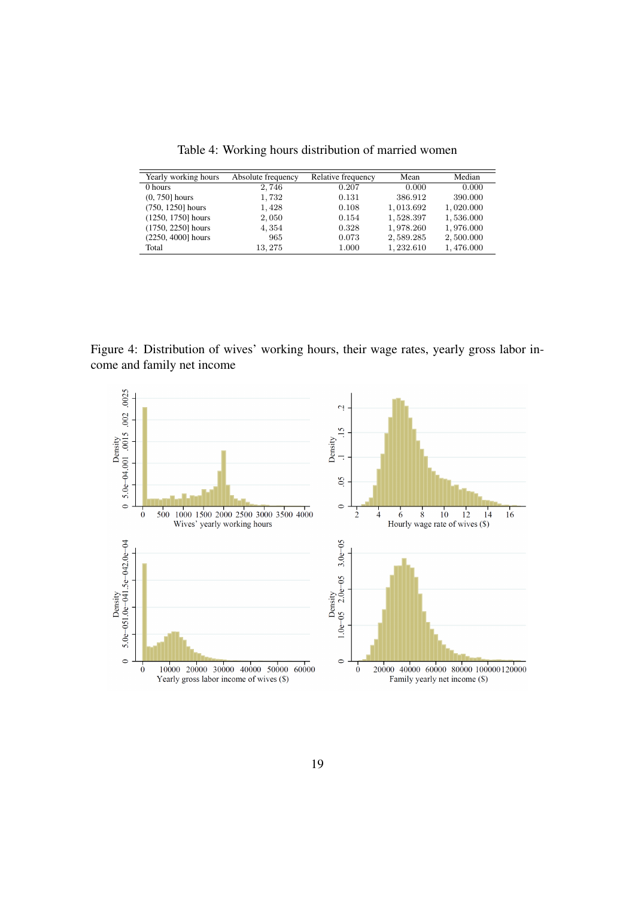Table 4: Working hours distribution of married women

| Yearly working hours | Absolute frequency | Relative frequency | Mean | Median |
|---|---|---|---|---|
| 0 hours | 2,746 | 0.207 | 0.000 | 0.000 |
| (0, 750] hours | 1,732 | 0.131 | 386.912 | 390.000 |
| (750, 1250] hours | 1,428 | 0.108 | 1,013.692 | 1,020.000 |
| (1250, 1750] hours | 2,050 | 0.154 | 1,528.397 | 1,536.000 |
| (1750, 2250] hours | 4,354 | 0.328 | 1,978.260 | 1,976.000 |
| (2250, 4000] hours | 965 | 0.073 | 2,589.285 | 2,500.000 |
| Total | 13,275 | 1.000 | 1,232.610 | 1,476.000 |

Figure 4: Distribution of wives' working hours, their wage rates, yearly gross labor income and family net income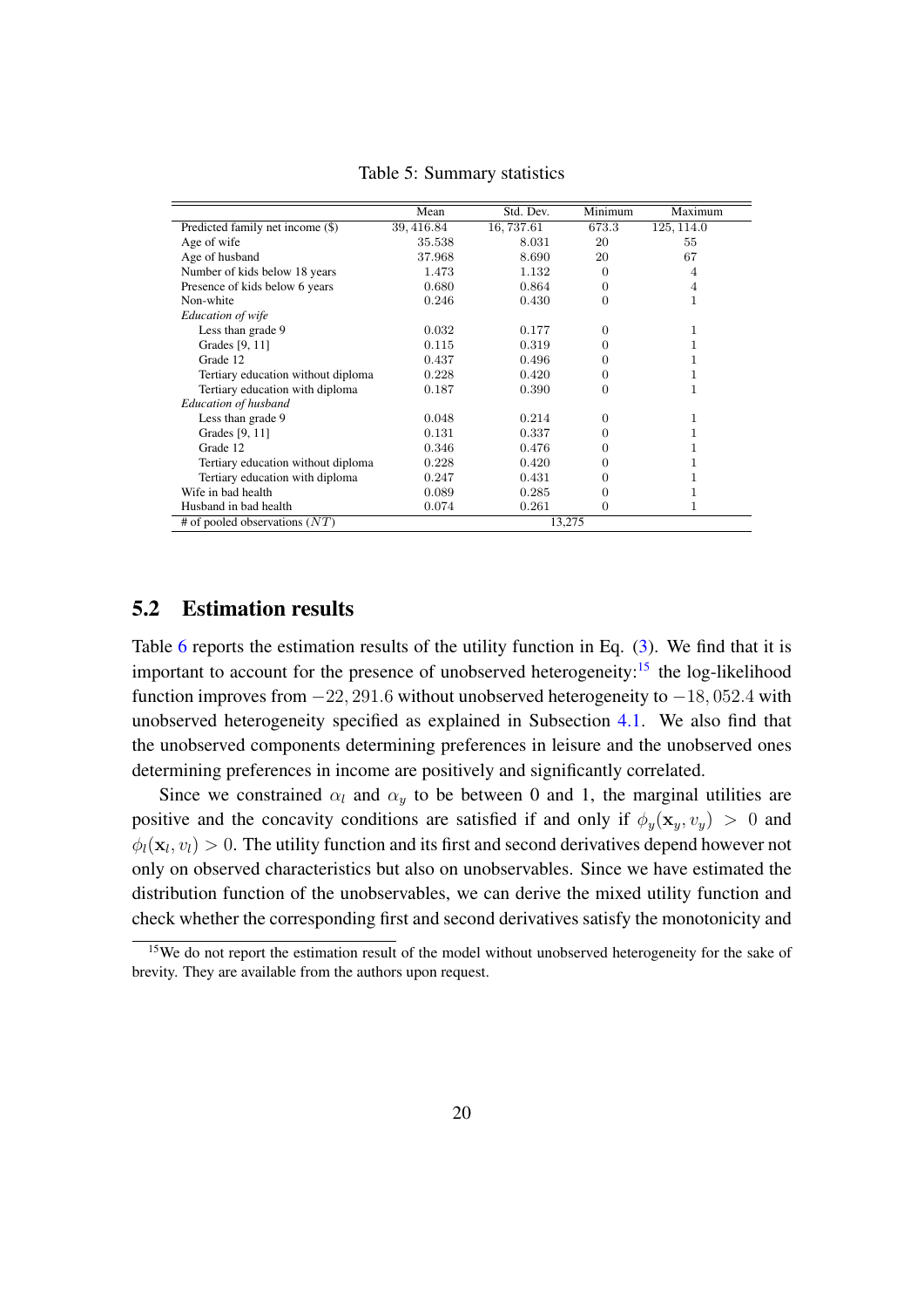Table 5: Summary statistics

| | Mean | Std. Dev. | Minimum | Maximum |
|---|---|---|---|---|
| Predicted family net income ($) | 39,416.84 | 16,737.61 | 673.3 | 125,114.0 |
| Age of wife | 35.538 | 8.031 | 20 | 55 |
| Age of husband | 37.968 | 8.690 | 20 | 67 |
| Number of kids below 18 years | 1.473 | 1.132 | 0 | 4 |
| Presence of kids below 6 years | 0.680 | 0.864 | 0 | 4 |
| Non-white | 0.246 | 0.430 | 0 | 1 |
| *Education of wife* | | | | |
| Less than grade 9 | 0.032 | 0.177 | 0 | 1 |
| Grades [9, 11] | 0.115 | 0.319 | 0 | 1 |
| Grade 12 | 0.437 | 0.496 | 0 | 1 |
| Tertiary education without diploma | 0.228 | 0.420 | 0 | 1 |
| Tertiary education with diploma | 0.187 | 0.390 | 0 | 1 |
| *Education of husband* | | | | |
| Less than grade 9 | 0.048 | 0.214 | 0 | 1 |
| Grades [9, 11] | 0.131 | 0.337 | 0 | 1 |
| Grade 12 | 0.346 | 0.476 | 0 | 1 |
| Tertiary education without diploma | 0.228 | 0.420 | 0 | 1 |
| Tertiary education with diploma | 0.247 | 0.431 | 0 | 1 |
| Wife in bad health | 0.089 | 0.285 | 0 | 1 |
| Husband in bad health | 0.074 | 0.261 | 0 | 1 |
| # of pooled observations ($NT$) | | | 13,275 | |

## 5.2 Estimation results

Table 6 reports the estimation results of the utility function in Eq. (3). We find that it is important to account for the presence of unobserved heterogeneity:[15] the log-likelihood function improves from $-22,291.6$ without unobserved heterogeneity to $-18,052.4$ with unobserved heterogeneity specified as explained in Subsection 4.1. We also find that the unobserved components determining preferences in leisure and the unobserved ones determining preferences in income are positively and significantly correlated.

Since we constrained $\alpha_l$ and $\alpha_y$ to be between 0 and 1, the marginal utilities are positive and the concavity conditions are satisfied if and only if $\phi_y(\mathbf{x}_y, v_y) > 0$ and $\phi_l(\mathbf{x}_l, v_l) > 0$. The utility function and its first and second derivatives depend however not only on observed characteristics but also on unobservables. Since we have estimated the distribution function of the unobservables, we can derive the mixed utility function and check whether the corresponding first and second derivatives satisfy the monotonicity and

[15] We do not report the estimation result of the model without unobserved heterogeneity for the sake of brevity. They are available from the authors upon request.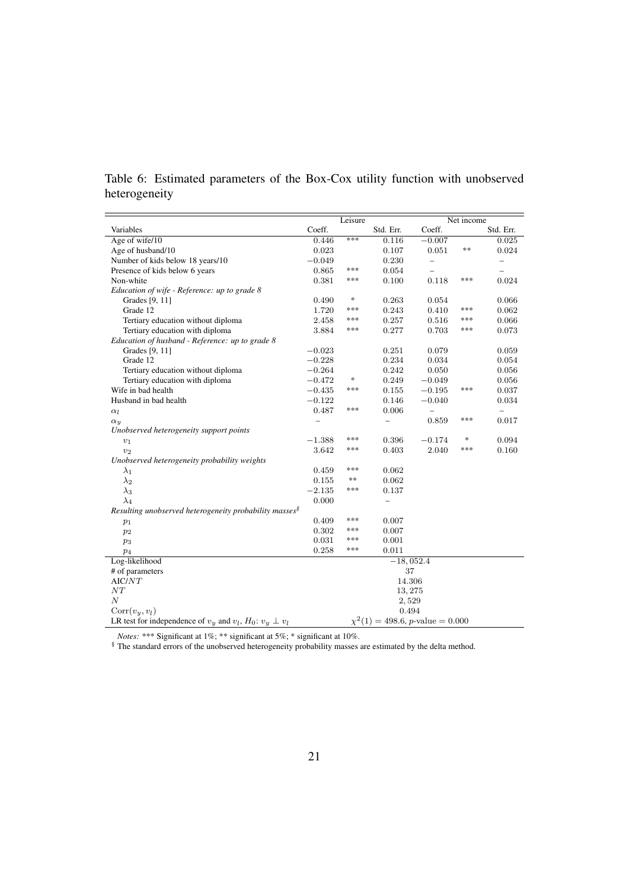Table 6: Estimated parameters of the Box-Cox utility function with unobserved heterogeneity

| | Leisure | | | Net income | | |
|---|---|---|---|---|---|---|
| Variables | Coeff. | | Std. Err. | Coeff. | | Std. Err. |
| Age of wife/10 | $0.446$ | *** | $0.116$ | $-0.007$ | | $0.025$ |
| Age of husband/10 | $0.023$ | | $0.107$ | $0.051$ | ** | $0.024$ |
| Number of kids below 18 years/10 | $-0.049$ | | $0.230$ | – | | – |
| Presence of kids below 6 years | $0.865$ | *** | $0.054$ | – | | – |
| Non-white | $0.381$ | *** | $0.100$ | $0.118$ | *** | $0.024$ |
| *Education of wife - Reference: up to grade 8* | | | | | | |
| Grades [9, 11] | $0.490$ | * | $0.263$ | $0.054$ | | $0.066$ |
| Grade 12 | $1.720$ | *** | $0.243$ | $0.410$ | *** | $0.062$ |
| Tertiary education without diploma | $2.458$ | *** | $0.257$ | $0.516$ | *** | $0.066$ |
| Tertiary education with diploma | $3.884$ | *** | $0.277$ | $0.703$ | *** | $0.073$ |
| *Education of husband - Reference: up to grade 8* | | | | | | |
| Grades [9, 11] | $-0.023$ | | $0.251$ | $0.079$ | | $0.059$ |
| Grade 12 | $-0.228$ | | $0.234$ | $0.034$ | | $0.054$ |
| Tertiary education without diploma | $-0.264$ | | $0.242$ | $0.050$ | | $0.056$ |
| Tertiary education with diploma | $-0.472$ | * | $0.249$ | $-0.049$ | | $0.056$ |
| Wife in bad health | $-0.435$ | *** | $0.155$ | $-0.195$ | *** | $0.037$ |
| Husband in bad health | $-0.122$ | | $0.146$ | $-0.040$ | | $0.034$ |
| $\alpha_l$ | $0.487$ | *** | $0.006$ | – | | – |
| $\alpha_y$ | – | | – | $0.859$ | *** | $0.017$ |
| *Unobserved heterogeneity support points* | | | | | | |
| $v_1$ | $-1.388$ | *** | $0.396$ | $-0.174$ | * | $0.094$ |
| $v_2$ | $3.642$ | *** | $0.403$ | $2.040$ | *** | $0.160$ |
| *Unobserved heterogeneity probability weights* | | | | | | |
| $\lambda_1$ | $0.459$ | *** | $0.062$ | | | |
| $\lambda_2$ | $0.155$ | ** | $0.062$ | | | |
| $\lambda_3$ | $-2.135$ | *** | $0.137$ | | | |
| $\lambda_4$ | $0.000$ | | – | | | |
| *Resulting unobserved heterogeneity probability masses*[§] | | | | | | |
| $p_1$ | $0.409$ | *** | $0.007$ | | | |
| $p_2$ | $0.302$ | *** | $0.007$ | | | |
| $p_3$ | $0.031$ | *** | $0.001$ | | | |
| $p_4$ | $0.258$ | *** | $0.011$ | | | |
| Log-likelihood | $-18,052.4$ | | | | | |
| # of parameters | $37$ | | | | | |
| AIC/$NT$ | $14.306$ | | | | | |
| $NT$ | $13,275$ | | | | | |
| $N$ | $2,529$ | | | | | |
| $\text{Corr}(v_y, v_l)$ | $0.494$ | | | | | |
| LR test for independence of $v_y$ and $v_l$, $H_0$: $v_y \perp v_l$ | $\chi^2(1) = 498.6$, $p$-value $= 0.000$ | | | | | |

*Notes:* *** Significant at 1%; ** significant at 5%; * significant at 10%.

[§] The standard errors of the unobserved heterogeneity probability masses are estimated by the delta method.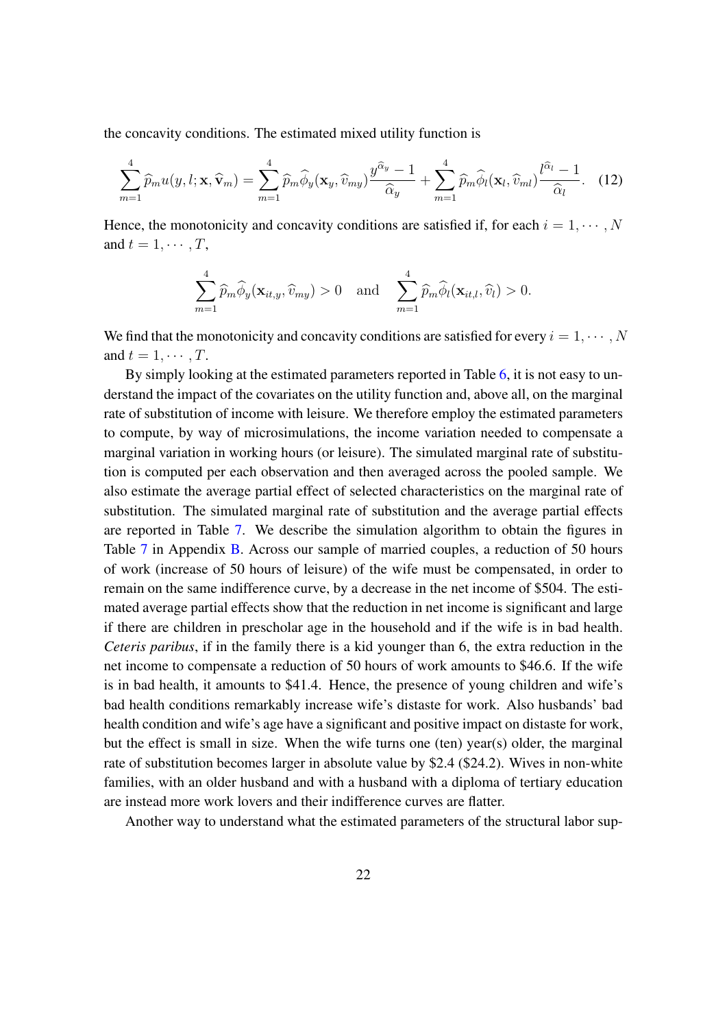the concavity conditions. The estimated mixed utility function is

$$\sum_{m=1}^{4} \widehat{p}_m u(y, l; \mathbf{x}, \widehat{\mathbf{v}}_m) = \sum_{m=1}^{4} \widehat{p}_m \widehat{\phi}_y(\mathbf{x}_y, \widehat{v}_{my}) \frac{y^{\widehat{\alpha}_y} - 1}{\widehat{\alpha}_y} + \sum_{m=1}^{4} \widehat{p}_m \widehat{\phi}_l(\mathbf{x}_l, \widehat{v}_{ml}) \frac{l^{\widehat{\alpha}_l} - 1}{\widehat{\alpha}_l}. \quad (12)$$

Hence, the monotonicity and concavity conditions are satisfied if, for each $i = 1, \cdots, N$ and $t = 1, \cdots, T$,

$$\sum_{m=1}^{4} \widehat{p}_m \widehat{\phi}_y(\mathbf{x}_{it,y}, \widehat{v}_{my}) > 0 \quad \text{and} \quad \sum_{m=1}^{4} \widehat{p}_m \widehat{\phi}_l(\mathbf{x}_{it,l}, \widehat{v}_l) > 0.$$

We find that the monotonicity and concavity conditions are satisfied for every $i = 1, \cdots, N$ and $t = 1, \cdots, T$.

By simply looking at the estimated parameters reported in Table 6, it is not easy to understand the impact of the covariates on the utility function and, above all, on the marginal rate of substitution of income with leisure. We therefore employ the estimated parameters to compute, by way of microsimulations, the income variation needed to compensate a marginal variation in working hours (or leisure). The simulated marginal rate of substitution is computed per each observation and then averaged across the pooled sample. We also estimate the average partial effect of selected characteristics on the marginal rate of substitution. The simulated marginal rate of substitution and the average partial effects are reported in Table 7. We describe the simulation algorithm to obtain the figures in Table 7 in Appendix B. Across our sample of married couples, a reduction of 50 hours of work (increase of 50 hours of leisure) of the wife must be compensated, in order to remain on the same indifference curve, by a decrease in the net income of \$504. The estimated average partial effects show that the reduction in net income is significant and large if there are children in prescholar age in the household and if the wife is in bad health. *Ceteris paribus*, if in the family there is a kid younger than 6, the extra reduction in the net income to compensate a reduction of 50 hours of work amounts to \$46.6. If the wife is in bad health, it amounts to \$41.4. Hence, the presence of young children and wife's bad health conditions remarkably increase wife's distaste for work. Also husbands' bad health condition and wife's age have a significant and positive impact on distaste for work, but the effect is small in size. When the wife turns one (ten) year(s) older, the marginal rate of substitution becomes larger in absolute value by \$2.4 (\$24.2). Wives in non-white families, with an older husband and with a husband with a diploma of tertiary education are instead more work lovers and their indifference curves are flatter.

Another way to understand what the estimated parameters of the structural labor sup-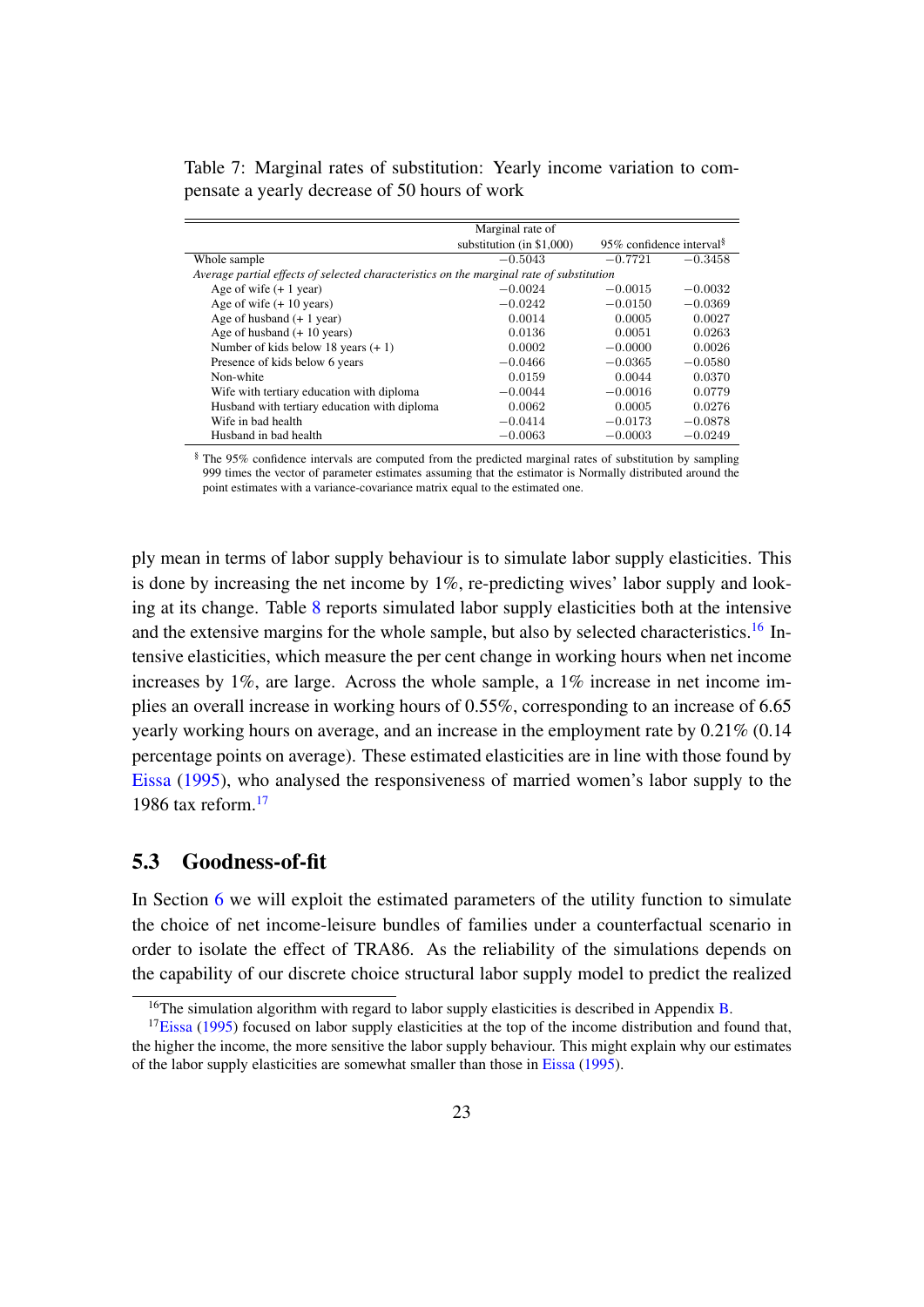Table 7: Marginal rates of substitution: Yearly income variation to compensate a yearly decrease of 50 hours of work

| | Marginal rate of substitution (in $1,000) | 95% confidence interval[§] | |
|---|---|---|---|
| Whole sample | −0.5043 | −0.7721 | −0.3458 |
| *Average partial effects of selected characteristics on the marginal rate of substitution* | | | |
| Age of wife (+ 1 year) | −0.0024 | −0.0015 | −0.0032 |
| Age of wife (+ 10 years) | −0.0242 | −0.0150 | −0.0369 |
| Age of husband (+ 1 year) | 0.0014 | 0.0005 | 0.0027 |
| Age of husband (+ 10 years) | 0.0136 | 0.0051 | 0.0263 |
| Number of kids below 18 years (+ 1) | 0.0002 | −0.0000 | 0.0026 |
| Presence of kids below 6 years | −0.0466 | −0.0365 | −0.0580 |
| Non-white | 0.0159 | 0.0044 | 0.0370 |
| Wife with tertiary education with diploma | −0.0044 | −0.0016 | 0.0779 |
| Husband with tertiary education with diploma | 0.0062 | 0.0005 | 0.0276 |
| Wife in bad health | −0.0414 | −0.0173 | −0.0878 |
| Husband in bad health | −0.0063 | −0.0003 | −0.0249 |

[§] The 95% confidence intervals are computed from the predicted marginal rates of substitution by sampling 999 times the vector of parameter estimates assuming that the estimator is Normally distributed around the point estimates with a variance-covariance matrix equal to the estimated one.

ply mean in terms of labor supply behaviour is to simulate labor supply elasticities. This is done by increasing the net income by 1%, re-predicting wives' labor supply and looking at its change. Table 8 reports simulated labor supply elasticities both at the intensive and the extensive margins for the whole sample, but also by selected characteristics.[16] Intensive elasticities, which measure the per cent change in working hours when net income increases by 1%, are large. Across the whole sample, a 1% increase in net income implies an overall increase in working hours of 0.55%, corresponding to an increase of 6.65 yearly working hours on average, and an increase in the employment rate by 0.21% (0.14 percentage points on average). These estimated elasticities are in line with those found by Eissa (1995), who analysed the responsiveness of married women's labor supply to the 1986 tax reform.[17]

### 5.3 Goodness-of-fit

In Section 6 we will exploit the estimated parameters of the utility function to simulate the choice of net income-leisure bundles of families under a counterfactual scenario in order to isolate the effect of TRA86. As the reliability of the simulations depends on the capability of our discrete choice structural labor supply model to predict the realized

[16] The simulation algorithm with regard to labor supply elasticities is described in Appendix B.

[17] Eissa (1995) focused on labor supply elasticities at the top of the income distribution and found that, the higher the income, the more sensitive the labor supply behaviour. This might explain why our estimates of the labor supply elasticities are somewhat smaller than those in Eissa (1995).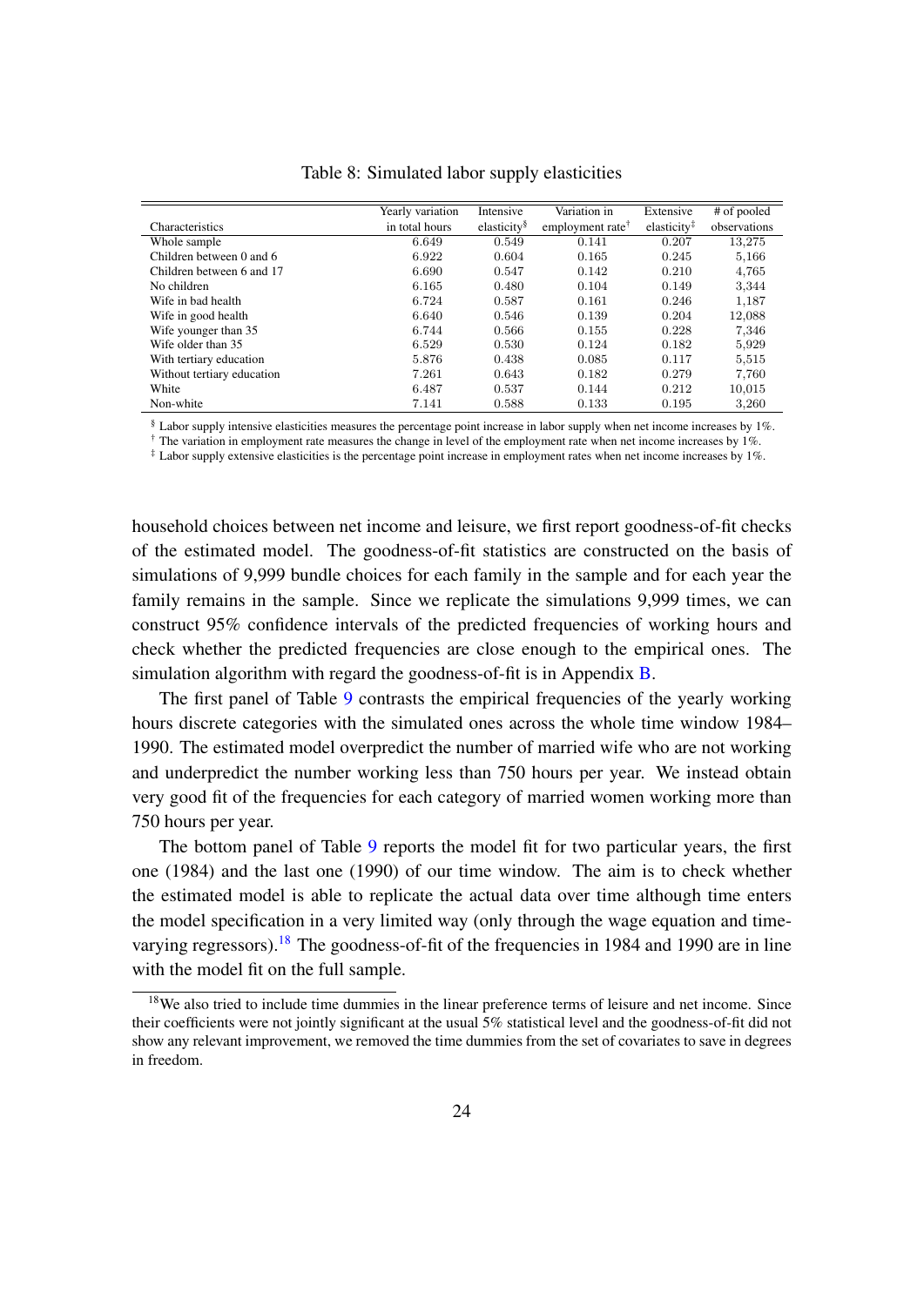Table 8: Simulated labor supply elasticities

| Characteristics | Yearly variation in total hours | Intensive elasticity§ | Variation in employment rate† | Extensive elasticity‡ | # of pooled observations |
|---|---|---|---|---|---|
| Whole sample | 6.649 | 0.549 | 0.141 | 0.207 | 13,275 |
| Children between 0 and 6 | 6.922 | 0.604 | 0.165 | 0.245 | 5,166 |
| Children between 6 and 17 | 6.690 | 0.547 | 0.142 | 0.210 | 4,765 |
| No children | 6.165 | 0.480 | 0.104 | 0.149 | 3,344 |
| Wife in bad health | 6.724 | 0.587 | 0.161 | 0.246 | 1,187 |
| Wife in good health | 6.640 | 0.546 | 0.139 | 0.204 | 12,088 |
| Wife younger than 35 | 6.744 | 0.566 | 0.155 | 0.228 | 7,346 |
| Wife older than 35 | 6.529 | 0.530 | 0.124 | 0.182 | 5,929 |
| With tertiary education | 5.876 | 0.438 | 0.085 | 0.117 | 5,515 |
| Without tertiary education | 7.261 | 0.643 | 0.182 | 0.279 | 7,760 |
| White | 6.487 | 0.537 | 0.144 | 0.212 | 10,015 |
| Non-white | 7.141 | 0.588 | 0.133 | 0.195 | 3,260 |

§ Labor supply intensive elasticities measures the percentage point increase in labor supply when net income increases by 1%.
† The variation in employment rate measures the change in level of the employment rate when net income increases by 1%.
‡ Labor supply extensive elasticities is the percentage point increase in employment rates when net income increases by 1%.

household choices between net income and leisure, we first report goodness-of-fit checks of the estimated model. The goodness-of-fit statistics are constructed on the basis of simulations of 9,999 bundle choices for each family in the sample and for each year the family remains in the sample. Since we replicate the simulations 9,999 times, we can construct 95% confidence intervals of the predicted frequencies of working hours and check whether the predicted frequencies are close enough to the empirical ones. The simulation algorithm with regard the goodness-of-fit is in Appendix B.

The first panel of Table 9 contrasts the empirical frequencies of the yearly working hours discrete categories with the simulated ones across the whole time window 1984–1990. The estimated model overpredict the number of married wife who are not working and underpredict the number working less than 750 hours per year. We instead obtain very good fit of the frequencies for each category of married women working more than 750 hours per year.

The bottom panel of Table 9 reports the model fit for two particular years, the first one (1984) and the last one (1990) of our time window. The aim is to check whether the estimated model is able to replicate the actual data over time although time enters the model specification in a very limited way (only through the wage equation and time-varying regressors).[18] The goodness-of-fit of the frequencies in 1984 and 1990 are in line with the model fit on the full sample.

[18] We also tried to include time dummies in the linear preference terms of leisure and net income. Since their coefficients were not jointly significant at the usual 5% statistical level and the goodness-of-fit did not show any relevant improvement, we removed the time dummies from the set of covariates to save in degrees in freedom.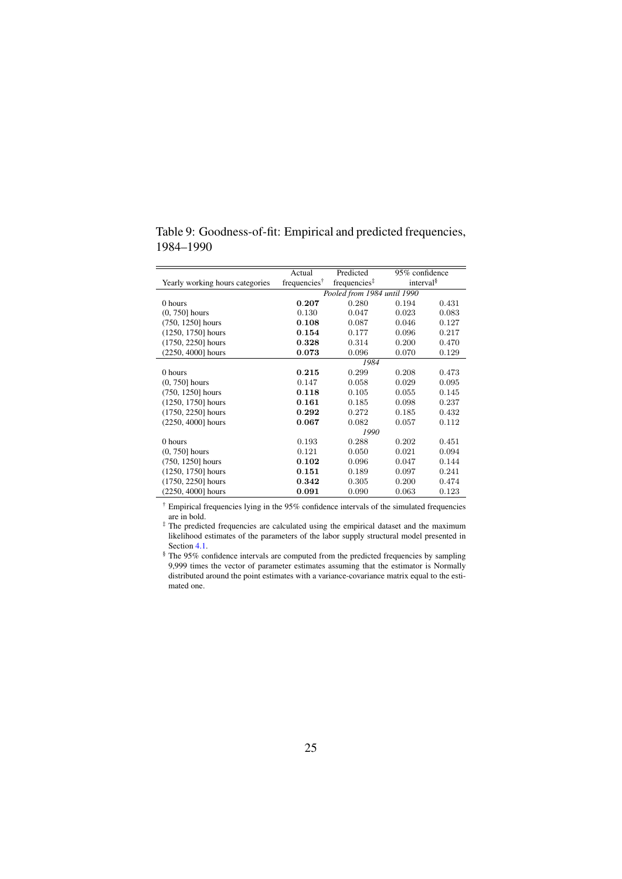Table 9: Goodness-of-fit: Empirical and predicted frequencies, 1984–1990

| Yearly working hours categories | Actual frequencies[†] | Predicted frequencies[‡] | 95% confidence interval[§] | |
|---|---|---|---|---|
| | *Pooled from 1984 until 1990* | | | |
| 0 hours | **0.207** | 0.280 | 0.194 | 0.431 |
| (0, 750] hours | 0.130 | 0.047 | 0.023 | 0.083 |
| (750, 1250] hours | **0.108** | 0.087 | 0.046 | 0.127 |
| (1250, 1750] hours | **0.154** | 0.177 | 0.096 | 0.217 |
| (1750, 2250] hours | **0.328** | 0.314 | 0.200 | 0.470 |
| (2250, 4000] hours | **0.073** | 0.096 | 0.070 | 0.129 |
| | *1984* | | | |
| 0 hours | **0.215** | 0.299 | 0.208 | 0.473 |
| (0, 750] hours | 0.147 | 0.058 | 0.029 | 0.095 |
| (750, 1250] hours | **0.118** | 0.105 | 0.055 | 0.145 |
| (1250, 1750] hours | **0.161** | 0.185 | 0.098 | 0.237 |
| (1750, 2250] hours | **0.292** | 0.272 | 0.185 | 0.432 |
| (2250, 4000] hours | **0.067** | 0.082 | 0.057 | 0.112 |
| | *1990* | | | |
| 0 hours | 0.193 | 0.288 | 0.202 | 0.451 |
| (0, 750] hours | 0.121 | 0.050 | 0.021 | 0.094 |
| (750, 1250] hours | **0.102** | 0.096 | 0.047 | 0.144 |
| (1250, 1750] hours | **0.151** | 0.189 | 0.097 | 0.241 |
| (1750, 2250] hours | **0.342** | 0.305 | 0.200 | 0.474 |
| (2250, 4000] hours | **0.091** | 0.090 | 0.063 | 0.123 |

[†] Empirical frequencies lying in the 95% confidence intervals of the simulated frequencies are in bold.

[‡] The predicted frequencies are calculated using the empirical dataset and the maximum likelihood estimates of the parameters of the labor supply structural model presented in Section 4.1.

[§] The 95% confidence intervals are computed from the predicted frequencies by sampling 9,999 times the vector of parameter estimates assuming that the estimator is Normally distributed around the point estimates with a variance-covariance matrix equal to the estimated one.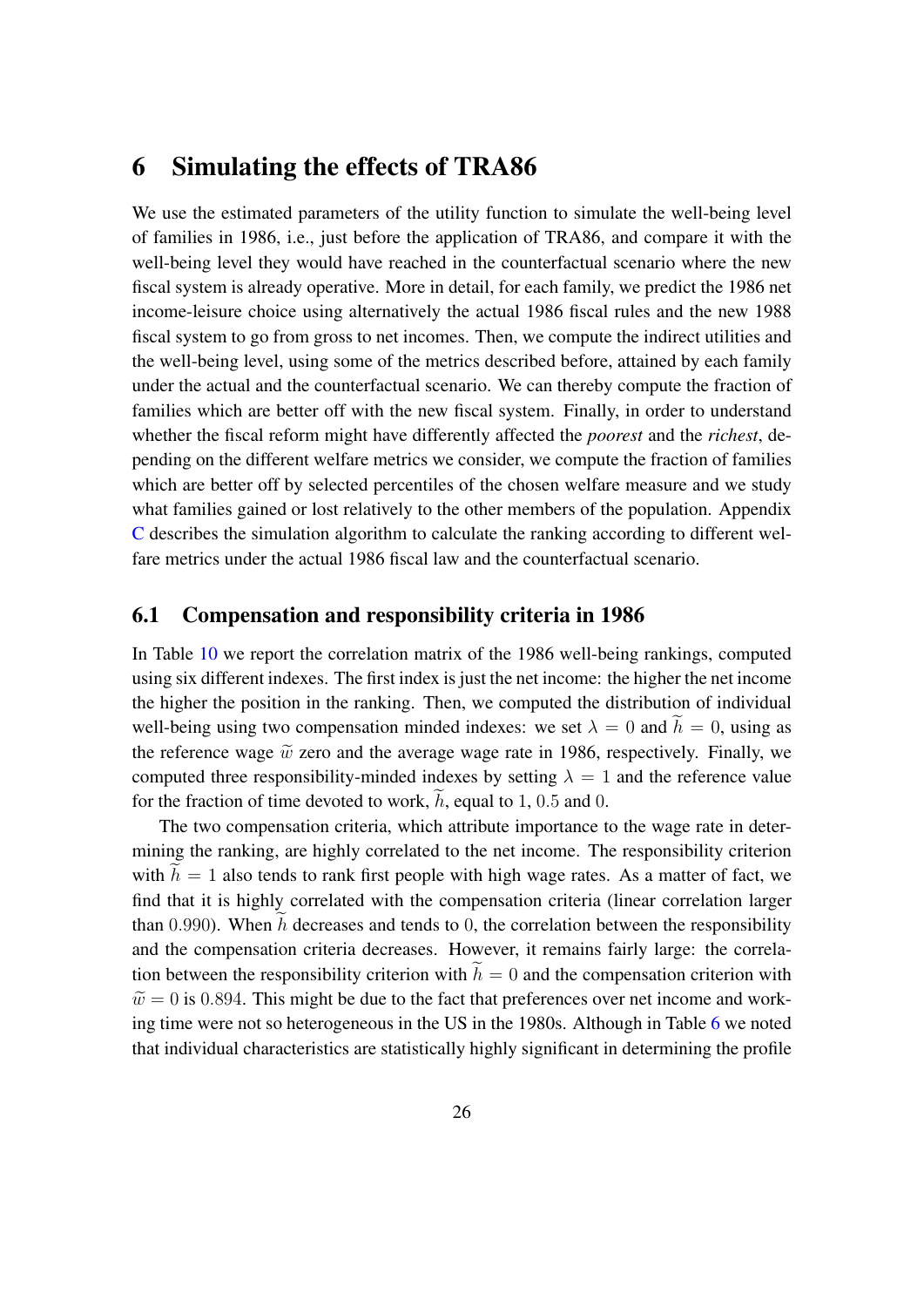# 6 Simulating the effects of TRA86

We use the estimated parameters of the utility function to simulate the well-being level of families in 1986, i.e., just before the application of TRA86, and compare it with the well-being level they would have reached in the counterfactual scenario where the new fiscal system is already operative. More in detail, for each family, we predict the 1986 net income-leisure choice using alternatively the actual 1986 fiscal rules and the new 1988 fiscal system to go from gross to net incomes. Then, we compute the indirect utilities and the well-being level, using some of the metrics described before, attained by each family under the actual and the counterfactual scenario. We can thereby compute the fraction of families which are better off with the new fiscal system. Finally, in order to understand whether the fiscal reform might have differently affected the *poorest* and the *richest*, depending on the different welfare metrics we consider, we compute the fraction of families which are better off by selected percentiles of the chosen welfare measure and we study what families gained or lost relatively to the other members of the population. Appendix C describes the simulation algorithm to calculate the ranking according to different welfare metrics under the actual 1986 fiscal law and the counterfactual scenario.

## 6.1 Compensation and responsibility criteria in 1986

In Table 10 we report the correlation matrix of the 1986 well-being rankings, computed using six different indexes. The first index is just the net income: the higher the net income the higher the position in the ranking. Then, we computed the distribution of individual well-being using two compensation minded indexes: we set $\lambda = 0$ and $\widetilde{h} = 0$, using as the reference wage $\widetilde{w}$ zero and the average wage rate in 1986, respectively. Finally, we computed three responsibility-minded indexes by setting $\lambda = 1$ and the reference value for the fraction of time devoted to work, $\widetilde{h}$, equal to 1, 0.5 and 0.

The two compensation criteria, which attribute importance to the wage rate in determining the ranking, are highly correlated to the net income. The responsibility criterion with $\widetilde{h} = 1$ also tends to rank first people with high wage rates. As a matter of fact, we find that it is highly correlated with the compensation criteria (linear correlation larger than 0.990). When $\widetilde{h}$ decreases and tends to 0, the correlation between the responsibility and the compensation criteria decreases. However, it remains fairly large: the correlation between the responsibility criterion with $\widetilde{h} = 0$ and the compensation criterion with $\widetilde{w} = 0$ is 0.894. This might be due to the fact that preferences over net income and working time were not so heterogeneous in the US in the 1980s. Although in Table 6 we noted that individual characteristics are statistically highly significant in determining the profile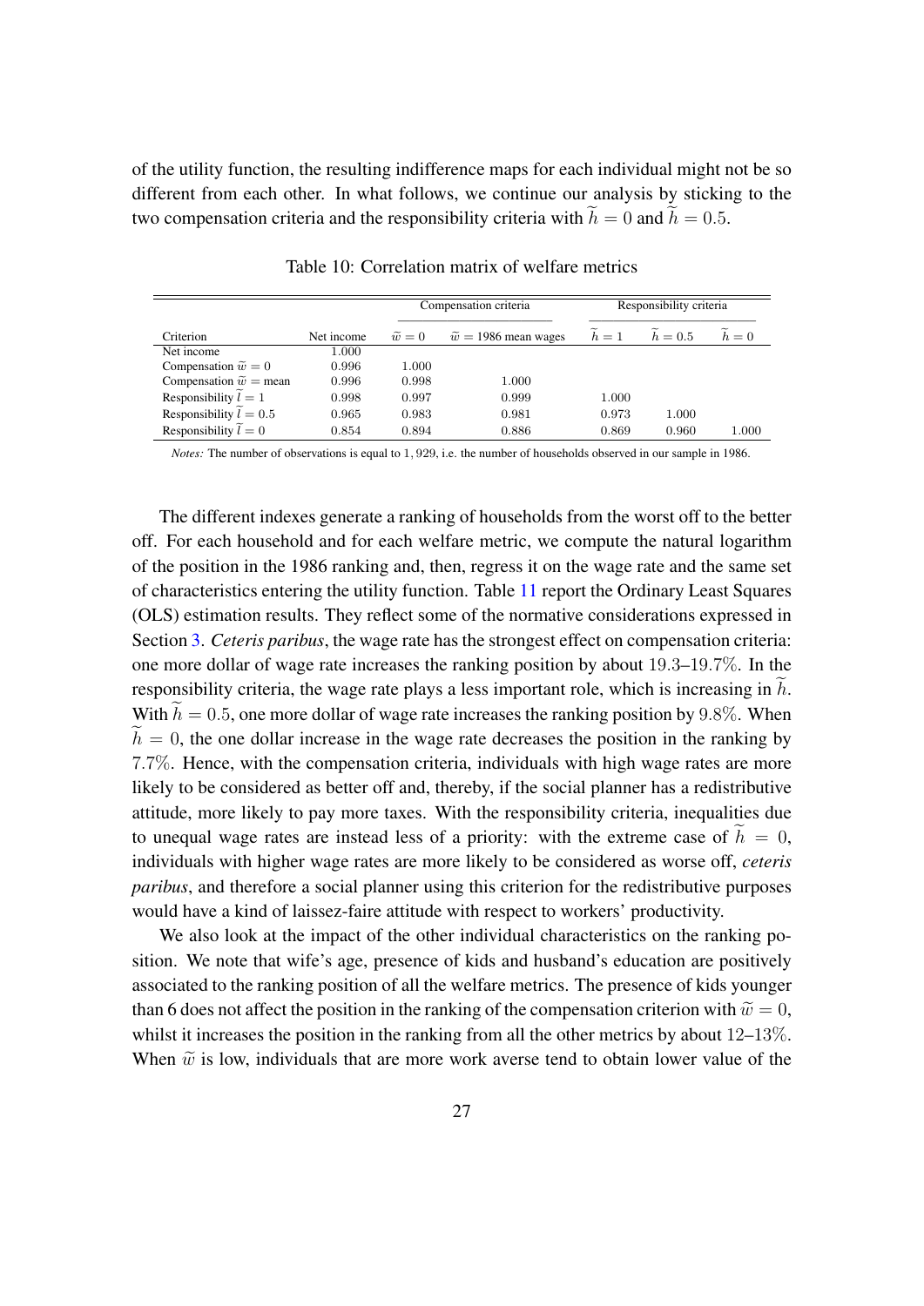of the utility function, the resulting indifference maps for each individual might not be so different from each other. In what follows, we continue our analysis by sticking to the two compensation criteria and the responsibility criteria with $\widetilde{h} = 0$ and $\widetilde{h} = 0.5$.

Table 10: Correlation matrix of welfare metrics

| | | Compensation criteria | | Responsibility criteria | | |
|---|---|---|---|---|---|---|
| Criterion | Net income | $\widetilde{w} = 0$ | $\widetilde{w} = 1986$ mean wages | $\widetilde{h} = 1$ | $\widetilde{h} = 0.5$ | $\widetilde{h} = 0$ |
| Net income | 1.000 | | | | | |
| Compensation $\widetilde{w} = 0$ | 0.996 | 1.000 | | | | |
| Compensation $\widetilde{w} =$ mean | 0.996 | 0.998 | 1.000 | | | |
| Responsibility $\widetilde{l} = 1$ | 0.998 | 0.997 | 0.999 | 1.000 | | |
| Responsibility $\widetilde{l} = 0.5$ | 0.965 | 0.983 | 0.981 | 0.973 | 1.000 | |
| Responsibility $\widetilde{l} = 0$ | 0.854 | 0.894 | 0.886 | 0.869 | 0.960 | 1.000 |

*Notes:* The number of observations is equal to 1,929, i.e. the number of households observed in our sample in 1986.

The different indexes generate a ranking of households from the worst off to the better off. For each household and for each welfare metric, we compute the natural logarithm of the position in the 1986 ranking and, then, regress it on the wage rate and the same set of characteristics entering the utility function. Table 11 report the Ordinary Least Squares (OLS) estimation results. They reflect some of the normative considerations expressed in Section 3. *Ceteris paribus*, the wage rate has the strongest effect on compensation criteria: one more dollar of wage rate increases the ranking position by about 19.3–19.7%. In the responsibility criteria, the wage rate plays a less important role, which is increasing in $\widetilde{h}$. With $\widetilde{h} = 0.5$, one more dollar of wage rate increases the ranking position by 9.8%. When $\widetilde{h} = 0$, the one dollar increase in the wage rate decreases the position in the ranking by 7.7%. Hence, with the compensation criteria, individuals with high wage rates are more likely to be considered as better off and, thereby, if the social planner has a redistributive attitude, more likely to pay more taxes. With the responsibility criteria, inequalities due to unequal wage rates are instead less of a priority: with the extreme case of $\widetilde{h} = 0$, individuals with higher wage rates are more likely to be considered as worse off, *ceteris paribus*, and therefore a social planner using this criterion for the redistributive purposes would have a kind of laissez-faire attitude with respect to workers' productivity.

We also look at the impact of the other individual characteristics on the ranking position. We note that wife's age, presence of kids and husband's education are positively associated to the ranking position of all the welfare metrics. The presence of kids younger than 6 does not affect the position in the ranking of the compensation criterion with $\widetilde{w} = 0$, whilst it increases the position in the ranking from all the other metrics by about 12–13%. When $\widetilde{w}$ is low, individuals that are more work averse tend to obtain lower value of the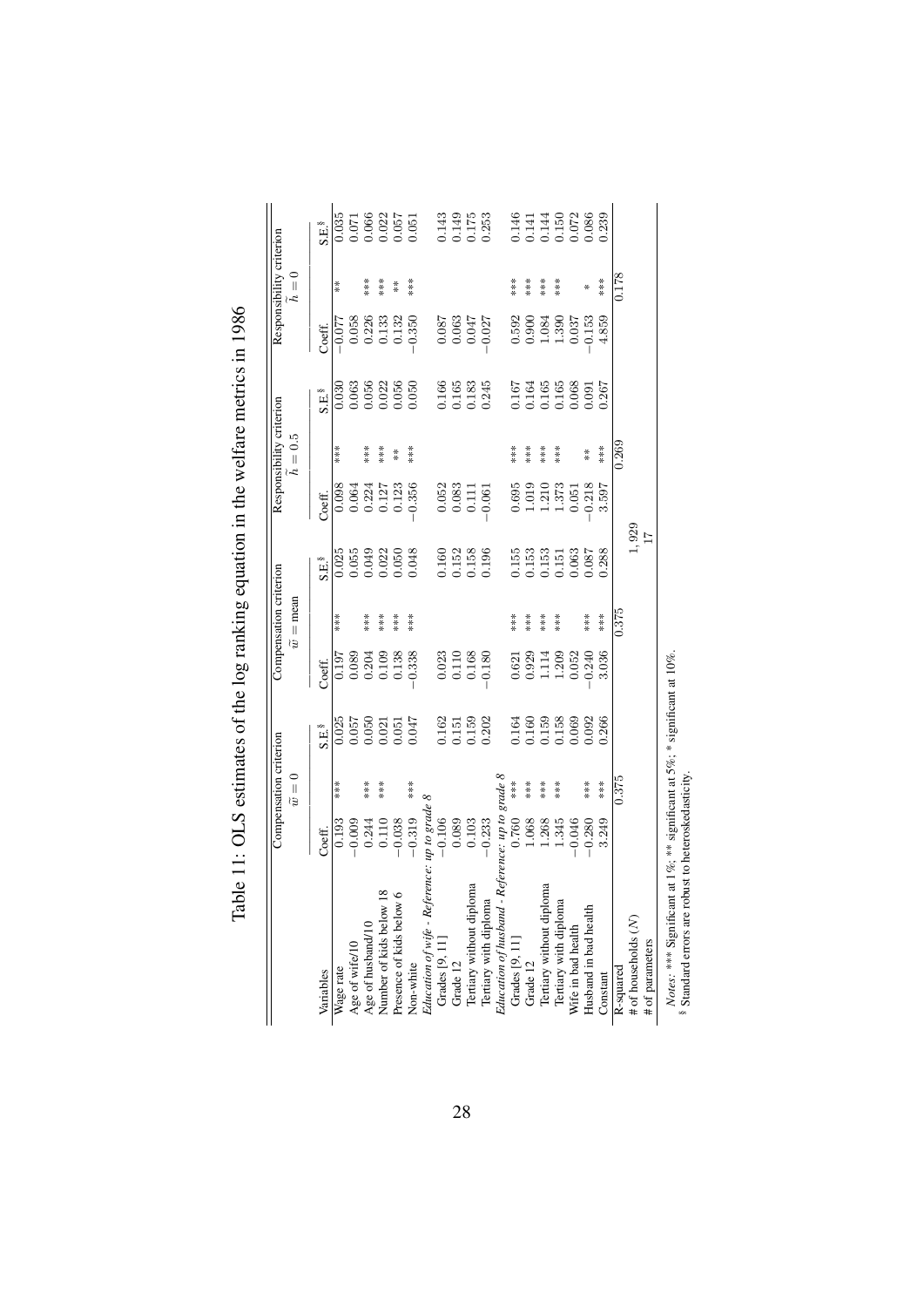Table 11: OLS estimates of the log ranking equation in the welfare metrics in 1986

| | Compensation criterion | | | Compensation criterion | | | Responsibility criterion | | | Responsibility criterion | | |
|---|---|---|---|---|---|---|---|---|---|---|---|---|
| | $\tilde{w} = 0$ | | | $\tilde{w} =$ mean | | | $\tilde{h} = 0.5$ | | | $\tilde{h} = 0$ | | |
| Variables | Coeff. | | S.E.[§] | Coeff. | | S.E.[§] | Coeff. | | S.E.[§] | Coeff. | | S.E.[§] |
| Wage rate | 0.193 | *** | 0.025 | 0.197 | *** | 0.025 | 0.098 | *** | 0.030 | −0.077 | ** | 0.035 |
| Age of wife/10 | −0.009 | | 0.057 | 0.089 | | 0.055 | 0.064 | | 0.063 | 0.058 | | 0.071 |
| Age of husband/10 | 0.244 | *** | 0.050 | 0.204 | *** | 0.049 | 0.224 | *** | 0.056 | 0.226 | *** | 0.066 |
| Number of kids below 18 | 0.110 | *** | 0.021 | 0.109 | *** | 0.022 | 0.127 | *** | 0.022 | 0.133 | *** | 0.022 |
| Presence of kids below 6 | −0.038 | | 0.051 | 0.138 | *** | 0.050 | 0.123 | ** | 0.056 | 0.132 | ** | 0.057 |
| Non-white | −0.319 | *** | 0.047 | −0.338 | *** | 0.048 | −0.356 | *** | 0.050 | −0.350 | *** | 0.051 |
| *Education of wife - Reference: up to grade 8* | | | | | | | | | | | | |
| Grades [9, 11] | −0.106 | | 0.162 | 0.023 | | 0.160 | 0.052 | | 0.166 | 0.087 | | 0.143 |
| Grade 12 | 0.089 | | 0.151 | 0.110 | | 0.152 | 0.083 | | 0.165 | 0.063 | | 0.149 |
| Tertiary without diploma | 0.103 | | 0.159 | 0.168 | | 0.158 | 0.111 | | 0.183 | 0.047 | | 0.175 |
| Tertiary with diploma | −0.233 | | 0.202 | −0.180 | | 0.196 | −0.061 | | 0.245 | −0.027 | | 0.253 |
| *Education of husband - Reference: up to grade 8* | | | | | | | | | | | | |
| Grades [9, 11] | 0.760 | *** | 0.164 | 0.621 | *** | 0.155 | 0.695 | *** | 0.167 | 0.592 | *** | 0.146 |
| Grade 12 | 1.068 | *** | 0.160 | 0.929 | *** | 0.153 | 1.019 | *** | 0.164 | 0.900 | *** | 0.141 |
| Tertiary without diploma | 1.268 | *** | 0.159 | 1.114 | *** | 0.153 | 1.210 | *** | 0.165 | 1.084 | *** | 0.144 |
| Tertiary with diploma | 1.345 | *** | 0.158 | 1.209 | *** | 0.151 | 1.373 | *** | 0.165 | 1.390 | *** | 0.150 |
| Wife in bad health | −0.046 | | 0.069 | 0.052 | | 0.063 | 0.051 | | 0.068 | 0.037 | | 0.072 |
| Husband in bad health | −0.280 | *** | 0.092 | −0.240 | *** | 0.087 | −0.218 | ** | 0.091 | −0.153 | * | 0.086 |
| Constant | 3.249 | *** | 0.266 | 3.036 | *** | 0.288 | 3.597 | *** | 0.267 | 4.859 | *** | 0.239 |
| R-squared | | 0.375 | | | 0.375 | | | 0.269 | | | 0.178 | |
| # of households ($N$) | | | | | | 1,929 | | | | | | |
| # of parameters | | | | | | 17 | | | | | | |

*Notes*: *** Significant at 1%; ** significant at 5%; * significant at 10%.
[§] Standard errors are robust to heteroskedasticity.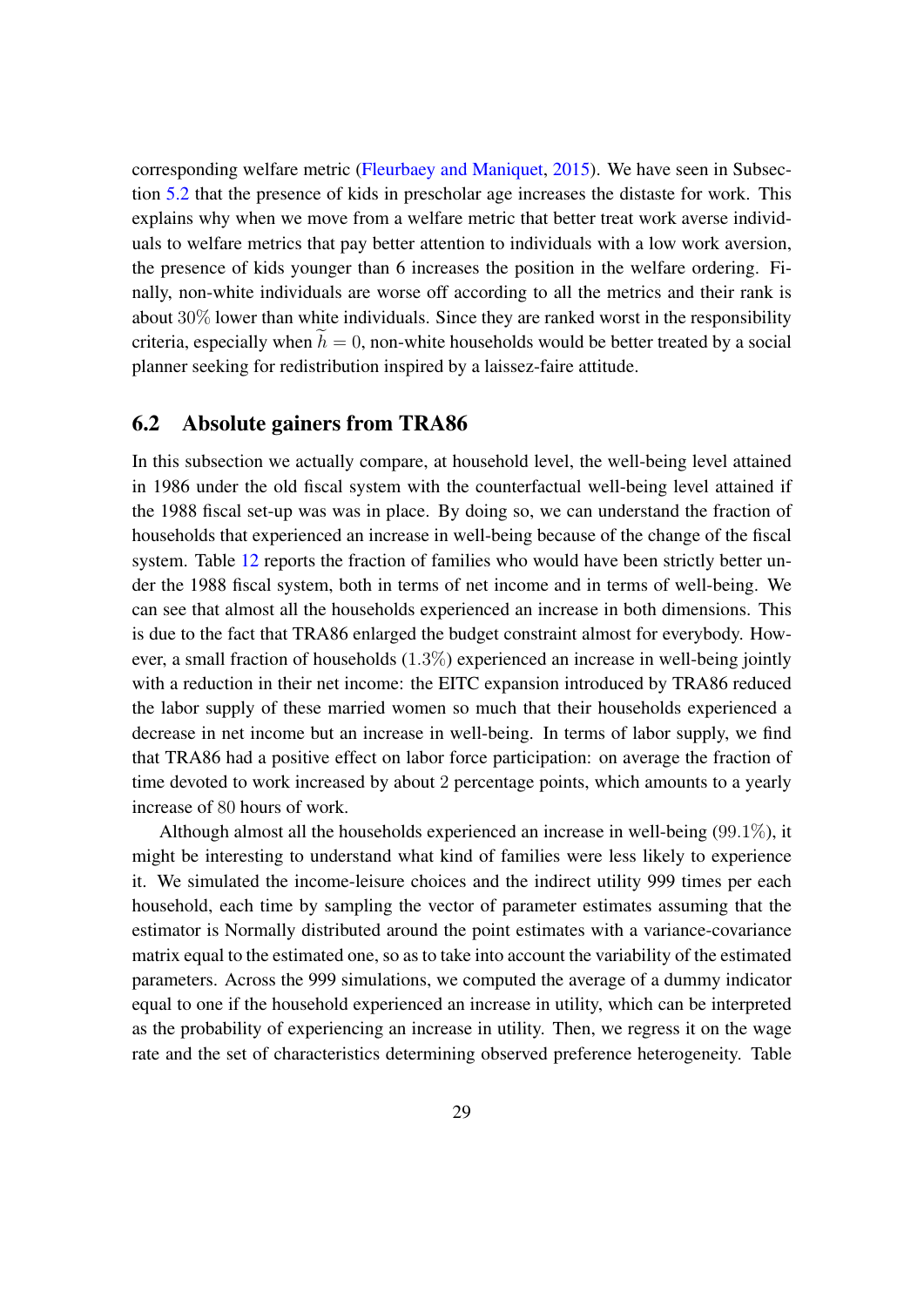corresponding welfare metric (Fleurbaey and Maniquet, 2015). We have seen in Subsection 5.2 that the presence of kids in prescholar age increases the distaste for work. This explains why when we move from a welfare metric that better treat work averse individuals to welfare metrics that pay better attention to individuals with a low work aversion, the presence of kids younger than 6 increases the position in the welfare ordering. Finally, non-white individuals are worse off according to all the metrics and their rank is about $30\%$ lower than white individuals. Since they are ranked worst in the responsibility criteria, especially when $\widetilde{h} = 0$, non-white households would be better treated by a social planner seeking for redistribution inspired by a laissez-faire attitude.

## 6.2 Absolute gainers from TRA86

In this subsection we actually compare, at household level, the well-being level attained in 1986 under the old fiscal system with the counterfactual well-being level attained if the 1988 fiscal set-up was was in place. By doing so, we can understand the fraction of households that experienced an increase in well-being because of the change of the fiscal system. Table 12 reports the fraction of families who would have been strictly better under the 1988 fiscal system, both in terms of net income and in terms of well-being. We can see that almost all the households experienced an increase in both dimensions. This is due to the fact that TRA86 enlarged the budget constraint almost for everybody. However, a small fraction of households ($1.3\%$) experienced an increase in well-being jointly with a reduction in their net income: the EITC expansion introduced by TRA86 reduced the labor supply of these married women so much that their households experienced a decrease in net income but an increase in well-being. In terms of labor supply, we find that TRA86 had a positive effect on labor force participation: on average the fraction of time devoted to work increased by about 2 percentage points, which amounts to a yearly increase of 80 hours of work.

Although almost all the households experienced an increase in well-being ($99.1\%$), it might be interesting to understand what kind of families were less likely to experience it. We simulated the income-leisure choices and the indirect utility 999 times per each household, each time by sampling the vector of parameter estimates assuming that the estimator is Normally distributed around the point estimates with a variance-covariance matrix equal to the estimated one, so as to take into account the variability of the estimated parameters. Across the 999 simulations, we computed the average of a dummy indicator equal to one if the household experienced an increase in utility, which can be interpreted as the probability of experiencing an increase in utility. Then, we regress it on the wage rate and the set of characteristics determining observed preference heterogeneity. Table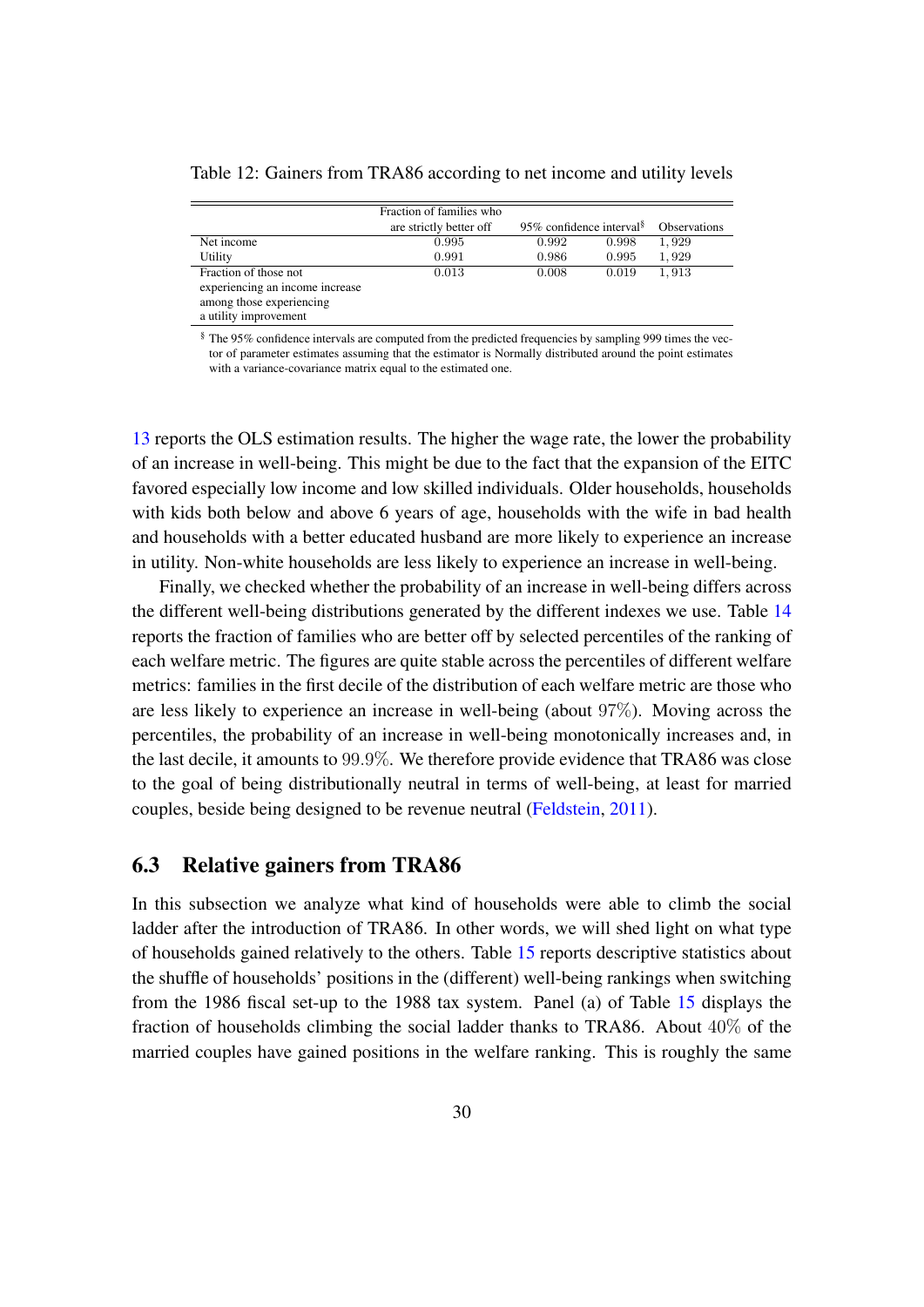Table 12: Gainers from TRA86 according to net income and utility levels

| | Fraction of families who are strictly better off | 95% confidence interval[§] | | Observations |
|---|---|---|---|---|
| Net income | 0.995 | 0.992 | 0.998 | 1,929 |
| Utility | 0.991 | 0.986 | 0.995 | 1,929 |
| Fraction of those not experiencing an income increase among those experiencing a utility improvement | 0.013 | 0.008 | 0.019 | 1,913 |

[§] The 95% confidence intervals are computed from the predicted frequencies by sampling 999 times the vector of parameter estimates assuming that the estimator is Normally distributed around the point estimates with a variance-covariance matrix equal to the estimated one.

13 reports the OLS estimation results. The higher the wage rate, the lower the probability of an increase in well-being. This might be due to the fact that the expansion of the EITC favored especially low income and low skilled individuals. Older households, households with kids both below and above 6 years of age, households with the wife in bad health and households with a better educated husband are more likely to experience an increase in utility. Non-white households are less likely to experience an increase in well-being.

Finally, we checked whether the probability of an increase in well-being differs across the different well-being distributions generated by the different indexes we use. Table 14 reports the fraction of families who are better off by selected percentiles of the ranking of each welfare metric. The figures are quite stable across the percentiles of different welfare metrics: families in the first decile of the distribution of each welfare metric are those who are less likely to experience an increase in well-being (about $97\%$). Moving across the percentiles, the probability of an increase in well-being monotonically increases and, in the last decile, it amounts to $99.9\%$. We therefore provide evidence that TRA86 was close to the goal of being distributionally neutral in terms of well-being, at least for married couples, beside being designed to be revenue neutral (Feldstein, 2011).

## 6.3 Relative gainers from TRA86

In this subsection we analyze what kind of households were able to climb the social ladder after the introduction of TRA86. In other words, we will shed light on what type of households gained relatively to the others. Table 15 reports descriptive statistics about the shuffle of households' positions in the (different) well-being rankings when switching from the 1986 fiscal set-up to the 1988 tax system. Panel (a) of Table 15 displays the fraction of households climbing the social ladder thanks to TRA86. About $40\%$ of the married couples have gained positions in the welfare ranking. This is roughly the same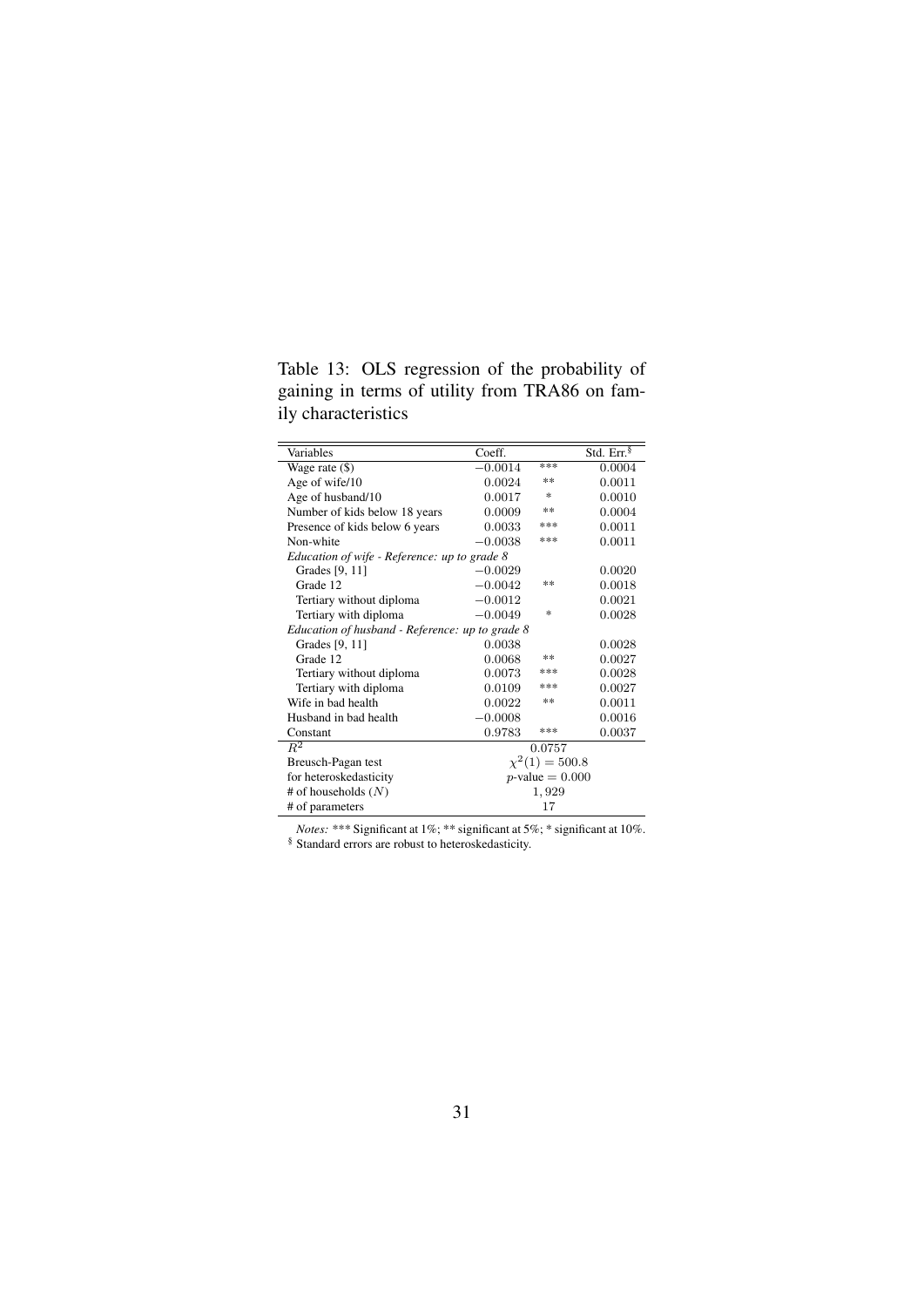Table 13: OLS regression of the probability of gaining in terms of utility from TRA86 on family characteristics

| Variables | Coeff. | | Std. Err.[§] |
|---|---|---|---|
| Wage rate ($) | $-0.0014$ | *** | $0.0004$ |
| Age of wife/10 | $0.0024$ | ** | $0.0011$ |
| Age of husband/10 | $0.0017$ | * | $0.0010$ |
| Number of kids below 18 years | $0.0009$ | ** | $0.0004$ |
| Presence of kids below 6 years | $0.0033$ | *** | $0.0011$ |
| Non-white | $-0.0038$ | *** | $0.0011$ |
| *Education of wife - Reference: up to grade 8* | | | |
| Grades [9, 11] | $-0.0029$ | | $0.0020$ |
| Grade 12 | $-0.0042$ | ** | $0.0018$ |
| Tertiary without diploma | $-0.0012$ | | $0.0021$ |
| Tertiary with diploma | $-0.0049$ | * | $0.0028$ |
| *Education of husband - Reference: up to grade 8* | | | |
| Grades [9, 11] | $0.0038$ | | $0.0028$ |
| Grade 12 | $0.0068$ | ** | $0.0027$ |
| Tertiary without diploma | $0.0073$ | *** | $0.0028$ |
| Tertiary with diploma | $0.0109$ | *** | $0.0027$ |
| Wife in bad health | $0.0022$ | ** | $0.0011$ |
| Husband in bad health | $-0.0008$ | | $0.0016$ |
| Constant | $0.9783$ | *** | $0.0037$ |
| $R^2$ | $0.0757$ | | |
| Breusch-Pagan test | $\chi^2(1) = 500.8$ | | |
| for heteroskedasticity | $p$-value $= 0.000$ | | |
| # of households ($N$) | $1,929$ | | |
| # of parameters | 17 | | |

*Notes:* *** Significant at 1%; ** significant at 5%; * significant at 10%.
[§] Standard errors are robust to heteroskedasticity.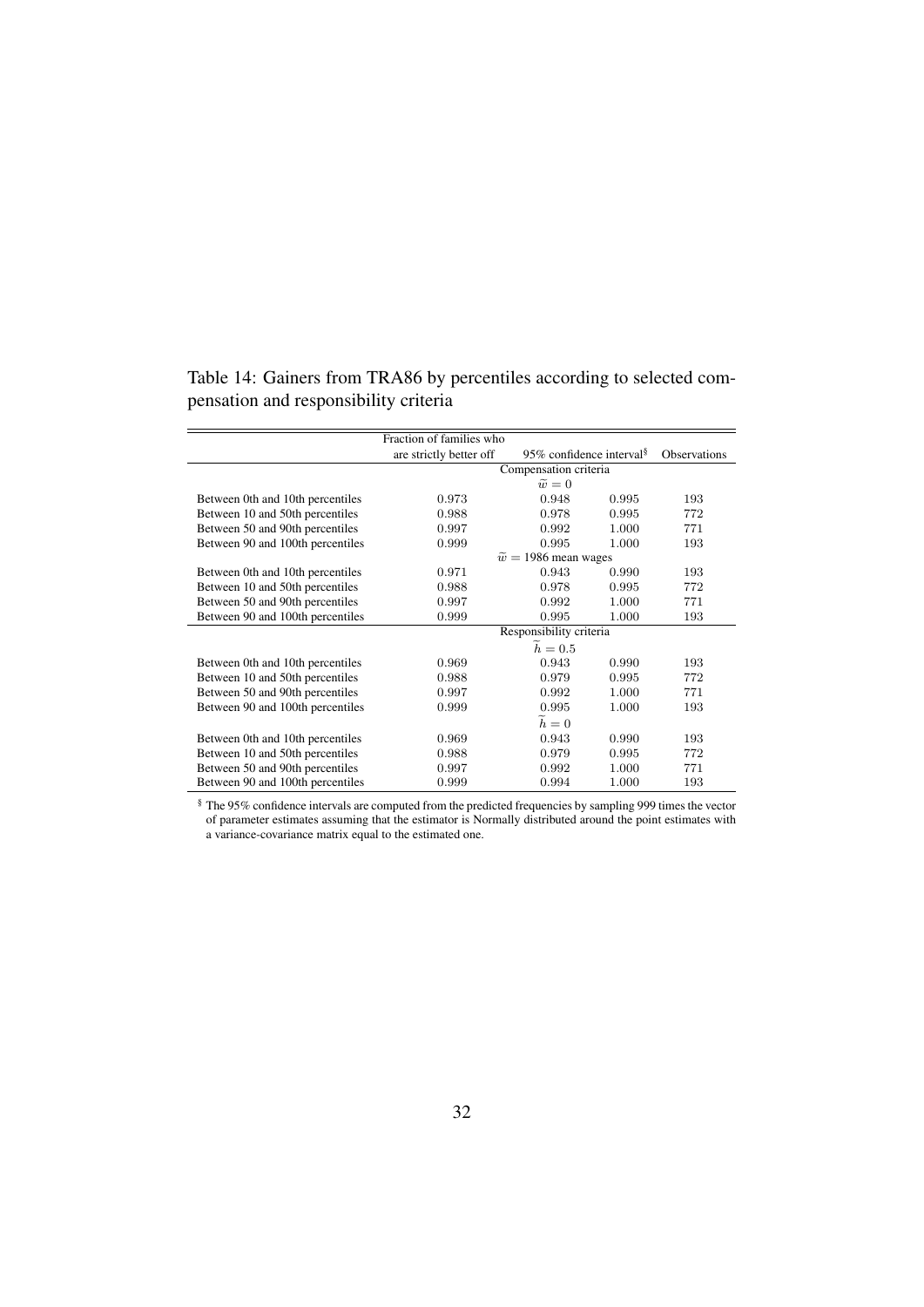Table 14: Gainers from TRA86 by percentiles according to selected compensation and responsibility criteria

| | Fraction of families who are strictly better off | 95% confidence interval[§] | | Observations |
|---|---|---|---|---|
| | Compensation criteria | | | |
| | $\widetilde{w} = 0$ | | | |
| Between 0th and 10th percentiles | 0.973 | 0.948 | 0.995 | 193 |
| Between 10 and 50th percentiles | 0.988 | 0.978 | 0.995 | 772 |
| Between 50 and 90th percentiles | 0.997 | 0.992 | 1.000 | 771 |
| Between 90 and 100th percentiles | 0.999 | 0.995 | 1.000 | 193 |
| | $\widetilde{w} =$ 1986 mean wages | | | |
| Between 0th and 10th percentiles | 0.971 | 0.943 | 0.990 | 193 |
| Between 10 and 50th percentiles | 0.988 | 0.978 | 0.995 | 772 |
| Between 50 and 90th percentiles | 0.997 | 0.992 | 1.000 | 771 |
| Between 90 and 100th percentiles | 0.999 | 0.995 | 1.000 | 193 |
| | Responsibility criteria | | | |
| | $\widetilde{h} = 0.5$ | | | |
| Between 0th and 10th percentiles | 0.969 | 0.943 | 0.990 | 193 |
| Between 10 and 50th percentiles | 0.988 | 0.979 | 0.995 | 772 |
| Between 50 and 90th percentiles | 0.997 | 0.992 | 1.000 | 771 |
| Between 90 and 100th percentiles | 0.999 | 0.995 | 1.000 | 193 |
| | $\widetilde{h} = 0$ | | | |
| Between 0th and 10th percentiles | 0.969 | 0.943 | 0.990 | 193 |
| Between 10 and 50th percentiles | 0.988 | 0.979 | 0.995 | 772 |
| Between 50 and 90th percentiles | 0.997 | 0.992 | 1.000 | 771 |
| Between 90 and 100th percentiles | 0.999 | 0.994 | 1.000 | 193 |

[§] The 95% confidence intervals are computed from the predicted frequencies by sampling 999 times the vector of parameter estimates assuming that the estimator is Normally distributed around the point estimates with a variance-covariance matrix equal to the estimated one.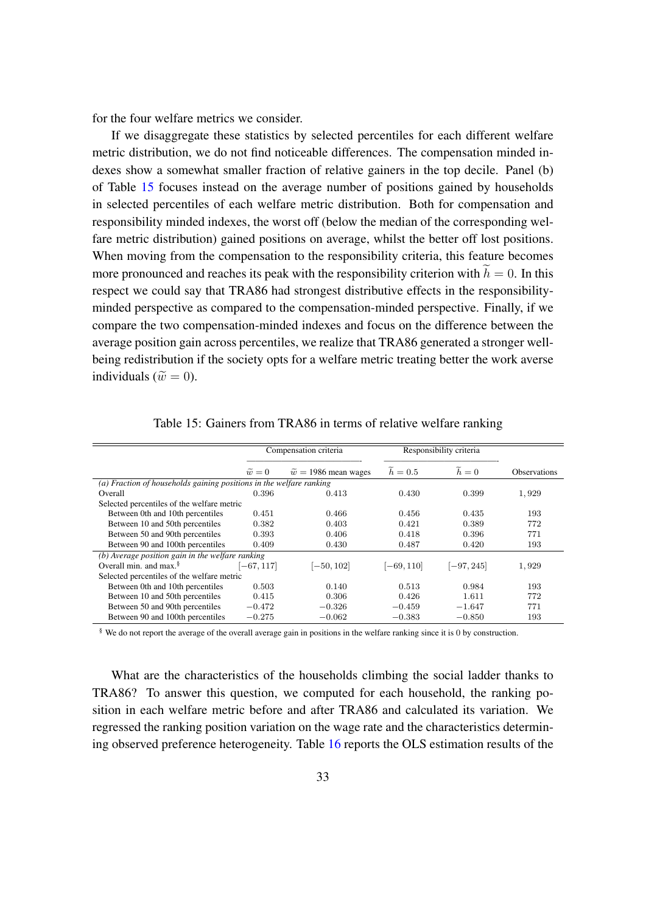for the four welfare metrics we consider.

If we disaggregate these statistics by selected percentiles for each different welfare metric distribution, we do not find noticeable differences. The compensation minded indexes show a somewhat smaller fraction of relative gainers in the top decile. Panel (b) of Table 15 focuses instead on the average number of positions gained by households in selected percentiles of each welfare metric distribution. Both for compensation and responsibility minded indexes, the worst off (below the median of the corresponding welfare metric distribution) gained positions on average, whilst the better off lost positions. When moving from the compensation to the responsibility criteria, this feature becomes more pronounced and reaches its peak with the responsibility criterion with $\widetilde{h} = 0$. In this respect we could say that TRA86 had strongest distributive effects in the responsibility-minded perspective as compared to the compensation-minded perspective. Finally, if we compare the two compensation-minded indexes and focus on the difference between the average position gain across percentiles, we realize that TRA86 generated a stronger well-being redistribution if the society opts for a welfare metric treating better the work averse individuals ($\widetilde{w} = 0$).

Table 15: Gainers from TRA86 in terms of relative welfare ranking

| | Compensation criteria | | Responsibility criteria | | |
|---|---|---|---|---|---|
| | $\widetilde{w} = 0$ | $\widetilde{w} =$ 1986 mean wages | $\widetilde{h} = 0.5$ | $\widetilde{h} = 0$ | Observations |
| *(a) Fraction of households gaining positions in the welfare ranking* | | | | | |
| Overall | 0.396 | 0.413 | 0.430 | 0.399 | 1,929 |
| Selected percentiles of the welfare metric | | | | | |
| Between 0th and 10th percentiles | 0.451 | 0.466 | 0.456 | 0.435 | 193 |
| Between 10 and 50th percentiles | 0.382 | 0.403 | 0.421 | 0.389 | 772 |
| Between 50 and 90th percentiles | 0.393 | 0.406 | 0.418 | 0.396 | 771 |
| Between 90 and 100th percentiles | 0.409 | 0.430 | 0.487 | 0.420 | 193 |
| *(b) Average position gain in the welfare ranking* | | | | | |
| Overall min. and max.[§] | $[-67, 117]$ | $[-50, 102]$ | $[-69, 110]$ | $[-97, 245]$ | 1,929 |
| Selected percentiles of the welfare metric | | | | | |
| Between 0th and 10th percentiles | 0.503 | 0.140 | 0.513 | 0.984 | 193 |
| Between 10 and 50th percentiles | 0.415 | 0.306 | 0.426 | 1.611 | 772 |
| Between 50 and 90th percentiles | $-0.472$ | $-0.326$ | $-0.459$ | $-1.647$ | 771 |
| Between 90 and 100th percentiles | $-0.275$ | $-0.062$ | $-0.383$ | $-0.850$ | 193 |

[§] We do not report the average of the overall average gain in positions in the welfare ranking since it is 0 by construction.

What are the characteristics of the households climbing the social ladder thanks to TRA86? To answer this question, we computed for each household, the ranking position in each welfare metric before and after TRA86 and calculated its variation. We regressed the ranking position variation on the wage rate and the characteristics determining observed preference heterogeneity. Table 16 reports the OLS estimation results of the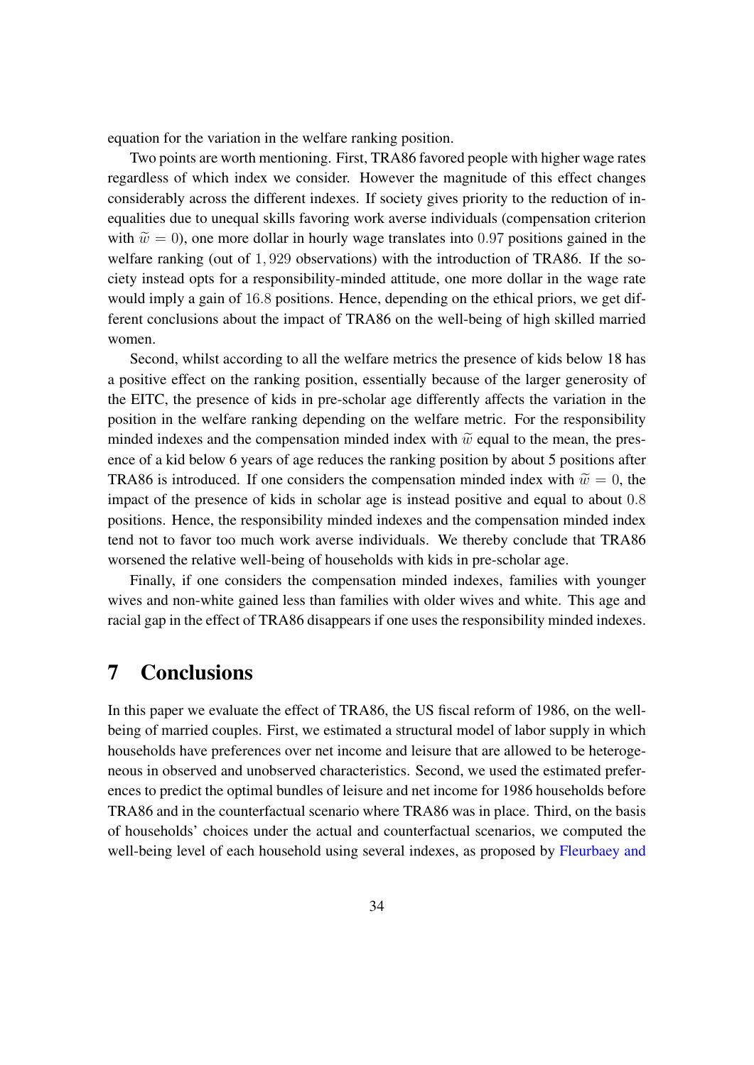equation for the variation in the welfare ranking position.

Two points are worth mentioning. First, TRA86 favored people with higher wage rates regardless of which index we consider. However the magnitude of this effect changes considerably across the different indexes. If society gives priority to the reduction of inequalities due to unequal skills favoring work averse individuals (compensation criterion with $\widetilde{w} = 0$), one more dollar in hourly wage translates into $0.97$ positions gained in the welfare ranking (out of $1,929$ observations) with the introduction of TRA86. If the society instead opts for a responsibility-minded attitude, one more dollar in the wage rate would imply a gain of $16.8$ positions. Hence, depending on the ethical priors, we get different conclusions about the impact of TRA86 on the well-being of high skilled married women.

Second, whilst according to all the welfare metrics the presence of kids below 18 has a positive effect on the ranking position, essentially because of the larger generosity of the EITC, the presence of kids in pre-scholar age differently affects the variation in the position in the welfare ranking depending on the welfare metric. For the responsibility minded indexes and the compensation minded index with $\widetilde{w}$ equal to the mean, the presence of a kid below 6 years of age reduces the ranking position by about 5 positions after TRA86 is introduced. If one considers the compensation minded index with $\widetilde{w} = 0$, the impact of the presence of kids in scholar age is instead positive and equal to about $0.8$ positions. Hence, the responsibility minded indexes and the compensation minded index tend not to favor too much work averse individuals. We thereby conclude that TRA86 worsened the relative well-being of households with kids in pre-scholar age.

Finally, if one considers the compensation minded indexes, families with younger wives and non-white gained less than families with older wives and white. This age and racial gap in the effect of TRA86 disappears if one uses the responsibility minded indexes.

# 7 Conclusions

In this paper we evaluate the effect of TRA86, the US fiscal reform of 1986, on the well-being of married couples. First, we estimated a structural model of labor supply in which households have preferences over net income and leisure that are allowed to be heterogeneous in observed and unobserved characteristics. Second, we used the estimated preferences to predict the optimal bundles of leisure and net income for 1986 households before TRA86 and in the counterfactual scenario where TRA86 was in place. Third, on the basis of households' choices under the actual and counterfactual scenarios, we computed the well-being level of each household using several indexes, as proposed by Fleurbaey and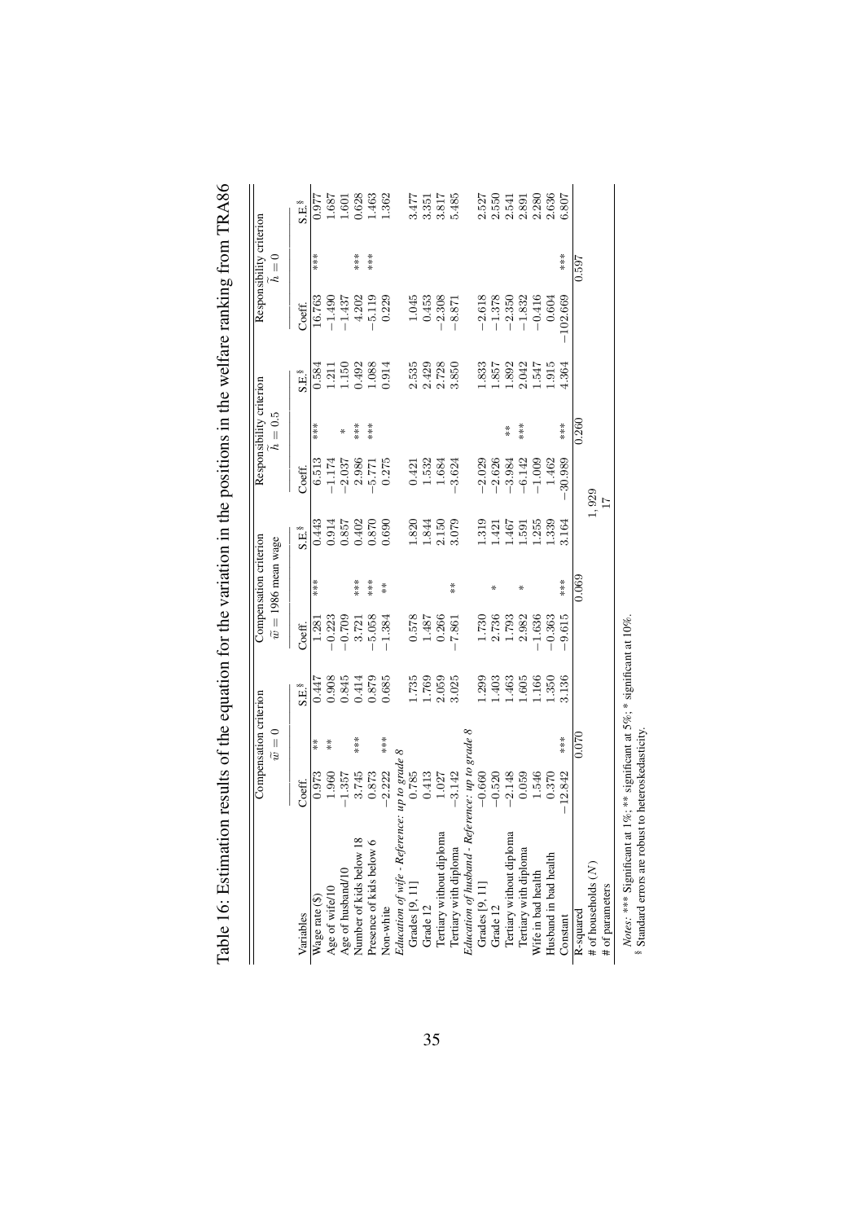Table 16: Estimation results of the equation for the variation in the positions in the welfare ranking from TRA86

| | Compensation criterion $\tilde{w}=0$ | | | Compensation criterion $\tilde{w}=$ 1986 mean wage | | | Responsibility criterion $\tilde{h}=0.5$ | | | Responsibility criterion $\tilde{h}=0$ | | |
|---|---|---|---|---|---|---|---|---|---|---|---|---|
| Variables | Coeff. | | S.E.[§] | Coeff. | | S.E.[§] | Coeff. | | S.E.[§] | Coeff. | | S.E.[§] |
| Wage rate ($) | 0.973 | ** | 0.447 | 1.281 | *** | 0.443 | 6.513 | *** | 0.584 | 16.763 | *** | 0.977 |
| Age of wife/10 | 1.960 | ** | 0.908 | −0.223 | | 0.914 | −1.174 | | 1.211 | −1.490 | | 1.687 |
| Age of husband/10 | −1.357 | | 0.845 | −0.709 | | 0.857 | −2.037 | * | 1.150 | −1.437 | | 1.601 |
| Number of kids below 18 | 3.745 | *** | 0.414 | 3.721 | *** | 0.402 | 2.986 | *** | 0.492 | 4.202 | *** | 0.628 |
| Presence of kids below 6 | 0.873 | | 0.879 | −5.058 | *** | 0.870 | −5.771 | *** | 1.088 | −5.119 | *** | 1.463 |
| Non-white | −2.222 | *** | 0.685 | −1.384 | ** | 0.690 | 0.275 | | 0.914 | 0.229 | | 1.362 |
| *Education of wife - Reference: up to grade 8* | | | | | | | | | | | | |
| Grades [9, 11] | 0.785 | | 1.735 | 0.578 | | 1.820 | 0.421 | | 2.535 | 1.045 | | 3.477 |
| Grade 12 | 0.413 | | 1.769 | 1.487 | | 1.844 | 1.532 | | 2.429 | 0.453 | | 3.351 |
| Tertiary without diploma | 1.027 | | 2.059 | 0.266 | | 2.150 | 1.684 | | 2.728 | −2.308 | | 3.817 |
| Tertiary with diploma | −3.142 | | 3.025 | −7.861 | ** | 3.079 | −3.624 | | 3.850 | −8.871 | | 5.485 |
| *Education of husband - Reference: up to grade 8* | | | | | | | | | | | | |
| Grades [9, 11] | −0.660 | | 1.299 | 1.730 | | 1.319 | −2.029 | | 1.833 | −2.618 | | 2.527 |
| Grade 12 | −0.520 | | 1.403 | 2.736 | * | 1.421 | −2.626 | | 1.857 | −1.378 | | 2.550 |
| Tertiary without diploma | −2.148 | | 1.463 | 1.793 | | 1.467 | −3.984 | ** | 1.892 | −2.350 | | 2.541 |
| Tertiary with diploma | 0.059 | | 1.605 | 2.982 | * | 1.591 | −6.142 | *** | 2.042 | −1.832 | | 2.891 |
| Wife in bad health | 1.546 | | 1.166 | −1.636 | | 1.255 | −1.009 | | 1.547 | −0.416 | | 2.280 |
| Husband in bad health | 0.370 | | 1.350 | −0.363 | | 1.339 | 1.462 | | 1.915 | 0.604 | | 2.636 |
| Constant | −12.842 | *** | 3.136 | −9.615 | *** | 3.164 | −30.989 | *** | 4.364 | −102.669 | *** | 6.807 |
| R-squared | | 0.070 | | | 0.069 | | | 0.260 | | | 0.597 | |
| # of households ($N$) | 1,929 | | | | | | | | | | | |
| # of parameters | 17 | | | | | | | | | | | |

*Notes:* *** Significant at 1%; ** significant at 5%; * significant at 10%.
[§] Standard errors are robust to heteroskedasticity.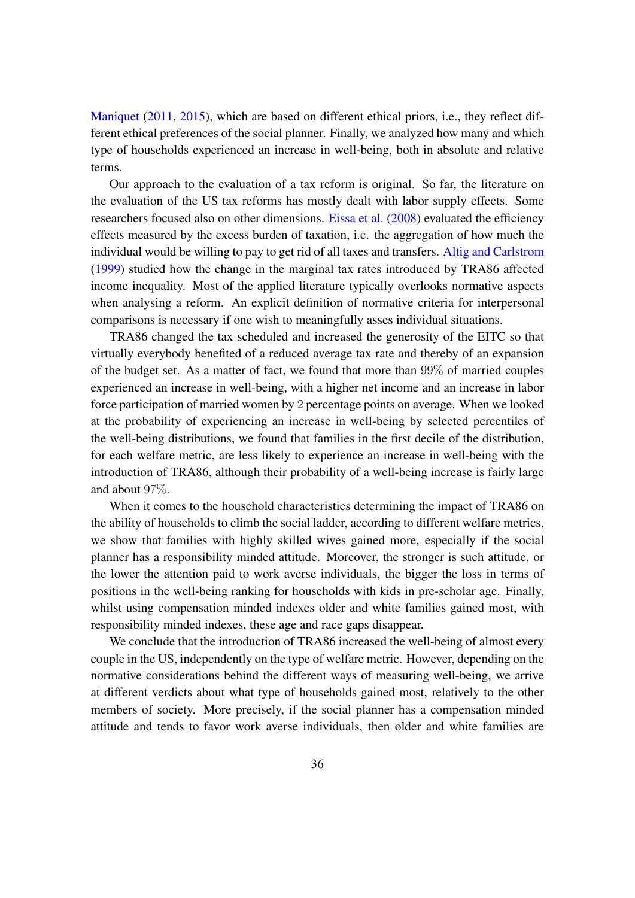Maniquet (2011, 2015), which are based on different ethical priors, i.e., they reflect different ethical preferences of the social planner. Finally, we analyzed how many and which type of households experienced an increase in well-being, both in absolute and relative terms.

Our approach to the evaluation of a tax reform is original. So far, the literature on the evaluation of the US tax reforms has mostly dealt with labor supply effects. Some researchers focused also on other dimensions. Eissa et al. (2008) evaluated the efficiency effects measured by the excess burden of taxation, i.e. the aggregation of how much the individual would be willing to pay to get rid of all taxes and transfers. Altig and Carlstrom (1999) studied how the change in the marginal tax rates introduced by TRA86 affected income inequality. Most of the applied literature typically overlooks normative aspects when analysing a reform. An explicit definition of normative criteria for interpersonal comparisons is necessary if one wish to meaningfully asses individual situations.

TRA86 changed the tax scheduled and increased the generosity of the EITC so that virtually everybody benefited of a reduced average tax rate and thereby of an expansion of the budget set. As a matter of fact, we found that more than $99\%$ of married couples experienced an increase in well-being, with a higher net income and an increase in labor force participation of married women by $2$ percentage points on average. When we looked at the probability of experiencing an increase in well-being by selected percentiles of the well-being distributions, we found that families in the first decile of the distribution, for each welfare metric, are less likely to experience an increase in well-being with the introduction of TRA86, although their probability of a well-being increase is fairly large and about $97\%$.

When it comes to the household characteristics determining the impact of TRA86 on the ability of households to climb the social ladder, according to different welfare metrics, we show that families with highly skilled wives gained more, especially if the social planner has a responsibility minded attitude. Moreover, the stronger is such attitude, or the lower the attention paid to work averse individuals, the bigger the loss in terms of positions in the well-being ranking for households with kids in pre-scholar age. Finally, whilst using compensation minded indexes older and white families gained most, with responsibility minded indexes, these age and race gaps disappear.

We conclude that the introduction of TRA86 increased the well-being of almost every couple in the US, independently on the type of welfare metric. However, depending on the normative considerations behind the different ways of measuring well-being, we arrive at different verdicts about what type of households gained most, relatively to the other members of society. More precisely, if the social planner has a compensation minded attitude and tends to favor work averse individuals, then older and white families are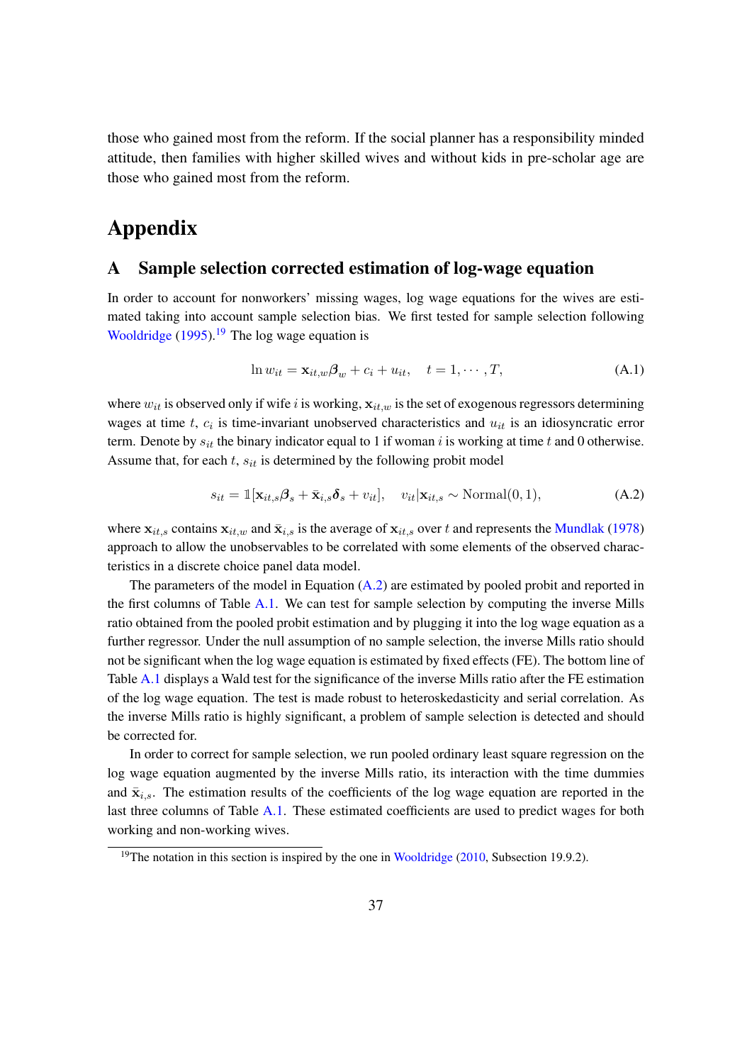those who gained most from the reform. If the social planner has a responsibility minded attitude, then families with higher skilled wives and without kids in pre-scholar age are those who gained most from the reform.

# Appendix

## A Sample selection corrected estimation of log-wage equation

In order to account for nonworkers' missing wages, log wage equations for the wives are estimated taking into account sample selection bias. We first tested for sample selection following Wooldridge (1995).[19] The log wage equation is

$$\ln w_{it} = \mathbf{x}_{it,w}\boldsymbol{\beta}_w + c_i + u_{it}, \quad t = 1, \cdots, T, \tag{A.1}$$

where $w_{it}$ is observed only if wife $i$ is working, $\mathbf{x}_{it,w}$ is the set of exogenous regressors determining wages at time $t$, $c_i$ is time-invariant unobserved characteristics and $u_{it}$ is an idiosyncratic error term. Denote by $s_{it}$ the binary indicator equal to 1 if woman $i$ is working at time $t$ and 0 otherwise. Assume that, for each $t$, $s_{it}$ is determined by the following probit model

$$s_{it} = \mathbb{1}[\mathbf{x}_{it,s}\boldsymbol{\beta}_s + \bar{\mathbf{x}}_{i,s}\boldsymbol{\delta}_s + v_{it}], \quad v_{it}|\mathbf{x}_{it,s} \sim \text{Normal}(0, 1), \tag{A.2}$$

where $\mathbf{x}_{it,s}$ contains $\mathbf{x}_{it,w}$ and $\bar{\mathbf{x}}_{i,s}$ is the average of $\mathbf{x}_{it,s}$ over $t$ and represents the Mundlak (1978) approach to allow the unobservables to be correlated with some elements of the observed characteristics in a discrete choice panel data model.

The parameters of the model in Equation (A.2) are estimated by pooled probit and reported in the first columns of Table A.1. We can test for sample selection by computing the inverse Mills ratio obtained from the pooled probit estimation and by plugging it into the log wage equation as a further regressor. Under the null assumption of no sample selection, the inverse Mills ratio should not be significant when the log wage equation is estimated by fixed effects (FE). The bottom line of Table A.1 displays a Wald test for the significance of the inverse Mills ratio after the FE estimation of the log wage equation. The test is made robust to heteroskedasticity and serial correlation. As the inverse Mills ratio is highly significant, a problem of sample selection is detected and should be corrected for.

In order to correct for sample selection, we run pooled ordinary least square regression on the log wage equation augmented by the inverse Mills ratio, its interaction with the time dummies and $\bar{\mathbf{x}}_{i,s}$. The estimation results of the coefficients of the log wage equation are reported in the last three columns of Table A.1. These estimated coefficients are used to predict wages for both working and non-working wives.

[19]The notation in this section is inspired by the one in Wooldridge (2010, Subsection 19.9.2).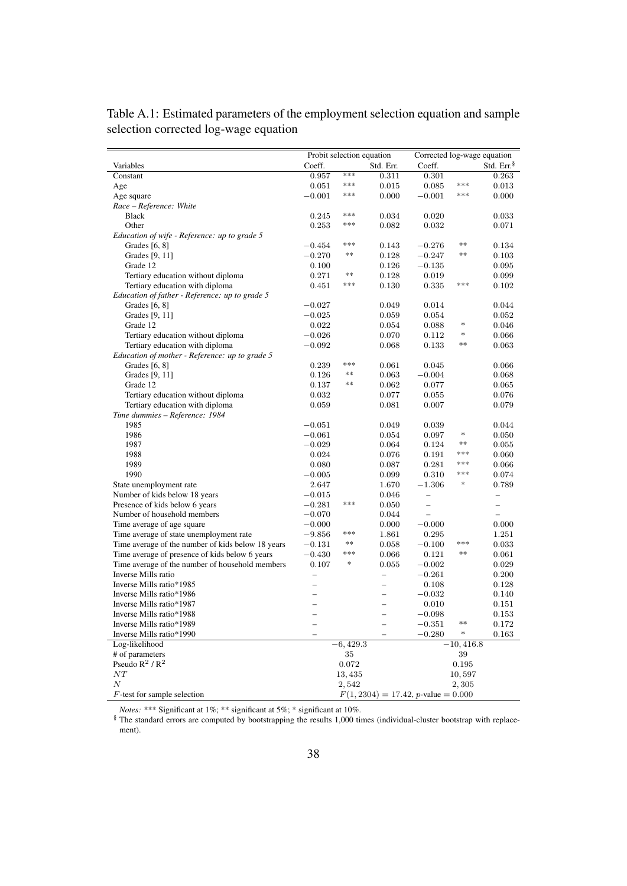Table A.1: Estimated parameters of the employment selection equation and sample selection corrected log-wage equation

| | Probit selection equation | | | Corrected log-wage equation | | |
|---|---|---|---|---|---|---|
| Variables | Coeff. | | Std. Err. | Coeff. | | Std. Err.§ |
| Constant | 0.957 | *** | 0.311 | 0.301 | | 0.263 |
| Age | 0.051 | *** | 0.015 | 0.085 | *** | 0.013 |
| Age square | −0.001 | *** | 0.000 | −0.001 | *** | 0.000 |
| *Race – Reference: White* | | | | | | |
| Black | 0.245 | *** | 0.034 | 0.020 | | 0.033 |
| Other | 0.253 | *** | 0.082 | 0.032 | | 0.071 |
| *Education of wife - Reference: up to grade 5* | | | | | | |
| Grades [6, 8] | −0.454 | *** | 0.143 | −0.276 | ** | 0.134 |
| Grades [9, 11] | −0.270 | ** | 0.128 | −0.247 | ** | 0.103 |
| Grade 12 | 0.100 | | 0.126 | −0.135 | | 0.095 |
| Tertiary education without diploma | 0.271 | ** | 0.128 | 0.019 | | 0.099 |
| Tertiary education with diploma | 0.451 | *** | 0.130 | 0.335 | *** | 0.102 |
| *Education of father - Reference: up to grade 5* | | | | | | |
| Grades [6, 8] | −0.027 | | 0.049 | 0.014 | | 0.044 |
| Grades [9, 11] | −0.025 | | 0.059 | 0.054 | | 0.052 |
| Grade 12 | 0.022 | | 0.054 | 0.088 | * | 0.046 |
| Tertiary education without diploma | −0.026 | | 0.070 | 0.112 | * | 0.066 |
| Tertiary education with diploma | −0.092 | | 0.068 | 0.133 | ** | 0.063 |
| *Education of mother - Reference: up to grade 5* | | | | | | |
| Grades [6, 8] | 0.239 | *** | 0.061 | 0.045 | | 0.066 |
| Grades [9, 11] | 0.126 | ** | 0.063 | −0.004 | | 0.068 |
| Grade 12 | 0.137 | ** | 0.062 | 0.077 | | 0.065 |
| Tertiary education without diploma | 0.032 | | 0.077 | 0.055 | | 0.076 |
| Tertiary education with diploma | 0.059 | | 0.081 | 0.007 | | 0.079 |
| *Time dummies – Reference: 1984* | | | | | | |
| 1985 | −0.051 | | 0.049 | 0.039 | | 0.044 |
| 1986 | −0.061 | | 0.054 | 0.097 | * | 0.050 |
| 1987 | −0.029 | | 0.064 | 0.124 | ** | 0.055 |
| 1988 | 0.024 | | 0.076 | 0.191 | *** | 0.060 |
| 1989 | 0.080 | | 0.087 | 0.281 | *** | 0.066 |
| 1990 | −0.005 | | 0.099 | 0.310 | *** | 0.074 |
| State unemployment rate | 2.647 | | 1.670 | −1.306 | * | 0.789 |
| Number of kids below 18 years | −0.015 | | 0.046 | – | | – |
| Presence of kids below 6 years | −0.281 | *** | 0.050 | – | | – |
| Number of household members | −0.070 | | 0.044 | – | | – |
| Time average of age square | −0.000 | | 0.000 | −0.000 | | 0.000 |
| Time average of state unemployment rate | −9.856 | *** | 1.861 | 0.295 | | 1.251 |
| Time average of the number of kids below 18 years | −0.131 | ** | 0.058 | −0.100 | *** | 0.033 |
| Time average of presence of kids below 6 years | −0.430 | *** | 0.066 | 0.121 | ** | 0.061 |
| Time average of the number of household members | 0.107 | * | 0.055 | −0.002 | | 0.029 |
| Inverse Mills ratio | – | | – | −0.261 | | 0.200 |
| Inverse Mills ratio*1985 | – | | – | 0.108 | | 0.128 |
| Inverse Mills ratio*1986 | – | | – | −0.032 | | 0.140 |
| Inverse Mills ratio*1987 | – | | – | 0.010 | | 0.151 |
| Inverse Mills ratio*1988 | – | | – | −0.098 | | 0.153 |
| Inverse Mills ratio*1989 | – | | – | −0.351 | ** | 0.172 |
| Inverse Mills ratio*1990 | – | | – | −0.280 | * | 0.163 |
| Log-likelihood | | −6,429.3 | | | −10,416.8 | |
| # of parameters | | 35 | | | 39 | |
| Pseudo $R^2$ / $R^2$ | | 0.072 | | | 0.195 | |
| $NT$ | | 13,435 | | | 10,597 | |
| $N$ | | 2,542 | | | 2,305 | |
| $F$-test for sample selection | | | $F(1, 2304) = 17.42$, $p$-value $= 0.000$ | | | |

*Notes:* *** Significant at 1%; ** significant at 5%; * significant at 10%.

§ The standard errors are computed by bootstrapping the results 1,000 times (individual-cluster bootstrap with replacement).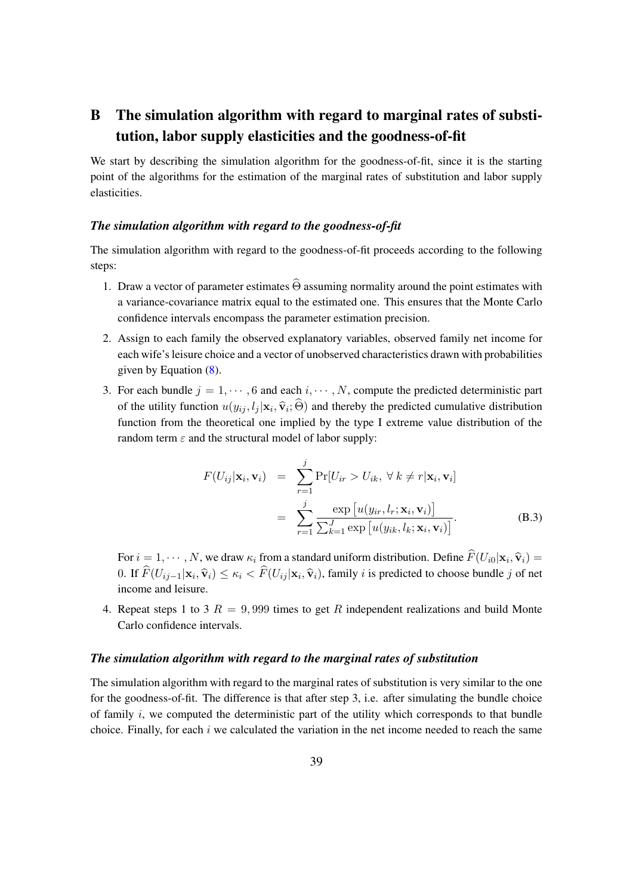# B The simulation algorithm with regard to marginal rates of substitution, labor supply elasticities and the goodness-of-fit

We start by describing the simulation algorithm for the goodness-of-fit, since it is the starting point of the algorithms for the estimation of the marginal rates of substitution and labor supply elasticities.

### *The simulation algorithm with regard to the goodness-of-fit*

The simulation algorithm with regard to the goodness-of-fit proceeds according to the following steps:

1. Draw a vector of parameter estimates $\widehat{\Theta}$ assuming normality around the point estimates with a variance-covariance matrix equal to the estimated one. This ensures that the Monte Carlo confidence intervals encompass the parameter estimation precision.
2. Assign to each family the observed explanatory variables, observed family net income for each wife's leisure choice and a vector of unobserved characteristics drawn with probabilities given by Equation (8).
3. For each bundle $j = 1, \cdots, 6$ and each $i, \cdots, N$, compute the predicted deterministic part of the utility function $u(y_{ij}, l_j | \mathbf{x}_i, \widehat{\mathbf{v}}_i; \widehat{\Theta})$ and thereby the predicted cumulative distribution function from the theoretical one implied by the type I extreme value distribution of the random term $\varepsilon$ and the structural model of labor supply:

$$F(U_{ij}|\mathbf{x}_i, \mathbf{v}_i) = \sum_{r=1}^{j} \Pr[U_{ir} > U_{ik},\ \forall\, k \neq r | \mathbf{x}_i, \mathbf{v}_i] = \sum_{r=1}^{j} \frac{\exp\left[u(y_{ir}, l_r; \mathbf{x}_i, \mathbf{v}_i)\right]}{\sum_{k=1}^{J} \exp\left[u(y_{ik}, l_k; \mathbf{x}_i, \mathbf{v}_i)\right]}. \tag{B.3}$$

   For $i = 1, \cdots, N$, we draw $\kappa_i$ from a standard uniform distribution. Define $\widehat{F}(U_{i0}|\mathbf{x}_i, \widehat{\mathbf{v}}_i) = 0$. If $\widehat{F}(U_{ij-1}|\mathbf{x}_i, \widehat{\mathbf{v}}_i) \leq \kappa_i < \widehat{F}(U_{ij}|\mathbf{x}_i, \widehat{\mathbf{v}}_i)$, family $i$ is predicted to choose bundle $j$ of net income and leisure.
4. Repeat steps 1 to 3 $R = 9,999$ times to get $R$ independent realizations and build Monte Carlo confidence intervals.

### *The simulation algorithm with regard to the marginal rates of substitution*

The simulation algorithm with regard to the marginal rates of substitution is very similar to the one for the goodness-of-fit. The difference is that after step 3, i.e. after simulating the bundle choice of family $i$, we computed the deterministic part of the utility which corresponds to that bundle choice. Finally, for each $i$ we calculated the variation in the net income needed to reach the same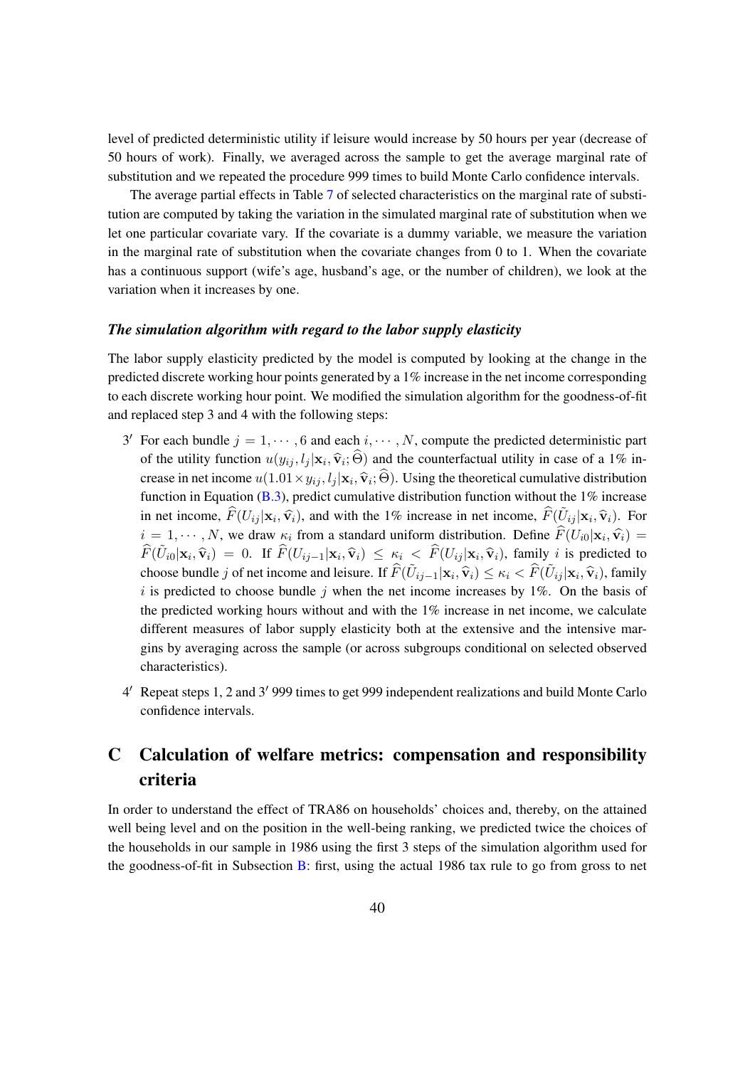level of predicted deterministic utility if leisure would increase by 50 hours per year (decrease of 50 hours of work). Finally, we averaged across the sample to get the average marginal rate of substitution and we repeated the procedure 999 times to build Monte Carlo confidence intervals.

The average partial effects in Table 7 of selected characteristics on the marginal rate of substitution are computed by taking the variation in the simulated marginal rate of substitution when we let one particular covariate vary. If the covariate is a dummy variable, we measure the variation in the marginal rate of substitution when the covariate changes from 0 to 1. When the covariate has a continuous support (wife's age, husband's age, or the number of children), we look at the variation when it increases by one.

#### *The simulation algorithm with regard to the labor supply elasticity*

The labor supply elasticity predicted by the model is computed by looking at the change in the predicted discrete working hour points generated by a 1% increase in the net income corresponding to each discrete working hour point. We modified the simulation algorithm for the goodness-of-fit and replaced step 3 and 4 with the following steps:

3′ For each bundle $j = 1, \cdots, 6$ and each $i, \cdots, N$, compute the predicted deterministic part of the utility function $u(y_{ij}, l_j|\mathbf{x}_i, \widehat{\mathbf{v}}_i; \widehat{\Theta})$ and the counterfactual utility in case of a 1% increase in net income $u(1.01 \times y_{ij}, l_j|\mathbf{x}_i, \widehat{\mathbf{v}}_i; \widehat{\Theta})$. Using the theoretical cumulative distribution function in Equation (B.3), predict cumulative distribution function without the 1% increase in net income, $\widehat{F}(U_{ij}|\mathbf{x}_i, \widehat{\mathbf{v}}_i)$, and with the 1% increase in net income, $\widehat{F}(\tilde{U}_{ij}|\mathbf{x}_i, \widehat{\mathbf{v}}_i)$. For $i = 1, \cdots, N$, we draw $\kappa_i$ from a standard uniform distribution. Define $\widehat{F}(U_{i0}|\mathbf{x}_i, \widehat{\mathbf{v}}_i) = \widehat{F}(\tilde{U}_{i0}|\mathbf{x}_i, \widehat{\mathbf{v}}_i) = 0$. If $\widehat{F}(U_{ij-1}|\mathbf{x}_i, \widehat{\mathbf{v}}_i) \leq \kappa_i < \widehat{F}(U_{ij}|\mathbf{x}_i, \widehat{\mathbf{v}}_i)$, family $i$ is predicted to choose bundle $j$ of net income and leisure. If $\widehat{F}(\tilde{U}_{ij-1}|\mathbf{x}_i, \widehat{\mathbf{v}}_i) \leq \kappa_i < \widehat{F}(\tilde{U}_{ij}|\mathbf{x}_i, \widehat{\mathbf{v}}_i)$, family $i$ is predicted to choose bundle $j$ when the net income increases by 1%. On the basis of the predicted working hours without and with the 1% increase in net income, we calculate different measures of labor supply elasticity both at the extensive and the intensive margins by averaging across the sample (or across subgroups conditional on selected observed characteristics).

4′ Repeat steps 1, 2 and 3′ 999 times to get 999 independent realizations and build Monte Carlo confidence intervals.

## C Calculation of welfare metrics: compensation and responsibility criteria

In order to understand the effect of TRA86 on households' choices and, thereby, on the attained well being level and on the position in the well-being ranking, we predicted twice the choices of the households in our sample in 1986 using the first 3 steps of the simulation algorithm used for the goodness-of-fit in Subsection B: first, using the actual 1986 tax rule to go from gross to net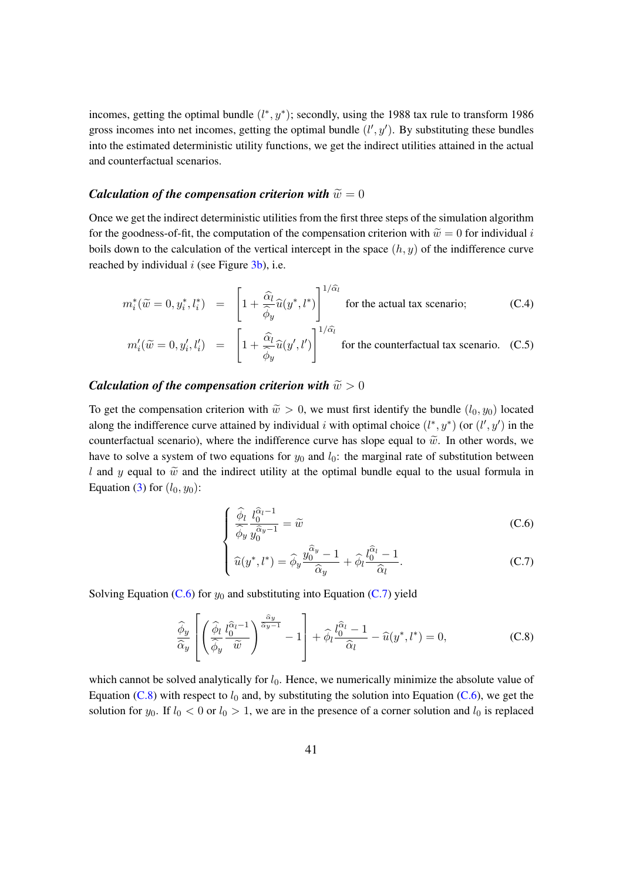incomes, getting the optimal bundle $(l^*, y^*)$; secondly, using the 1988 tax rule to transform 1986 gross incomes into net incomes, getting the optimal bundle $(l', y')$. By substituting these bundles into the estimated deterministic utility functions, we get the indirect utilities attained in the actual and counterfactual scenarios.

### *Calculation of the compensation criterion with* $\widetilde{w} = 0$

Once we get the indirect deterministic utilities from the first three steps of the simulation algorithm for the goodness-of-fit, the computation of the compensation criterion with $\widetilde{w} = 0$ for individual $i$ boils down to the calculation of the vertical intercept in the space $(h, y)$ of the indifference curve reached by individual $i$ (see Figure 3b), i.e.

$$m_i^*(\widetilde{w} = 0, y_i^*, l_i^*) = \left[1 + \frac{\widehat{\alpha}_l}{\widehat{\phi}_y} \widehat{u}(y^*, l^*)\right]^{1/\widehat{\alpha}_l} \quad \text{for the actual tax scenario;} \tag{C.4}$$

$$m_i'(\widetilde{w} = 0, y_i', l_i') = \left[1 + \frac{\widehat{\alpha}_l}{\widehat{\phi}_y} \widehat{u}(y', l')\right]^{1/\widehat{\alpha}_l} \quad \text{for the counterfactual tax scenario.} \tag{C.5}$$

### *Calculation of the compensation criterion with* $\widetilde{w} > 0$

To get the compensation criterion with $\widetilde{w} > 0$, we must first identify the bundle $(l_0, y_0)$ located along the indifference curve attained by individual $i$ with optimal choice $(l^*, y^*)$ (or $(l', y')$ in the counterfactual scenario), where the indifference curve has slope equal to $\widetilde{w}$. In other words, we have to solve a system of two equations for $y_0$ and $l_0$: the marginal rate of substitution between $l$ and $y$ equal to $\widetilde{w}$ and the indirect utility at the optimal bundle equal to the usual formula in Equation (3) for $(l_0, y_0)$:

$$\begin{cases} \dfrac{\widehat{\phi}_l}{\widehat{\phi}_y} \dfrac{l_0^{\widehat{\alpha}_l - 1}}{y_0^{\widehat{\alpha}_y - 1}} = \widetilde{w} & \text{(C.6)} \\[2ex] \widehat{u}(y^*, l^*) = \widehat{\phi}_y \dfrac{y_0^{\widehat{\alpha}_y} - 1}{\widehat{\alpha}_y} + \widehat{\phi}_l \dfrac{l_0^{\widehat{\alpha}_l} - 1}{\widehat{\alpha}_l}. & \text{(C.7)} \end{cases}$$

Solving Equation (C.6) for $y_0$ and substituting into Equation (C.7) yield

$$\frac{\widehat{\phi}_y}{\widehat{\alpha}_y} \left[ \left( \frac{\widehat{\phi}_l}{\widehat{\phi}_y} \frac{l_0^{\widehat{\alpha}_l - 1}}{\widetilde{w}} \right)^{\frac{\widehat{\alpha}_y}{\widehat{\alpha}_y - 1}} - 1 \right] + \widehat{\phi}_l \frac{l_0^{\widehat{\alpha}_l} - 1}{\widehat{\alpha}_l} - \widehat{u}(y^*, l^*) = 0, \tag{C.8}$$

which cannot be solved analytically for $l_0$. Hence, we numerically minimize the absolute value of Equation (C.8) with respect to $l_0$ and, by substituting the solution into Equation (C.6), we get the solution for $y_0$. If $l_0 < 0$ or $l_0 > 1$, we are in the presence of a corner solution and $l_0$ is replaced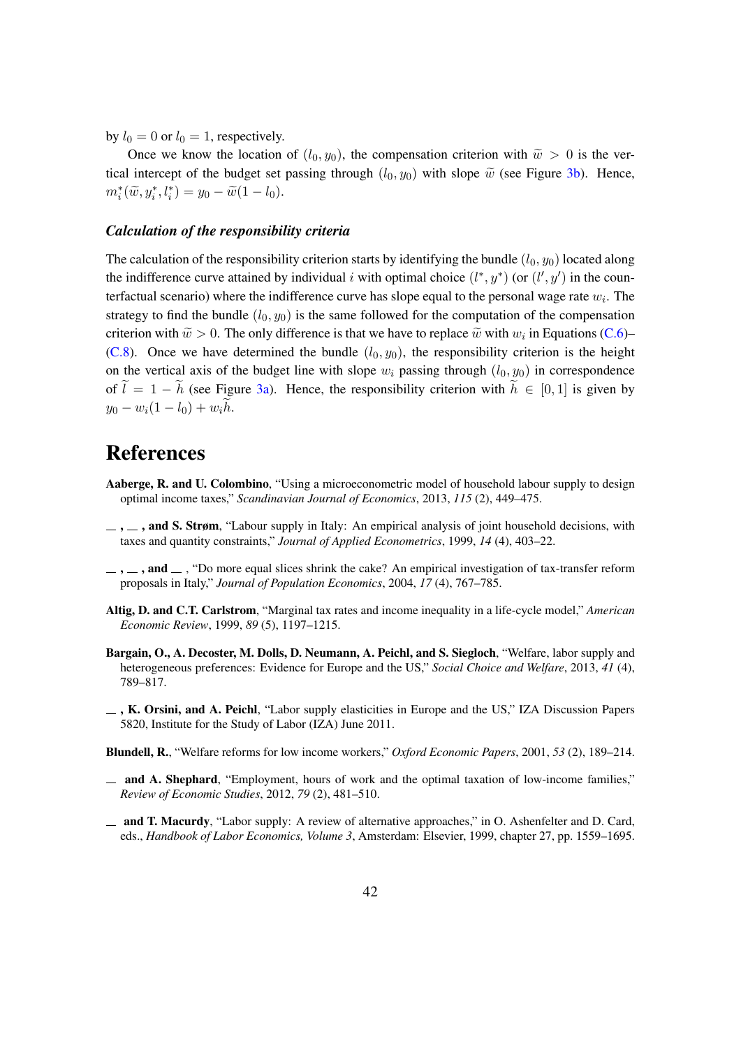by $l_0 = 0$ or $l_0 = 1$, respectively.

Once we know the location of $(l_0, y_0)$, the compensation criterion with $\widetilde{w} > 0$ is the vertical intercept of the budget set passing through $(l_0, y_0)$ with slope $\widetilde{w}$ (see Figure 3b). Hence, $m_i^*(\widetilde{w}, y_i^*, l_i^*) = y_0 - \widetilde{w}(1 - l_0)$.

### *Calculation of the responsibility criteria*

The calculation of the responsibility criterion starts by identifying the bundle $(l_0, y_0)$ located along the indifference curve attained by individual $i$ with optimal choice $(l^*, y^*)$ (or $(l', y')$ in the counterfactual scenario) where the indifference curve has slope equal to the personal wage rate $w_i$. The strategy to find the bundle $(l_0, y_0)$ is the same followed for the computation of the compensation criterion with $\widetilde{w} > 0$. The only difference is that we have to replace $\widetilde{w}$ with $w_i$ in Equations (C.6)–(C.8). Once we have determined the bundle $(l_0, y_0)$, the responsibility criterion is the height on the vertical axis of the budget line with slope $w_i$ passing through $(l_0, y_0)$ in correspondence of $\widetilde{l} = 1 - \widetilde{h}$ (see Figure 3a). Hence, the responsibility criterion with $\widetilde{h} \in [0, 1]$ is given by $y_0 - w_i(1 - l_0) + w_i\widetilde{h}$.

# References

**Aaberge, R. and U. Colombino**, "Using a microeconometric model of household labour supply to design optimal income taxes," *Scandinavian Journal of Economics*, 2013, *115* (2), 449–475.

**\_ , \_ , and S. Strøm**, "Labour supply in Italy: An empirical analysis of joint household decisions, with taxes and quantity constraints," *Journal of Applied Econometrics*, 1999, *14* (4), 403–22.

**\_ , \_ , and \_** , "Do more equal slices shrink the cake? An empirical investigation of tax-transfer reform proposals in Italy," *Journal of Population Economics*, 2004, *17* (4), 767–785.

**Altig, D. and C.T. Carlstrom**, "Marginal tax rates and income inequality in a life-cycle model," *American Economic Review*, 1999, *89* (5), 1197–1215.

**Bargain, O., A. Decoster, M. Dolls, D. Neumann, A. Peichl, and S. Siegloch**, "Welfare, labor supply and heterogeneous preferences: Evidence for Europe and the US," *Social Choice and Welfare*, 2013, *41* (4), 789–817.

**\_ , K. Orsini, and A. Peichl**, "Labor supply elasticities in Europe and the US," IZA Discussion Papers 5820, Institute for the Study of Labor (IZA) June 2011.

**Blundell, R.**, "Welfare reforms for low income workers," *Oxford Economic Papers*, 2001, *53* (2), 189–214.

**\_ and A. Shephard**, "Employment, hours of work and the optimal taxation of low-income families," *Review of Economic Studies*, 2012, *79* (2), 481–510.

**\_ and T. Macurdy**, "Labor supply: A review of alternative approaches," in O. Ashenfelter and D. Card, eds., *Handbook of Labor Economics, Volume 3*, Amsterdam: Elsevier, 1999, chapter 27, pp. 1559–1695.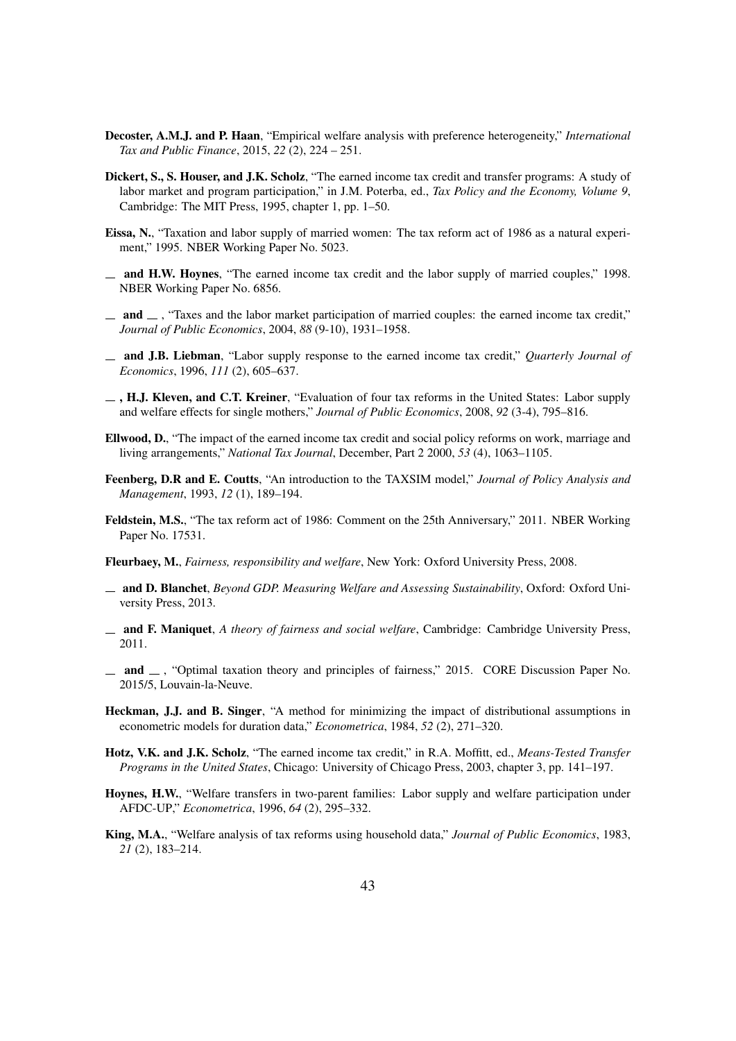**Decoster, A.M.J. and P. Haan**, "Empirical welfare analysis with preference heterogeneity," *International Tax and Public Finance*, 2015, *22* (2), 224 – 251.

**Dickert, S., S. Houser, and J.K. Scholz**, "The earned income tax credit and transfer programs: A study of labor market and program participation," in J.M. Poterba, ed., *Tax Policy and the Economy, Volume 9*, Cambridge: The MIT Press, 1995, chapter 1, pp. 1–50.

**Eissa, N.**, "Taxation and labor supply of married women: The tax reform act of 1986 as a natural experiment," 1995. NBER Working Paper No. 5023.

__ **and H.W. Hoynes**, "The earned income tax credit and the labor supply of married couples," 1998. NBER Working Paper No. 6856.

__ **and** __ , "Taxes and the labor market participation of married couples: the earned income tax credit," *Journal of Public Economics*, 2004, *88* (9-10), 1931–1958.

__ **and J.B. Liebman**, "Labor supply response to the earned income tax credit," *Quarterly Journal of Economics*, 1996, *111* (2), 605–637.

__ **, H.J. Kleven, and C.T. Kreiner**, "Evaluation of four tax reforms in the United States: Labor supply and welfare effects for single mothers," *Journal of Public Economics*, 2008, *92* (3-4), 795–816.

**Ellwood, D.**, "The impact of the earned income tax credit and social policy reforms on work, marriage and living arrangements," *National Tax Journal*, December, Part 2 2000, *53* (4), 1063–1105.

**Feenberg, D.R and E. Coutts**, "An introduction to the TAXSIM model," *Journal of Policy Analysis and Management*, 1993, *12* (1), 189–194.

**Feldstein, M.S.**, "The tax reform act of 1986: Comment on the 25th Anniversary," 2011. NBER Working Paper No. 17531.

**Fleurbaey, M.**, *Fairness, responsibility and welfare*, New York: Oxford University Press, 2008.

__ **and D. Blanchet**, *Beyond GDP. Measuring Welfare and Assessing Sustainability*, Oxford: Oxford University Press, 2013.

__ **and F. Maniquet**, *A theory of fairness and social welfare*, Cambridge: Cambridge University Press, 2011.

__ **and** __ , "Optimal taxation theory and principles of fairness," 2015. CORE Discussion Paper No. 2015/5, Louvain-la-Neuve.

**Heckman, J.J. and B. Singer**, "A method for minimizing the impact of distributional assumptions in econometric models for duration data," *Econometrica*, 1984, *52* (2), 271–320.

**Hotz, V.K. and J.K. Scholz**, "The earned income tax credit," in R.A. Moffitt, ed., *Means-Tested Transfer Programs in the United States*, Chicago: University of Chicago Press, 2003, chapter 3, pp. 141–197.

**Hoynes, H.W.**, "Welfare transfers in two-parent families: Labor supply and welfare participation under AFDC-UP," *Econometrica*, 1996, *64* (2), 295–332.

**King, M.A.**, "Welfare analysis of tax reforms using household data," *Journal of Public Economics*, 1983, *21* (2), 183–214.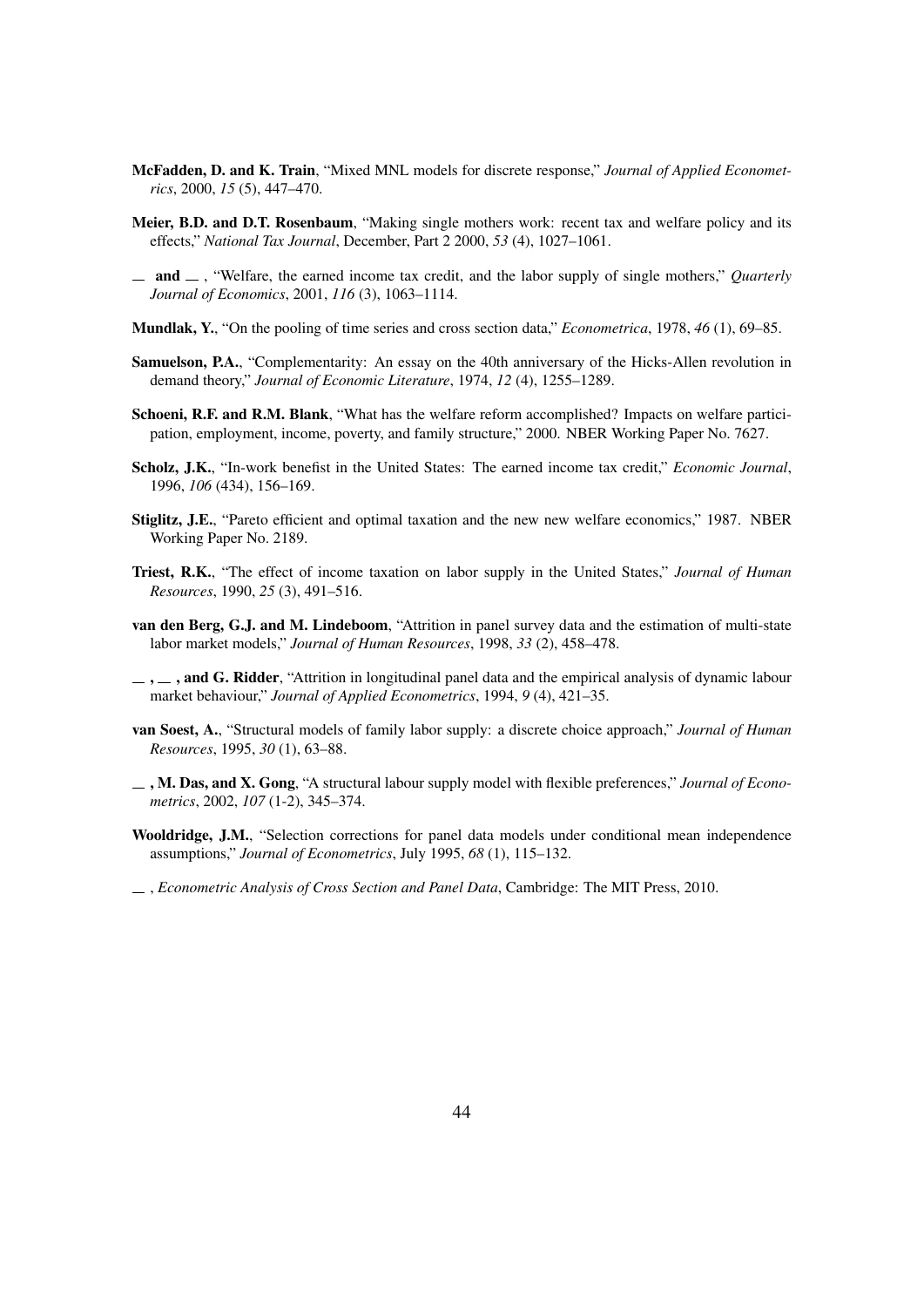**McFadden, D. and K. Train**, "Mixed MNL models for discrete response," *Journal of Applied Econometrics*, 2000, *15* (5), 447–470.

**Meier, B.D. and D.T. Rosenbaum**, "Making single mothers work: recent tax and welfare policy and its effects," *National Tax Journal*, December, Part 2 2000, *53* (4), 1027–1061.

**— and —**, "Welfare, the earned income tax credit, and the labor supply of single mothers," *Quarterly Journal of Economics*, 2001, *116* (3), 1063–1114.

**Mundlak, Y.**, "On the pooling of time series and cross section data," *Econometrica*, 1978, *46* (1), 69–85.

**Samuelson, P.A.**, "Complementarity: An essay on the 40th anniversary of the Hicks-Allen revolution in demand theory," *Journal of Economic Literature*, 1974, *12* (4), 1255–1289.

**Schoeni, R.F. and R.M. Blank**, "What has the welfare reform accomplished? Impacts on welfare participation, employment, income, poverty, and family structure," 2000. NBER Working Paper No. 7627.

**Scholz, J.K.**, "In-work benefist in the United States: The earned income tax credit," *Economic Journal*, 1996, *106* (434), 156–169.

**Stiglitz, J.E.**, "Pareto efficient and optimal taxation and the new new welfare economics," 1987. NBER Working Paper No. 2189.

**Triest, R.K.**, "The effect of income taxation on labor supply in the United States," *Journal of Human Resources*, 1990, *25* (3), 491–516.

**van den Berg, G.J. and M. Lindeboom**, "Attrition in panel survey data and the estimation of multi-state labor market models," *Journal of Human Resources*, 1998, *33* (2), 458–478.

**—, —, and G. Ridder**, "Attrition in longitudinal panel data and the empirical analysis of dynamic labour market behaviour," *Journal of Applied Econometrics*, 1994, *9* (4), 421–35.

**van Soest, A.**, "Structural models of family labor supply: a discrete choice approach," *Journal of Human Resources*, 1995, *30* (1), 63–88.

**—, M. Das, and X. Gong**, "A structural labour supply model with flexible preferences," *Journal of Econometrics*, 2002, *107* (1-2), 345–374.

**Wooldridge, J.M.**, "Selection corrections for panel data models under conditional mean independence assumptions," *Journal of Econometrics*, July 1995, *68* (1), 115–132.

—, *Econometric Analysis of Cross Section and Panel Data*, Cambridge: The MIT Press, 2010.